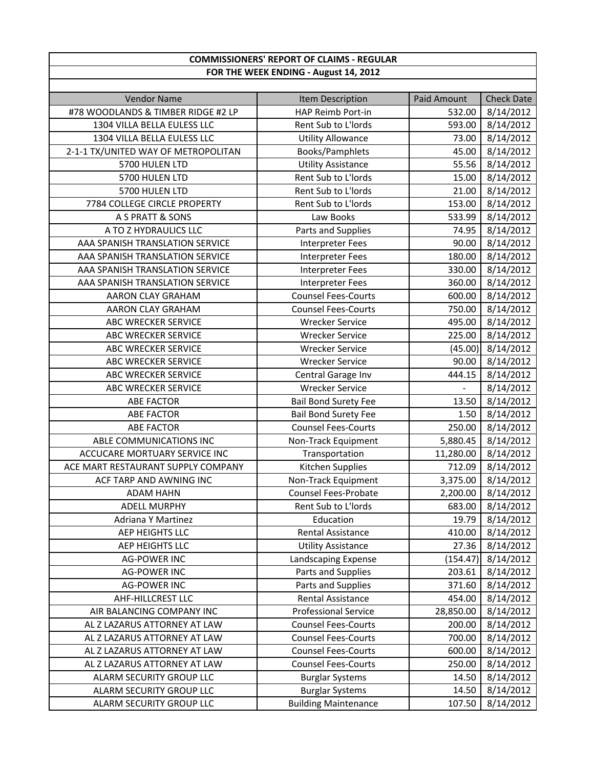# COMMISSIONERS' REPORT OF CLAIMS - REGULAR

## FOR THE WEEK ENDING - August 14, 2012

| Vendor Name | Item Description | Paid Amount | Check Date |
|---|---|---|---|
| #78 WOODLANDS & TIMBER RIDGE #2 LP | HAP Reimb Port-in | 532.00 | 8/14/2012 |
| 1304 VILLA BELLA EULESS LLC | Rent Sub to L'lords | 593.00 | 8/14/2012 |
| 1304 VILLA BELLA EULESS LLC | Utility Allowance | 73.00 | 8/14/2012 |
| 2-1-1 TX/UNITED WAY OF METROPOLITAN | Books/Pamphlets | 45.00 | 8/14/2012 |
| 5700 HULEN LTD | Utility Assistance | 55.56 | 8/14/2012 |
| 5700 HULEN LTD | Rent Sub to L'lords | 15.00 | 8/14/2012 |
| 5700 HULEN LTD | Rent Sub to L'lords | 21.00 | 8/14/2012 |
| 7784 COLLEGE CIRCLE PROPERTY | Rent Sub to L'lords | 153.00 | 8/14/2012 |
| A S PRATT & SONS | Law Books | 533.99 | 8/14/2012 |
| A TO Z HYDRAULICS LLC | Parts and Supplies | 74.95 | 8/14/2012 |
| AAA SPANISH TRANSLATION SERVICE | Interpreter Fees | 90.00 | 8/14/2012 |
| AAA SPANISH TRANSLATION SERVICE | Interpreter Fees | 180.00 | 8/14/2012 |
| AAA SPANISH TRANSLATION SERVICE | Interpreter Fees | 330.00 | 8/14/2012 |
| AAA SPANISH TRANSLATION SERVICE | Interpreter Fees | 360.00 | 8/14/2012 |
| AARON CLAY GRAHAM | Counsel Fees-Courts | 600.00 | 8/14/2012 |
| AARON CLAY GRAHAM | Counsel Fees-Courts | 750.00 | 8/14/2012 |
| ABC WRECKER SERVICE | Wrecker Service | 495.00 | 8/14/2012 |
| ABC WRECKER SERVICE | Wrecker Service | 225.00 | 8/14/2012 |
| ABC WRECKER SERVICE | Wrecker Service | (45.00) | 8/14/2012 |
| ABC WRECKER SERVICE | Wrecker Service | 90.00 | 8/14/2012 |
| ABC WRECKER SERVICE | Central Garage Inv | 444.15 | 8/14/2012 |
| ABC WRECKER SERVICE | Wrecker Service | - | 8/14/2012 |
| ABE FACTOR | Bail Bond Surety Fee | 13.50 | 8/14/2012 |
| ABE FACTOR | Bail Bond Surety Fee | 1.50 | 8/14/2012 |
| ABE FACTOR | Counsel Fees-Courts | 250.00 | 8/14/2012 |
| ABLE COMMUNICATIONS INC | Non-Track Equipment | 5,880.45 | 8/14/2012 |
| ACCUCARE MORTUARY SERVICE INC | Transportation | 11,280.00 | 8/14/2012 |
| ACE MART RESTAURANT SUPPLY COMPANY | Kitchen Supplies | 712.09 | 8/14/2012 |
| ACF TARP AND AWNING INC | Non-Track Equipment | 3,375.00 | 8/14/2012 |
| ADAM HAHN | Counsel Fees-Probate | 2,200.00 | 8/14/2012 |
| ADELL MURPHY | Rent Sub to L'lords | 683.00 | 8/14/2012 |
| Adriana Y Martinez | Education | 19.79 | 8/14/2012 |
| AEP HEIGHTS LLC | Rental Assistance | 410.00 | 8/14/2012 |
| AEP HEIGHTS LLC | Utility Assistance | 27.36 | 8/14/2012 |
| AG-POWER INC | Landscaping Expense | (154.47) | 8/14/2012 |
| AG-POWER INC | Parts and Supplies | 203.61 | 8/14/2012 |
| AG-POWER INC | Parts and Supplies | 371.60 | 8/14/2012 |
| AHF-HILLCREST LLC | Rental Assistance | 454.00 | 8/14/2012 |
| AIR BALANCING COMPANY INC | Professional Service | 28,850.00 | 8/14/2012 |
| AL Z LAZARUS ATTORNEY AT LAW | Counsel Fees-Courts | 200.00 | 8/14/2012 |
| AL Z LAZARUS ATTORNEY AT LAW | Counsel Fees-Courts | 700.00 | 8/14/2012 |
| AL Z LAZARUS ATTORNEY AT LAW | Counsel Fees-Courts | 600.00 | 8/14/2012 |
| AL Z LAZARUS ATTORNEY AT LAW | Counsel Fees-Courts | 250.00 | 8/14/2012 |
| ALARM SECURITY GROUP LLC | Burglar Systems | 14.50 | 8/14/2012 |
| ALARM SECURITY GROUP LLC | Burglar Systems | 14.50 | 8/14/2012 |
| ALARM SECURITY GROUP LLC | Building Maintenance | 107.50 | 8/14/2012 |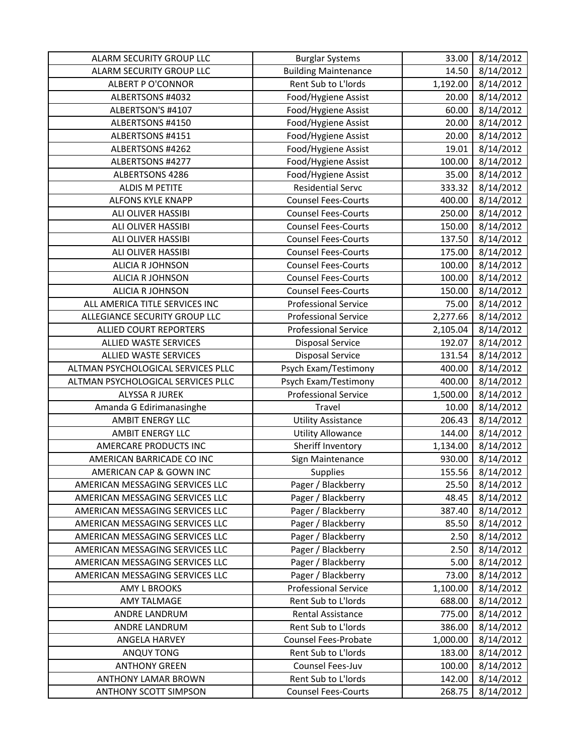| ALARM SECURITY GROUP LLC | Burglar Systems | 33.00 | 8/14/2012 |
|---|---|---|---|
| ALARM SECURITY GROUP LLC | Building Maintenance | 14.50 | 8/14/2012 |
| ALBERT P O'CONNOR | Rent Sub to L'lords | 1,192.00 | 8/14/2012 |
| ALBERTSONS #4032 | Food/Hygiene Assist | 20.00 | 8/14/2012 |
| ALBERTSON'S #4107 | Food/Hygiene Assist | 60.00 | 8/14/2012 |
| ALBERTSONS #4150 | Food/Hygiene Assist | 20.00 | 8/14/2012 |
| ALBERTSONS #4151 | Food/Hygiene Assist | 20.00 | 8/14/2012 |
| ALBERTSONS #4262 | Food/Hygiene Assist | 19.01 | 8/14/2012 |
| ALBERTSONS #4277 | Food/Hygiene Assist | 100.00 | 8/14/2012 |
| ALBERTSONS 4286 | Food/Hygiene Assist | 35.00 | 8/14/2012 |
| ALDIS M PETITE | Residential Servc | 333.32 | 8/14/2012 |
| ALFONS KYLE KNAPP | Counsel Fees-Courts | 400.00 | 8/14/2012 |
| ALI OLIVER HASSIBI | Counsel Fees-Courts | 250.00 | 8/14/2012 |
| ALI OLIVER HASSIBI | Counsel Fees-Courts | 150.00 | 8/14/2012 |
| ALI OLIVER HASSIBI | Counsel Fees-Courts | 137.50 | 8/14/2012 |
| ALI OLIVER HASSIBI | Counsel Fees-Courts | 175.00 | 8/14/2012 |
| ALICIA R JOHNSON | Counsel Fees-Courts | 100.00 | 8/14/2012 |
| ALICIA R JOHNSON | Counsel Fees-Courts | 100.00 | 8/14/2012 |
| ALICIA R JOHNSON | Counsel Fees-Courts | 150.00 | 8/14/2012 |
| ALL AMERICA TITLE SERVICES INC | Professional Service | 75.00 | 8/14/2012 |
| ALLEGIANCE SECURITY GROUP LLC | Professional Service | 2,277.66 | 8/14/2012 |
| ALLIED COURT REPORTERS | Professional Service | 2,105.04 | 8/14/2012 |
| ALLIED WASTE SERVICES | Disposal Service | 192.07 | 8/14/2012 |
| ALLIED WASTE SERVICES | Disposal Service | 131.54 | 8/14/2012 |
| ALTMAN PSYCHOLOGICAL SERVICES PLLC | Psych Exam/Testimony | 400.00 | 8/14/2012 |
| ALTMAN PSYCHOLOGICAL SERVICES PLLC | Psych Exam/Testimony | 400.00 | 8/14/2012 |
| ALYSSA R JUREK | Professional Service | 1,500.00 | 8/14/2012 |
| Amanda G Edirimanasinghe | Travel | 10.00 | 8/14/2012 |
| AMBIT ENERGY LLC | Utility Assistance | 206.43 | 8/14/2012 |
| AMBIT ENERGY LLC | Utility Allowance | 144.00 | 8/14/2012 |
| AMERCARE PRODUCTS INC | Sheriff Inventory | 1,134.00 | 8/14/2012 |
| AMERICAN BARRICADE CO INC | Sign Maintenance | 930.00 | 8/14/2012 |
| AMERICAN CAP & GOWN INC | Supplies | 155.56 | 8/14/2012 |
| AMERICAN MESSAGING SERVICES LLC | Pager / Blackberry | 25.50 | 8/14/2012 |
| AMERICAN MESSAGING SERVICES LLC | Pager / Blackberry | 48.45 | 8/14/2012 |
| AMERICAN MESSAGING SERVICES LLC | Pager / Blackberry | 387.40 | 8/14/2012 |
| AMERICAN MESSAGING SERVICES LLC | Pager / Blackberry | 85.50 | 8/14/2012 |
| AMERICAN MESSAGING SERVICES LLC | Pager / Blackberry | 2.50 | 8/14/2012 |
| AMERICAN MESSAGING SERVICES LLC | Pager / Blackberry | 2.50 | 8/14/2012 |
| AMERICAN MESSAGING SERVICES LLC | Pager / Blackberry | 5.00 | 8/14/2012 |
| AMERICAN MESSAGING SERVICES LLC | Pager / Blackberry | 73.00 | 8/14/2012 |
| AMY L BROOKS | Professional Service | 1,100.00 | 8/14/2012 |
| AMY TALMAGE | Rent Sub to L'lords | 688.00 | 8/14/2012 |
| ANDRE LANDRUM | Rental Assistance | 775.00 | 8/14/2012 |
| ANDRE LANDRUM | Rent Sub to L'lords | 386.00 | 8/14/2012 |
| ANGELA HARVEY | Counsel Fees-Probate | 1,000.00 | 8/14/2012 |
| ANQUY TONG | Rent Sub to L'lords | 183.00 | 8/14/2012 |
| ANTHONY GREEN | Counsel Fees-Juv | 100.00 | 8/14/2012 |
| ANTHONY LAMAR BROWN | Rent Sub to L'lords | 142.00 | 8/14/2012 |
| ANTHONY SCOTT SIMPSON | Counsel Fees-Courts | 268.75 | 8/14/2012 |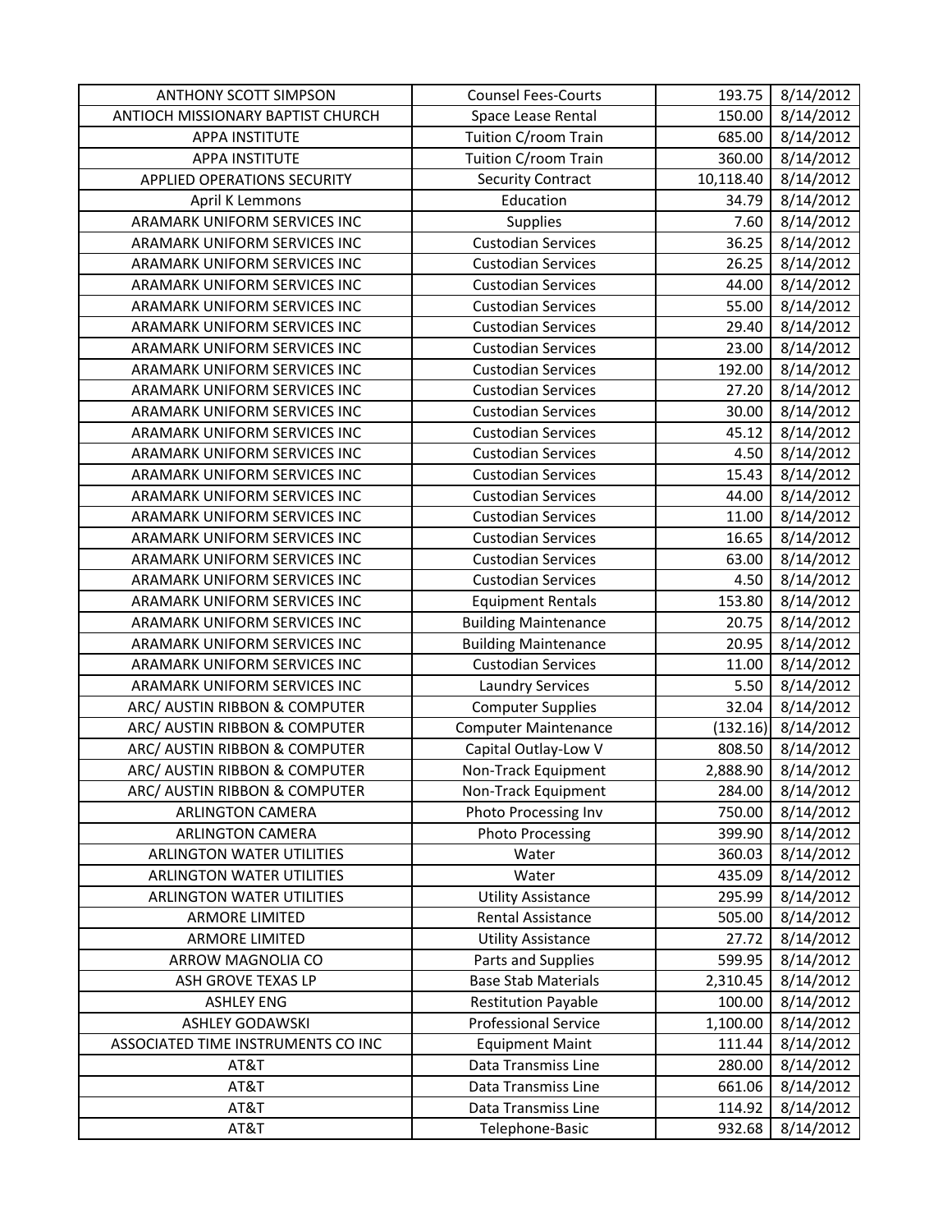| ANTHONY SCOTT SIMPSON | Counsel Fees-Courts | 193.75 | 8/14/2012 |
|---|---|---|---|
| ANTIOCH MISSIONARY BAPTIST CHURCH | Space Lease Rental | 150.00 | 8/14/2012 |
| APPA INSTITUTE | Tuition C/room Train | 685.00 | 8/14/2012 |
| APPA INSTITUTE | Tuition C/room Train | 360.00 | 8/14/2012 |
| APPLIED OPERATIONS SECURITY | Security Contract | 10,118.40 | 8/14/2012 |
| April K Lemmons | Education | 34.79 | 8/14/2012 |
| ARAMARK UNIFORM SERVICES INC | Supplies | 7.60 | 8/14/2012 |
| ARAMARK UNIFORM SERVICES INC | Custodian Services | 36.25 | 8/14/2012 |
| ARAMARK UNIFORM SERVICES INC | Custodian Services | 26.25 | 8/14/2012 |
| ARAMARK UNIFORM SERVICES INC | Custodian Services | 44.00 | 8/14/2012 |
| ARAMARK UNIFORM SERVICES INC | Custodian Services | 55.00 | 8/14/2012 |
| ARAMARK UNIFORM SERVICES INC | Custodian Services | 29.40 | 8/14/2012 |
| ARAMARK UNIFORM SERVICES INC | Custodian Services | 23.00 | 8/14/2012 |
| ARAMARK UNIFORM SERVICES INC | Custodian Services | 192.00 | 8/14/2012 |
| ARAMARK UNIFORM SERVICES INC | Custodian Services | 27.20 | 8/14/2012 |
| ARAMARK UNIFORM SERVICES INC | Custodian Services | 30.00 | 8/14/2012 |
| ARAMARK UNIFORM SERVICES INC | Custodian Services | 45.12 | 8/14/2012 |
| ARAMARK UNIFORM SERVICES INC | Custodian Services | 4.50 | 8/14/2012 |
| ARAMARK UNIFORM SERVICES INC | Custodian Services | 15.43 | 8/14/2012 |
| ARAMARK UNIFORM SERVICES INC | Custodian Services | 44.00 | 8/14/2012 |
| ARAMARK UNIFORM SERVICES INC | Custodian Services | 11.00 | 8/14/2012 |
| ARAMARK UNIFORM SERVICES INC | Custodian Services | 16.65 | 8/14/2012 |
| ARAMARK UNIFORM SERVICES INC | Custodian Services | 63.00 | 8/14/2012 |
| ARAMARK UNIFORM SERVICES INC | Custodian Services | 4.50 | 8/14/2012 |
| ARAMARK UNIFORM SERVICES INC | Equipment Rentals | 153.80 | 8/14/2012 |
| ARAMARK UNIFORM SERVICES INC | Building Maintenance | 20.75 | 8/14/2012 |
| ARAMARK UNIFORM SERVICES INC | Building Maintenance | 20.95 | 8/14/2012 |
| ARAMARK UNIFORM SERVICES INC | Custodian Services | 11.00 | 8/14/2012 |
| ARAMARK UNIFORM SERVICES INC | Laundry Services | 5.50 | 8/14/2012 |
| ARC/ AUSTIN RIBBON & COMPUTER | Computer Supplies | 32.04 | 8/14/2012 |
| ARC/ AUSTIN RIBBON & COMPUTER | Computer Maintenance | (132.16) | 8/14/2012 |
| ARC/ AUSTIN RIBBON & COMPUTER | Capital Outlay-Low V | 808.50 | 8/14/2012 |
| ARC/ AUSTIN RIBBON & COMPUTER | Non-Track Equipment | 2,888.90 | 8/14/2012 |
| ARC/ AUSTIN RIBBON & COMPUTER | Non-Track Equipment | 284.00 | 8/14/2012 |
| ARLINGTON CAMERA | Photo Processing Inv | 750.00 | 8/14/2012 |
| ARLINGTON CAMERA | Photo Processing | 399.90 | 8/14/2012 |
| ARLINGTON WATER UTILITIES | Water | 360.03 | 8/14/2012 |
| ARLINGTON WATER UTILITIES | Water | 435.09 | 8/14/2012 |
| ARLINGTON WATER UTILITIES | Utility Assistance | 295.99 | 8/14/2012 |
| ARMORE LIMITED | Rental Assistance | 505.00 | 8/14/2012 |
| ARMORE LIMITED | Utility Assistance | 27.72 | 8/14/2012 |
| ARROW MAGNOLIA CO | Parts and Supplies | 599.95 | 8/14/2012 |
| ASH GROVE TEXAS LP | Base Stab Materials | 2,310.45 | 8/14/2012 |
| ASHLEY ENG | Restitution Payable | 100.00 | 8/14/2012 |
| ASHLEY GODAWSKI | Professional Service | 1,100.00 | 8/14/2012 |
| ASSOCIATED TIME INSTRUMENTS CO INC | Equipment Maint | 111.44 | 8/14/2012 |
| AT&T | Data Transmiss Line | 280.00 | 8/14/2012 |
| AT&T | Data Transmiss Line | 661.06 | 8/14/2012 |
| AT&T | Data Transmiss Line | 114.92 | 8/14/2012 |
| AT&T | Telephone-Basic | 932.68 | 8/14/2012 |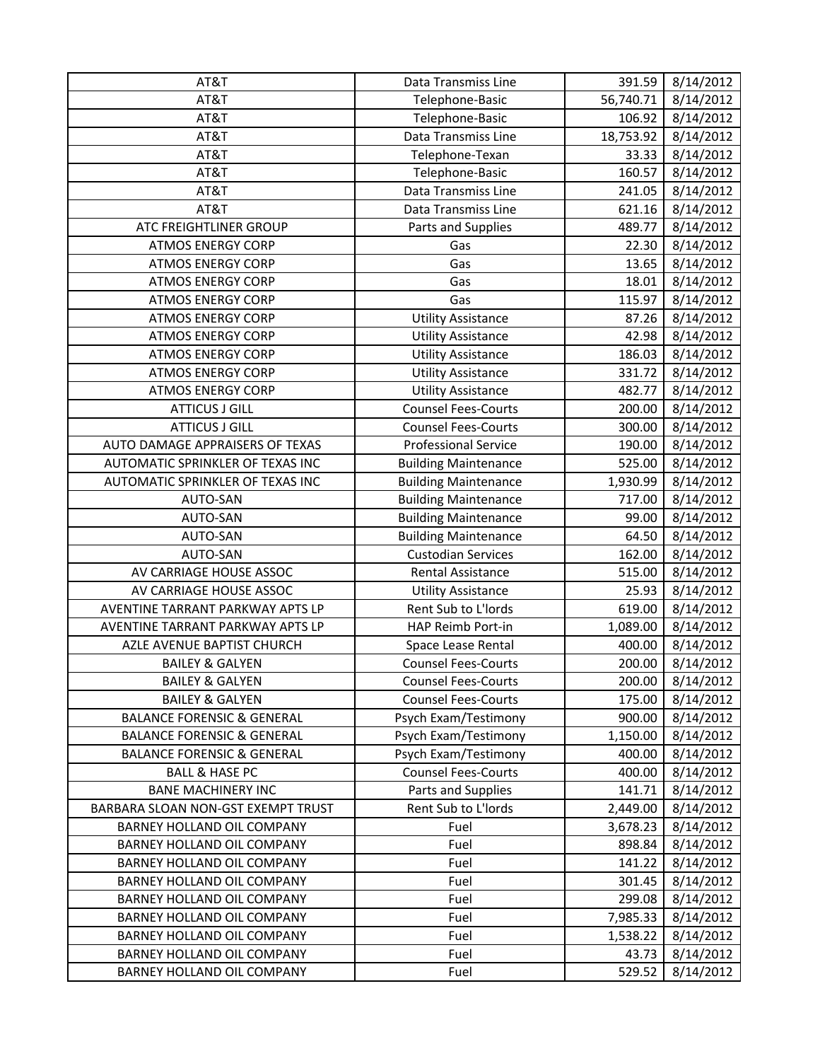| AT&T | Data Transmiss Line | 391.59 | 8/14/2012 |
|---|---|---|---|
| AT&T | Telephone-Basic | 56,740.71 | 8/14/2012 |
| AT&T | Telephone-Basic | 106.92 | 8/14/2012 |
| AT&T | Data Transmiss Line | 18,753.92 | 8/14/2012 |
| AT&T | Telephone-Texan | 33.33 | 8/14/2012 |
| AT&T | Telephone-Basic | 160.57 | 8/14/2012 |
| AT&T | Data Transmiss Line | 241.05 | 8/14/2012 |
| AT&T | Data Transmiss Line | 621.16 | 8/14/2012 |
| ATC FREIGHTLINER GROUP | Parts and Supplies | 489.77 | 8/14/2012 |
| ATMOS ENERGY CORP | Gas | 22.30 | 8/14/2012 |
| ATMOS ENERGY CORP | Gas | 13.65 | 8/14/2012 |
| ATMOS ENERGY CORP | Gas | 18.01 | 8/14/2012 |
| ATMOS ENERGY CORP | Gas | 115.97 | 8/14/2012 |
| ATMOS ENERGY CORP | Utility Assistance | 87.26 | 8/14/2012 |
| ATMOS ENERGY CORP | Utility Assistance | 42.98 | 8/14/2012 |
| ATMOS ENERGY CORP | Utility Assistance | 186.03 | 8/14/2012 |
| ATMOS ENERGY CORP | Utility Assistance | 331.72 | 8/14/2012 |
| ATMOS ENERGY CORP | Utility Assistance | 482.77 | 8/14/2012 |
| ATTICUS J GILL | Counsel Fees-Courts | 200.00 | 8/14/2012 |
| ATTICUS J GILL | Counsel Fees-Courts | 300.00 | 8/14/2012 |
| AUTO DAMAGE APPRAISERS OF TEXAS | Professional Service | 190.00 | 8/14/2012 |
| AUTOMATIC SPRINKLER OF TEXAS INC | Building Maintenance | 525.00 | 8/14/2012 |
| AUTOMATIC SPRINKLER OF TEXAS INC | Building Maintenance | 1,930.99 | 8/14/2012 |
| AUTO-SAN | Building Maintenance | 717.00 | 8/14/2012 |
| AUTO-SAN | Building Maintenance | 99.00 | 8/14/2012 |
| AUTO-SAN | Building Maintenance | 64.50 | 8/14/2012 |
| AUTO-SAN | Custodian Services | 162.00 | 8/14/2012 |
| AV CARRIAGE HOUSE ASSOC | Rental Assistance | 515.00 | 8/14/2012 |
| AV CARRIAGE HOUSE ASSOC | Utility Assistance | 25.93 | 8/14/2012 |
| AVENTINE TARRANT PARKWAY APTS LP | Rent Sub to L'lords | 619.00 | 8/14/2012 |
| AVENTINE TARRANT PARKWAY APTS LP | HAP Reimb Port-in | 1,089.00 | 8/14/2012 |
| AZLE AVENUE BAPTIST CHURCH | Space Lease Rental | 400.00 | 8/14/2012 |
| BAILEY & GALYEN | Counsel Fees-Courts | 200.00 | 8/14/2012 |
| BAILEY & GALYEN | Counsel Fees-Courts | 200.00 | 8/14/2012 |
| BAILEY & GALYEN | Counsel Fees-Courts | 175.00 | 8/14/2012 |
| BALANCE FORENSIC & GENERAL | Psych Exam/Testimony | 900.00 | 8/14/2012 |
| BALANCE FORENSIC & GENERAL | Psych Exam/Testimony | 1,150.00 | 8/14/2012 |
| BALANCE FORENSIC & GENERAL | Psych Exam/Testimony | 400.00 | 8/14/2012 |
| BALL & HASE PC | Counsel Fees-Courts | 400.00 | 8/14/2012 |
| BANE MACHINERY INC | Parts and Supplies | 141.71 | 8/14/2012 |
| BARBARA SLOAN NON-GST EXEMPT TRUST | Rent Sub to L'lords | 2,449.00 | 8/14/2012 |
| BARNEY HOLLAND OIL COMPANY | Fuel | 3,678.23 | 8/14/2012 |
| BARNEY HOLLAND OIL COMPANY | Fuel | 898.84 | 8/14/2012 |
| BARNEY HOLLAND OIL COMPANY | Fuel | 141.22 | 8/14/2012 |
| BARNEY HOLLAND OIL COMPANY | Fuel | 301.45 | 8/14/2012 |
| BARNEY HOLLAND OIL COMPANY | Fuel | 299.08 | 8/14/2012 |
| BARNEY HOLLAND OIL COMPANY | Fuel | 7,985.33 | 8/14/2012 |
| BARNEY HOLLAND OIL COMPANY | Fuel | 1,538.22 | 8/14/2012 |
| BARNEY HOLLAND OIL COMPANY | Fuel | 43.73 | 8/14/2012 |
| BARNEY HOLLAND OIL COMPANY | Fuel | 529.52 | 8/14/2012 |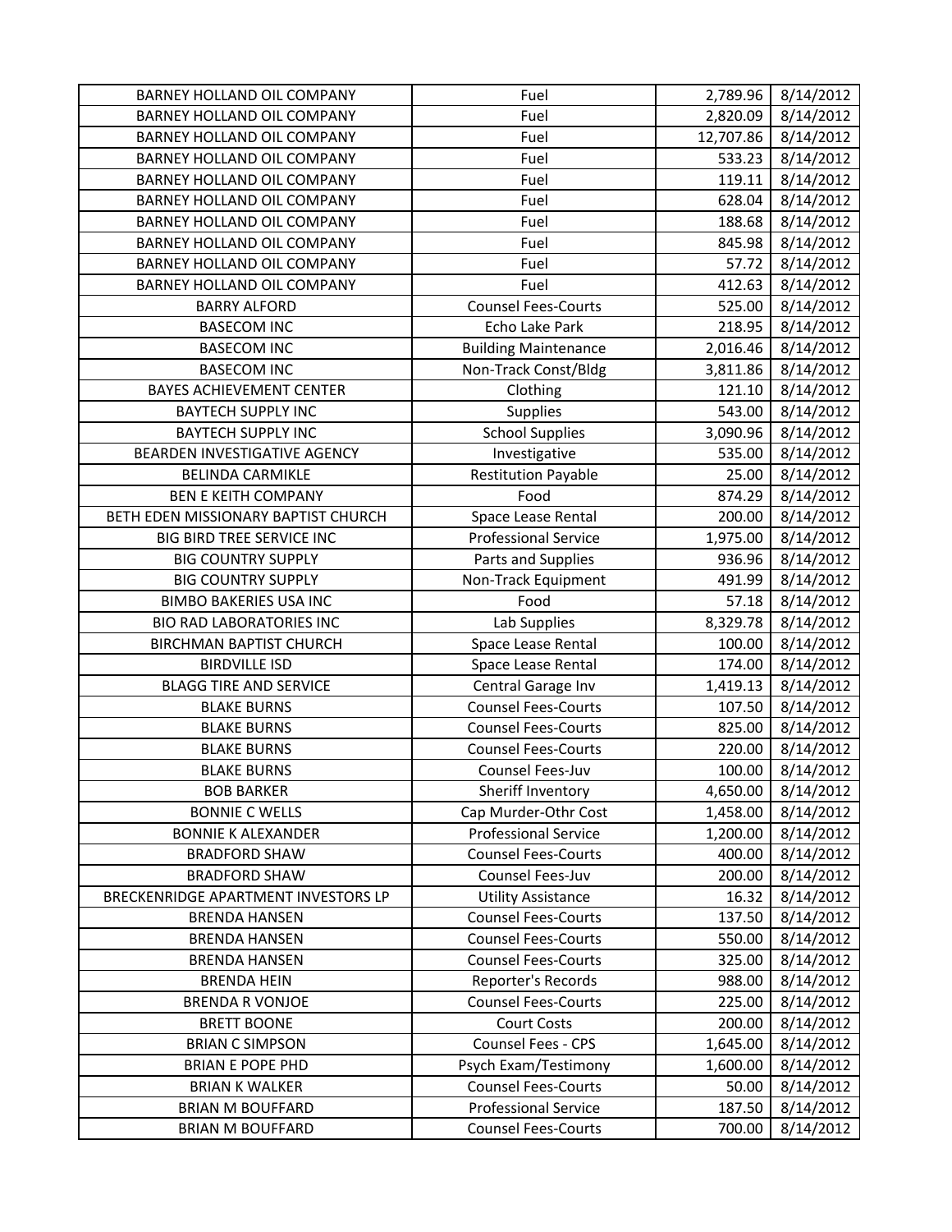| | | | |
|---|---|---|---|
| BARNEY HOLLAND OIL COMPANY | Fuel | 2,789.96 | 8/14/2012 |
| BARNEY HOLLAND OIL COMPANY | Fuel | 2,820.09 | 8/14/2012 |
| BARNEY HOLLAND OIL COMPANY | Fuel | 12,707.86 | 8/14/2012 |
| BARNEY HOLLAND OIL COMPANY | Fuel | 533.23 | 8/14/2012 |
| BARNEY HOLLAND OIL COMPANY | Fuel | 119.11 | 8/14/2012 |
| BARNEY HOLLAND OIL COMPANY | Fuel | 628.04 | 8/14/2012 |
| BARNEY HOLLAND OIL COMPANY | Fuel | 188.68 | 8/14/2012 |
| BARNEY HOLLAND OIL COMPANY | Fuel | 845.98 | 8/14/2012 |
| BARNEY HOLLAND OIL COMPANY | Fuel | 57.72 | 8/14/2012 |
| BARNEY HOLLAND OIL COMPANY | Fuel | 412.63 | 8/14/2012 |
| BARRY ALFORD | Counsel Fees-Courts | 525.00 | 8/14/2012 |
| BASECOM INC | Echo Lake Park | 218.95 | 8/14/2012 |
| BASECOM INC | Building Maintenance | 2,016.46 | 8/14/2012 |
| BASECOM INC | Non-Track Const/Bldg | 3,811.86 | 8/14/2012 |
| BAYES ACHIEVEMENT CENTER | Clothing | 121.10 | 8/14/2012 |
| BAYTECH SUPPLY INC | Supplies | 543.00 | 8/14/2012 |
| BAYTECH SUPPLY INC | School Supplies | 3,090.96 | 8/14/2012 |
| BEARDEN INVESTIGATIVE AGENCY | Investigative | 535.00 | 8/14/2012 |
| BELINDA CARMIKLE | Restitution Payable | 25.00 | 8/14/2012 |
| BEN E KEITH COMPANY | Food | 874.29 | 8/14/2012 |
| BETH EDEN MISSIONARY BAPTIST CHURCH | Space Lease Rental | 200.00 | 8/14/2012 |
| BIG BIRD TREE SERVICE INC | Professional Service | 1,975.00 | 8/14/2012 |
| BIG COUNTRY SUPPLY | Parts and Supplies | 936.96 | 8/14/2012 |
| BIG COUNTRY SUPPLY | Non-Track Equipment | 491.99 | 8/14/2012 |
| BIMBO BAKERIES USA INC | Food | 57.18 | 8/14/2012 |
| BIO RAD LABORATORIES INC | Lab Supplies | 8,329.78 | 8/14/2012 |
| BIRCHMAN BAPTIST CHURCH | Space Lease Rental | 100.00 | 8/14/2012 |
| BIRDVILLE ISD | Space Lease Rental | 174.00 | 8/14/2012 |
| BLAGG TIRE AND SERVICE | Central Garage Inv | 1,419.13 | 8/14/2012 |
| BLAKE BURNS | Counsel Fees-Courts | 107.50 | 8/14/2012 |
| BLAKE BURNS | Counsel Fees-Courts | 825.00 | 8/14/2012 |
| BLAKE BURNS | Counsel Fees-Courts | 220.00 | 8/14/2012 |
| BLAKE BURNS | Counsel Fees-Juv | 100.00 | 8/14/2012 |
| BOB BARKER | Sheriff Inventory | 4,650.00 | 8/14/2012 |
| BONNIE C WELLS | Cap Murder-Othr Cost | 1,458.00 | 8/14/2012 |
| BONNIE K ALEXANDER | Professional Service | 1,200.00 | 8/14/2012 |
| BRADFORD SHAW | Counsel Fees-Courts | 400.00 | 8/14/2012 |
| BRADFORD SHAW | Counsel Fees-Juv | 200.00 | 8/14/2012 |
| BRECKENRIDGE APARTMENT INVESTORS LP | Utility Assistance | 16.32 | 8/14/2012 |
| BRENDA HANSEN | Counsel Fees-Courts | 137.50 | 8/14/2012 |
| BRENDA HANSEN | Counsel Fees-Courts | 550.00 | 8/14/2012 |
| BRENDA HANSEN | Counsel Fees-Courts | 325.00 | 8/14/2012 |
| BRENDA HEIN | Reporter's Records | 988.00 | 8/14/2012 |
| BRENDA R VONJOE | Counsel Fees-Courts | 225.00 | 8/14/2012 |
| BRETT BOONE | Court Costs | 200.00 | 8/14/2012 |
| BRIAN C SIMPSON | Counsel Fees - CPS | 1,645.00 | 8/14/2012 |
| BRIAN E POPE PHD | Psych Exam/Testimony | 1,600.00 | 8/14/2012 |
| BRIAN K WALKER | Counsel Fees-Courts | 50.00 | 8/14/2012 |
| BRIAN M BOUFFARD | Professional Service | 187.50 | 8/14/2012 |
| BRIAN M BOUFFARD | Counsel Fees-Courts | 700.00 | 8/14/2012 |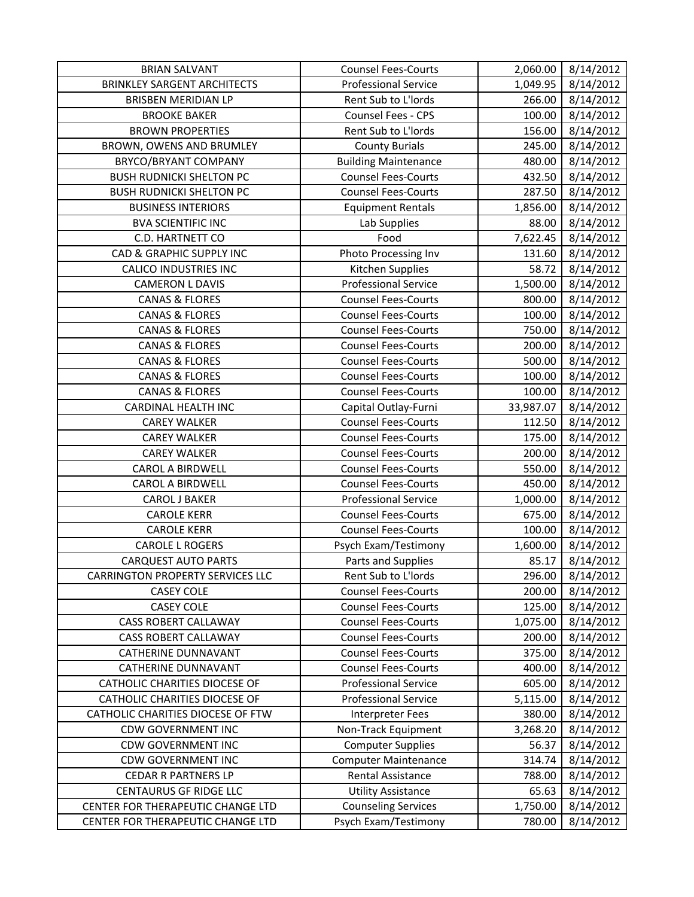| BRIAN SALVANT | Counsel Fees-Courts | 2,060.00 | 8/14/2012 |
|---|---|---|---|
| BRINKLEY SARGENT ARCHITECTS | Professional Service | 1,049.95 | 8/14/2012 |
| BRISBEN MERIDIAN LP | Rent Sub to L'lords | 266.00 | 8/14/2012 |
| BROOKE BAKER | Counsel Fees - CPS | 100.00 | 8/14/2012 |
| BROWN PROPERTIES | Rent Sub to L'lords | 156.00 | 8/14/2012 |
| BROWN, OWENS AND BRUMLEY | County Burials | 245.00 | 8/14/2012 |
| BRYCO/BRYANT COMPANY | Building Maintenance | 480.00 | 8/14/2012 |
| BUSH RUDNICKI SHELTON PC | Counsel Fees-Courts | 432.50 | 8/14/2012 |
| BUSH RUDNICKI SHELTON PC | Counsel Fees-Courts | 287.50 | 8/14/2012 |
| BUSINESS INTERIORS | Equipment Rentals | 1,856.00 | 8/14/2012 |
| BVA SCIENTIFIC INC | Lab Supplies | 88.00 | 8/14/2012 |
| C.D. HARTNETT CO | Food | 7,622.45 | 8/14/2012 |
| CAD & GRAPHIC SUPPLY INC | Photo Processing Inv | 131.60 | 8/14/2012 |
| CALICO INDUSTRIES INC | Kitchen Supplies | 58.72 | 8/14/2012 |
| CAMERON L DAVIS | Professional Service | 1,500.00 | 8/14/2012 |
| CANAS & FLORES | Counsel Fees-Courts | 800.00 | 8/14/2012 |
| CANAS & FLORES | Counsel Fees-Courts | 100.00 | 8/14/2012 |
| CANAS & FLORES | Counsel Fees-Courts | 750.00 | 8/14/2012 |
| CANAS & FLORES | Counsel Fees-Courts | 200.00 | 8/14/2012 |
| CANAS & FLORES | Counsel Fees-Courts | 500.00 | 8/14/2012 |
| CANAS & FLORES | Counsel Fees-Courts | 100.00 | 8/14/2012 |
| CANAS & FLORES | Counsel Fees-Courts | 100.00 | 8/14/2012 |
| CARDINAL HEALTH INC | Capital Outlay-Furni | 33,987.07 | 8/14/2012 |
| CAREY WALKER | Counsel Fees-Courts | 112.50 | 8/14/2012 |
| CAREY WALKER | Counsel Fees-Courts | 175.00 | 8/14/2012 |
| CAREY WALKER | Counsel Fees-Courts | 200.00 | 8/14/2012 |
| CAROL A BIRDWELL | Counsel Fees-Courts | 550.00 | 8/14/2012 |
| CAROL A BIRDWELL | Counsel Fees-Courts | 450.00 | 8/14/2012 |
| CAROL J BAKER | Professional Service | 1,000.00 | 8/14/2012 |
| CAROLE KERR | Counsel Fees-Courts | 675.00 | 8/14/2012 |
| CAROLE KERR | Counsel Fees-Courts | 100.00 | 8/14/2012 |
| CAROLE L ROGERS | Psych Exam/Testimony | 1,600.00 | 8/14/2012 |
| CARQUEST AUTO PARTS | Parts and Supplies | 85.17 | 8/14/2012 |
| CARRINGTON PROPERTY SERVICES LLC | Rent Sub to L'lords | 296.00 | 8/14/2012 |
| CASEY COLE | Counsel Fees-Courts | 200.00 | 8/14/2012 |
| CASEY COLE | Counsel Fees-Courts | 125.00 | 8/14/2012 |
| CASS ROBERT CALLAWAY | Counsel Fees-Courts | 1,075.00 | 8/14/2012 |
| CASS ROBERT CALLAWAY | Counsel Fees-Courts | 200.00 | 8/14/2012 |
| CATHERINE DUNNAVANT | Counsel Fees-Courts | 375.00 | 8/14/2012 |
| CATHERINE DUNNAVANT | Counsel Fees-Courts | 400.00 | 8/14/2012 |
| CATHOLIC CHARITIES DIOCESE OF | Professional Service | 605.00 | 8/14/2012 |
| CATHOLIC CHARITIES DIOCESE OF | Professional Service | 5,115.00 | 8/14/2012 |
| CATHOLIC CHARITIES DIOCESE OF FTW | Interpreter Fees | 380.00 | 8/14/2012 |
| CDW GOVERNMENT INC | Non-Track Equipment | 3,268.20 | 8/14/2012 |
| CDW GOVERNMENT INC | Computer Supplies | 56.37 | 8/14/2012 |
| CDW GOVERNMENT INC | Computer Maintenance | 314.74 | 8/14/2012 |
| CEDAR R PARTNERS LP | Rental Assistance | 788.00 | 8/14/2012 |
| CENTAURUS GF RIDGE LLC | Utility Assistance | 65.63 | 8/14/2012 |
| CENTER FOR THERAPEUTIC CHANGE LTD | Counseling Services | 1,750.00 | 8/14/2012 |
| CENTER FOR THERAPEUTIC CHANGE LTD | Psych Exam/Testimony | 780.00 | 8/14/2012 |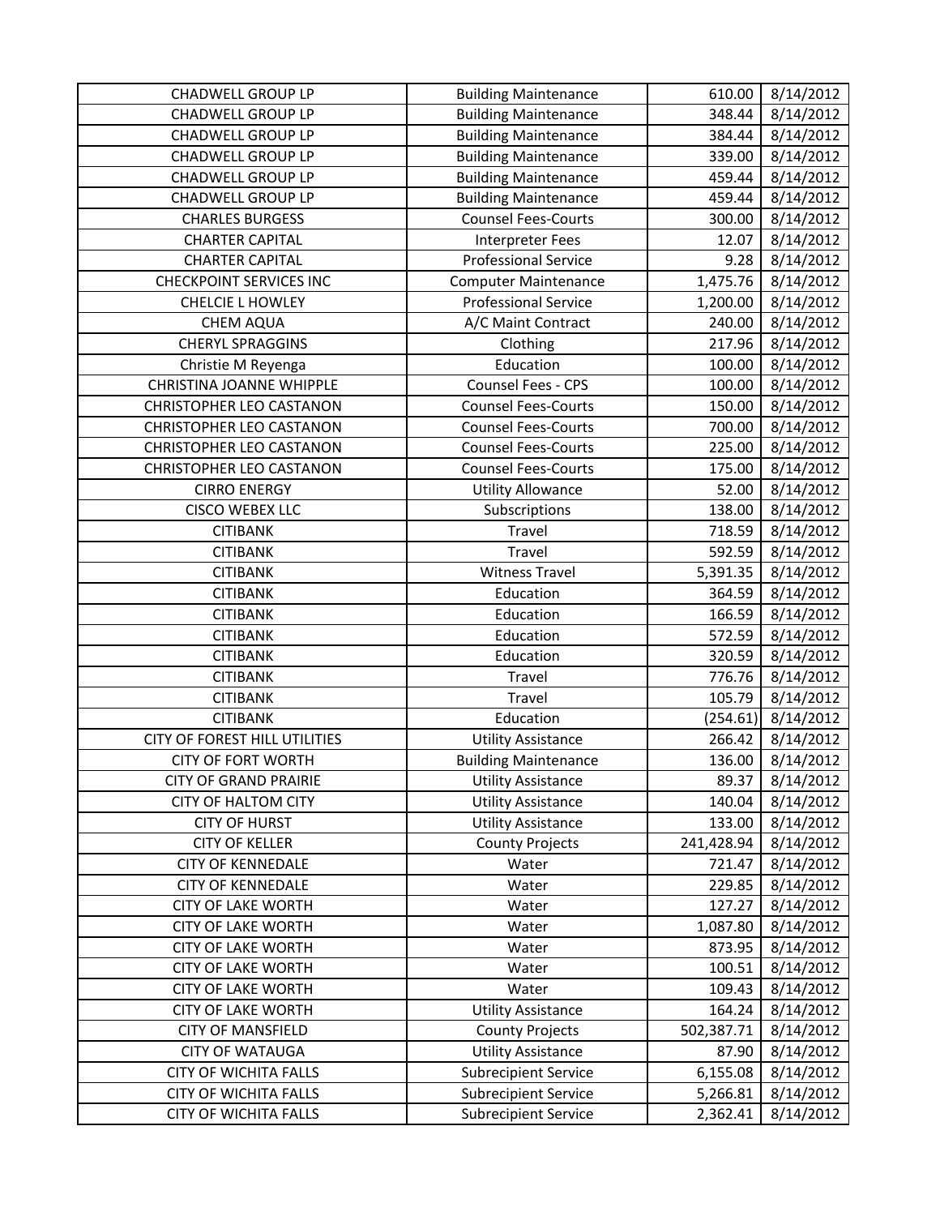| CHADWELL GROUP LP | Building Maintenance | 610.00 | 8/14/2012 |
|---|---|---|---|
| CHADWELL GROUP LP | Building Maintenance | 348.44 | 8/14/2012 |
| CHADWELL GROUP LP | Building Maintenance | 384.44 | 8/14/2012 |
| CHADWELL GROUP LP | Building Maintenance | 339.00 | 8/14/2012 |
| CHADWELL GROUP LP | Building Maintenance | 459.44 | 8/14/2012 |
| CHADWELL GROUP LP | Building Maintenance | 459.44 | 8/14/2012 |
| CHARLES BURGESS | Counsel Fees-Courts | 300.00 | 8/14/2012 |
| CHARTER CAPITAL | Interpreter Fees | 12.07 | 8/14/2012 |
| CHARTER CAPITAL | Professional Service | 9.28 | 8/14/2012 |
| CHECKPOINT SERVICES INC | Computer Maintenance | 1,475.76 | 8/14/2012 |
| CHELCIE L HOWLEY | Professional Service | 1,200.00 | 8/14/2012 |
| CHEM AQUA | A/C Maint Contract | 240.00 | 8/14/2012 |
| CHERYL SPRAGGINS | Clothing | 217.96 | 8/14/2012 |
| Christie M Reyenga | Education | 100.00 | 8/14/2012 |
| CHRISTINA JOANNE WHIPPLE | Counsel Fees - CPS | 100.00 | 8/14/2012 |
| CHRISTOPHER LEO CASTANON | Counsel Fees-Courts | 150.00 | 8/14/2012 |
| CHRISTOPHER LEO CASTANON | Counsel Fees-Courts | 700.00 | 8/14/2012 |
| CHRISTOPHER LEO CASTANON | Counsel Fees-Courts | 225.00 | 8/14/2012 |
| CHRISTOPHER LEO CASTANON | Counsel Fees-Courts | 175.00 | 8/14/2012 |
| CIRRO ENERGY | Utility Allowance | 52.00 | 8/14/2012 |
| CISCO WEBEX LLC | Subscriptions | 138.00 | 8/14/2012 |
| CITIBANK | Travel | 718.59 | 8/14/2012 |
| CITIBANK | Travel | 592.59 | 8/14/2012 |
| CITIBANK | Witness Travel | 5,391.35 | 8/14/2012 |
| CITIBANK | Education | 364.59 | 8/14/2012 |
| CITIBANK | Education | 166.59 | 8/14/2012 |
| CITIBANK | Education | 572.59 | 8/14/2012 |
| CITIBANK | Education | 320.59 | 8/14/2012 |
| CITIBANK | Travel | 776.76 | 8/14/2012 |
| CITIBANK | Travel | 105.79 | 8/14/2012 |
| CITIBANK | Education | (254.61) | 8/14/2012 |
| CITY OF FOREST HILL UTILITIES | Utility Assistance | 266.42 | 8/14/2012 |
| CITY OF FORT WORTH | Building Maintenance | 136.00 | 8/14/2012 |
| CITY OF GRAND PRAIRIE | Utility Assistance | 89.37 | 8/14/2012 |
| CITY OF HALTOM CITY | Utility Assistance | 140.04 | 8/14/2012 |
| CITY OF HURST | Utility Assistance | 133.00 | 8/14/2012 |
| CITY OF KELLER | County Projects | 241,428.94 | 8/14/2012 |
| CITY OF KENNEDALE | Water | 721.47 | 8/14/2012 |
| CITY OF KENNEDALE | Water | 229.85 | 8/14/2012 |
| CITY OF LAKE WORTH | Water | 127.27 | 8/14/2012 |
| CITY OF LAKE WORTH | Water | 1,087.80 | 8/14/2012 |
| CITY OF LAKE WORTH | Water | 873.95 | 8/14/2012 |
| CITY OF LAKE WORTH | Water | 100.51 | 8/14/2012 |
| CITY OF LAKE WORTH | Water | 109.43 | 8/14/2012 |
| CITY OF LAKE WORTH | Utility Assistance | 164.24 | 8/14/2012 |
| CITY OF MANSFIELD | County Projects | 502,387.71 | 8/14/2012 |
| CITY OF WATAUGA | Utility Assistance | 87.90 | 8/14/2012 |
| CITY OF WICHITA FALLS | Subrecipient Service | 6,155.08 | 8/14/2012 |
| CITY OF WICHITA FALLS | Subrecipient Service | 5,266.81 | 8/14/2012 |
| CITY OF WICHITA FALLS | Subrecipient Service | 2,362.41 | 8/14/2012 |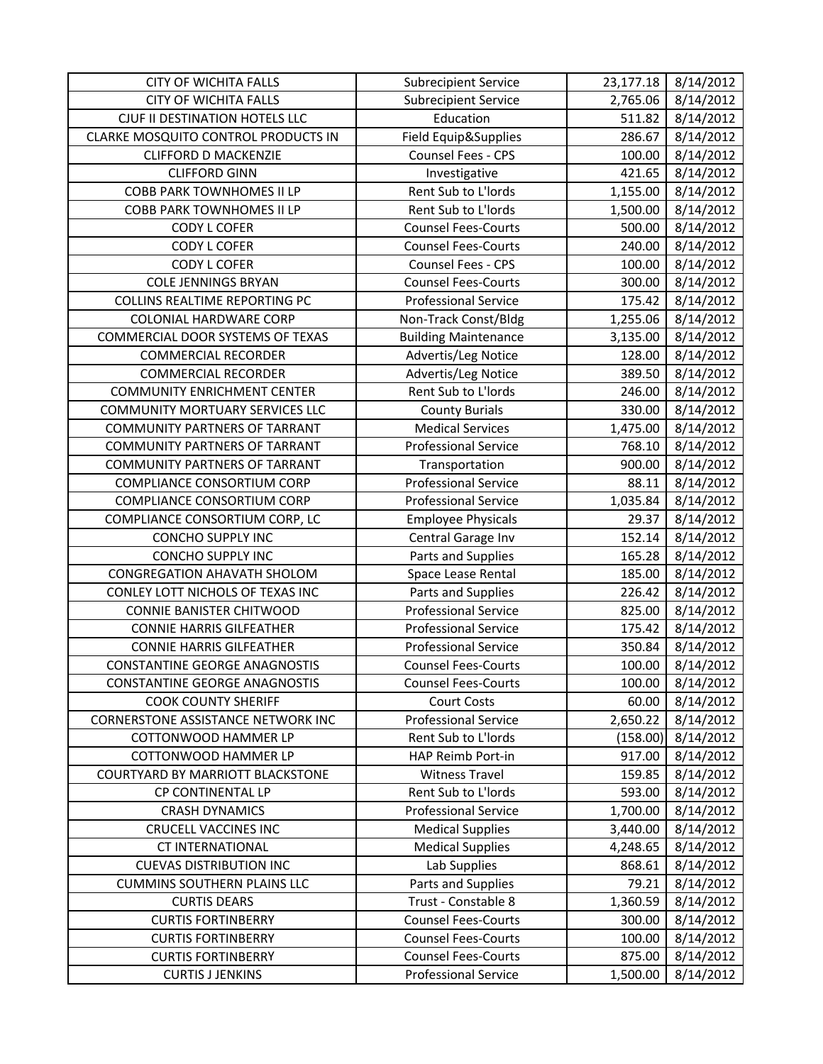| CITY OF WICHITA FALLS | Subrecipient Service | 23,177.18 | 8/14/2012 |
|---|---|---|---|
| CITY OF WICHITA FALLS | Subrecipient Service | 2,765.06 | 8/14/2012 |
| CJUF II DESTINATION HOTELS LLC | Education | 511.82 | 8/14/2012 |
| CLARKE MOSQUITO CONTROL PRODUCTS IN | Field Equip&Supplies | 286.67 | 8/14/2012 |
| CLIFFORD D MACKENZIE | Counsel Fees - CPS | 100.00 | 8/14/2012 |
| CLIFFORD GINN | Investigative | 421.65 | 8/14/2012 |
| COBB PARK TOWNHOMES II LP | Rent Sub to L'lords | 1,155.00 | 8/14/2012 |
| COBB PARK TOWNHOMES II LP | Rent Sub to L'lords | 1,500.00 | 8/14/2012 |
| CODY L COFER | Counsel Fees-Courts | 500.00 | 8/14/2012 |
| CODY L COFER | Counsel Fees-Courts | 240.00 | 8/14/2012 |
| CODY L COFER | Counsel Fees - CPS | 100.00 | 8/14/2012 |
| COLE JENNINGS BRYAN | Counsel Fees-Courts | 300.00 | 8/14/2012 |
| COLLINS REALTIME REPORTING PC | Professional Service | 175.42 | 8/14/2012 |
| COLONIAL HARDWARE CORP | Non-Track Const/Bldg | 1,255.06 | 8/14/2012 |
| COMMERCIAL DOOR SYSTEMS OF TEXAS | Building Maintenance | 3,135.00 | 8/14/2012 |
| COMMERCIAL RECORDER | Advertis/Leg Notice | 128.00 | 8/14/2012 |
| COMMERCIAL RECORDER | Advertis/Leg Notice | 389.50 | 8/14/2012 |
| COMMUNITY ENRICHMENT CENTER | Rent Sub to L'lords | 246.00 | 8/14/2012 |
| COMMUNITY MORTUARY SERVICES LLC | County Burials | 330.00 | 8/14/2012 |
| COMMUNITY PARTNERS OF TARRANT | Medical Services | 1,475.00 | 8/14/2012 |
| COMMUNITY PARTNERS OF TARRANT | Professional Service | 768.10 | 8/14/2012 |
| COMMUNITY PARTNERS OF TARRANT | Transportation | 900.00 | 8/14/2012 |
| COMPLIANCE CONSORTIUM CORP | Professional Service | 88.11 | 8/14/2012 |
| COMPLIANCE CONSORTIUM CORP | Professional Service | 1,035.84 | 8/14/2012 |
| COMPLIANCE CONSORTIUM CORP, LC | Employee Physicals | 29.37 | 8/14/2012 |
| CONCHO SUPPLY INC | Central Garage Inv | 152.14 | 8/14/2012 |
| CONCHO SUPPLY INC | Parts and Supplies | 165.28 | 8/14/2012 |
| CONGREGATION AHAVATH SHOLOM | Space Lease Rental | 185.00 | 8/14/2012 |
| CONLEY LOTT NICHOLS OF TEXAS INC | Parts and Supplies | 226.42 | 8/14/2012 |
| CONNIE BANISTER CHITWOOD | Professional Service | 825.00 | 8/14/2012 |
| CONNIE HARRIS GILFEATHER | Professional Service | 175.42 | 8/14/2012 |
| CONNIE HARRIS GILFEATHER | Professional Service | 350.84 | 8/14/2012 |
| CONSTANTINE GEORGE ANAGNOSTIS | Counsel Fees-Courts | 100.00 | 8/14/2012 |
| CONSTANTINE GEORGE ANAGNOSTIS | Counsel Fees-Courts | 100.00 | 8/14/2012 |
| COOK COUNTY SHERIFF | Court Costs | 60.00 | 8/14/2012 |
| CORNERSTONE ASSISTANCE NETWORK INC | Professional Service | 2,650.22 | 8/14/2012 |
| COTTONWOOD HAMMER LP | Rent Sub to L'lords | (158.00) | 8/14/2012 |
| COTTONWOOD HAMMER LP | HAP Reimb Port-in | 917.00 | 8/14/2012 |
| COURTYARD BY MARRIOTT BLACKSTONE | Witness Travel | 159.85 | 8/14/2012 |
| CP CONTINENTAL LP | Rent Sub to L'lords | 593.00 | 8/14/2012 |
| CRASH DYNAMICS | Professional Service | 1,700.00 | 8/14/2012 |
| CRUCELL VACCINES INC | Medical Supplies | 3,440.00 | 8/14/2012 |
| CT INTERNATIONAL | Medical Supplies | 4,248.65 | 8/14/2012 |
| CUEVAS DISTRIBUTION INC | Lab Supplies | 868.61 | 8/14/2012 |
| CUMMINS SOUTHERN PLAINS LLC | Parts and Supplies | 79.21 | 8/14/2012 |
| CURTIS DEARS | Trust - Constable 8 | 1,360.59 | 8/14/2012 |
| CURTIS FORTINBERRY | Counsel Fees-Courts | 300.00 | 8/14/2012 |
| CURTIS FORTINBERRY | Counsel Fees-Courts | 100.00 | 8/14/2012 |
| CURTIS FORTINBERRY | Counsel Fees-Courts | 875.00 | 8/14/2012 |
| CURTIS J JENKINS | Professional Service | 1,500.00 | 8/14/2012 |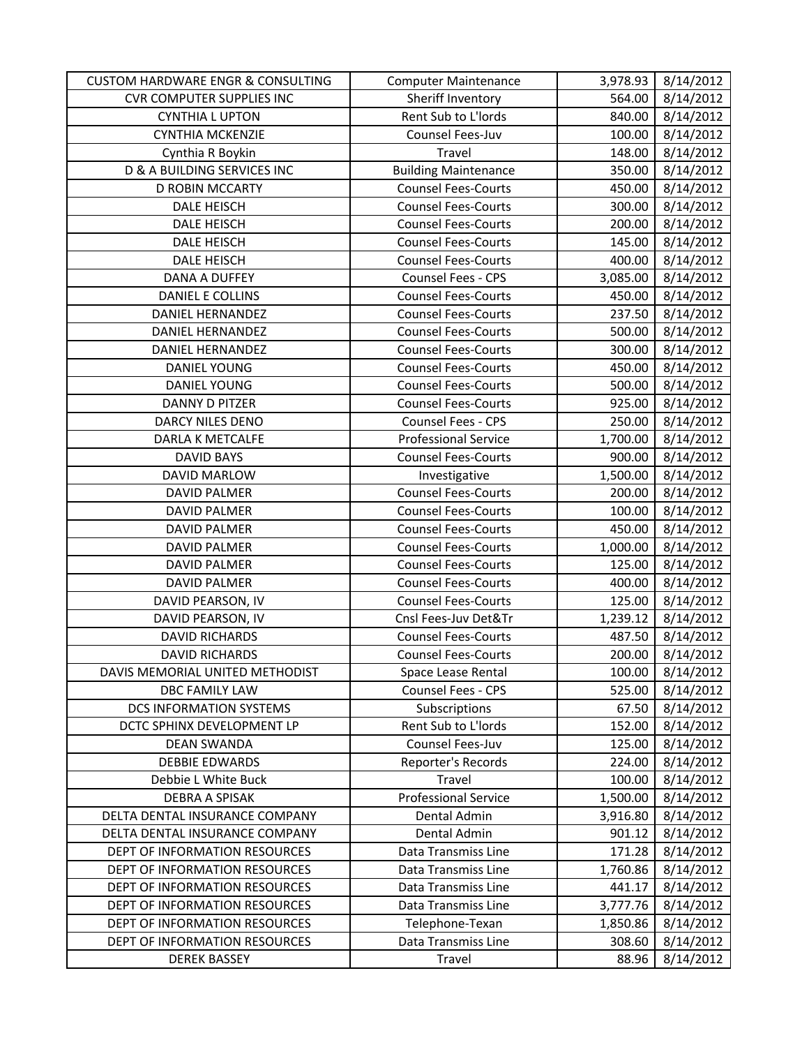| | | | |
|---|---|---|---|
| CUSTOM HARDWARE ENGR & CONSULTING | Computer Maintenance | 3,978.93 | 8/14/2012 |
| CVR COMPUTER SUPPLIES INC | Sheriff Inventory | 564.00 | 8/14/2012 |
| CYNTHIA L UPTON | Rent Sub to L'lords | 840.00 | 8/14/2012 |
| CYNTHIA MCKENZIE | Counsel Fees-Juv | 100.00 | 8/14/2012 |
| Cynthia R Boykin | Travel | 148.00 | 8/14/2012 |
| D & A BUILDING SERVICES INC | Building Maintenance | 350.00 | 8/14/2012 |
| D ROBIN MCCARTY | Counsel Fees-Courts | 450.00 | 8/14/2012 |
| DALE HEISCH | Counsel Fees-Courts | 300.00 | 8/14/2012 |
| DALE HEISCH | Counsel Fees-Courts | 200.00 | 8/14/2012 |
| DALE HEISCH | Counsel Fees-Courts | 145.00 | 8/14/2012 |
| DALE HEISCH | Counsel Fees-Courts | 400.00 | 8/14/2012 |
| DANA A DUFFEY | Counsel Fees - CPS | 3,085.00 | 8/14/2012 |
| DANIEL E COLLINS | Counsel Fees-Courts | 450.00 | 8/14/2012 |
| DANIEL HERNANDEZ | Counsel Fees-Courts | 237.50 | 8/14/2012 |
| DANIEL HERNANDEZ | Counsel Fees-Courts | 500.00 | 8/14/2012 |
| DANIEL HERNANDEZ | Counsel Fees-Courts | 300.00 | 8/14/2012 |
| DANIEL YOUNG | Counsel Fees-Courts | 450.00 | 8/14/2012 |
| DANIEL YOUNG | Counsel Fees-Courts | 500.00 | 8/14/2012 |
| DANNY D PITZER | Counsel Fees-Courts | 925.00 | 8/14/2012 |
| DARCY NILES DENO | Counsel Fees - CPS | 250.00 | 8/14/2012 |
| DARLA K METCALFE | Professional Service | 1,700.00 | 8/14/2012 |
| DAVID BAYS | Counsel Fees-Courts | 900.00 | 8/14/2012 |
| DAVID MARLOW | Investigative | 1,500.00 | 8/14/2012 |
| DAVID PALMER | Counsel Fees-Courts | 200.00 | 8/14/2012 |
| DAVID PALMER | Counsel Fees-Courts | 100.00 | 8/14/2012 |
| DAVID PALMER | Counsel Fees-Courts | 450.00 | 8/14/2012 |
| DAVID PALMER | Counsel Fees-Courts | 1,000.00 | 8/14/2012 |
| DAVID PALMER | Counsel Fees-Courts | 125.00 | 8/14/2012 |
| DAVID PALMER | Counsel Fees-Courts | 400.00 | 8/14/2012 |
| DAVID PEARSON, IV | Counsel Fees-Courts | 125.00 | 8/14/2012 |
| DAVID PEARSON, IV | Cnsl Fees-Juv Det&Tr | 1,239.12 | 8/14/2012 |
| DAVID RICHARDS | Counsel Fees-Courts | 487.50 | 8/14/2012 |
| DAVID RICHARDS | Counsel Fees-Courts | 200.00 | 8/14/2012 |
| DAVIS MEMORIAL UNITED METHODIST | Space Lease Rental | 100.00 | 8/14/2012 |
| DBC FAMILY LAW | Counsel Fees - CPS | 525.00 | 8/14/2012 |
| DCS INFORMATION SYSTEMS | Subscriptions | 67.50 | 8/14/2012 |
| DCTC SPHINX DEVELOPMENT LP | Rent Sub to L'lords | 152.00 | 8/14/2012 |
| DEAN SWANDA | Counsel Fees-Juv | 125.00 | 8/14/2012 |
| DEBBIE EDWARDS | Reporter's Records | 224.00 | 8/14/2012 |
| Debbie L White Buck | Travel | 100.00 | 8/14/2012 |
| DEBRA A SPISAK | Professional Service | 1,500.00 | 8/14/2012 |
| DELTA DENTAL INSURANCE COMPANY | Dental Admin | 3,916.80 | 8/14/2012 |
| DELTA DENTAL INSURANCE COMPANY | Dental Admin | 901.12 | 8/14/2012 |
| DEPT OF INFORMATION RESOURCES | Data Transmiss Line | 171.28 | 8/14/2012 |
| DEPT OF INFORMATION RESOURCES | Data Transmiss Line | 1,760.86 | 8/14/2012 |
| DEPT OF INFORMATION RESOURCES | Data Transmiss Line | 441.17 | 8/14/2012 |
| DEPT OF INFORMATION RESOURCES | Data Transmiss Line | 3,777.76 | 8/14/2012 |
| DEPT OF INFORMATION RESOURCES | Telephone-Texan | 1,850.86 | 8/14/2012 |
| DEPT OF INFORMATION RESOURCES | Data Transmiss Line | 308.60 | 8/14/2012 |
| DEREK BASSEY | Travel | 88.96 | 8/14/2012 |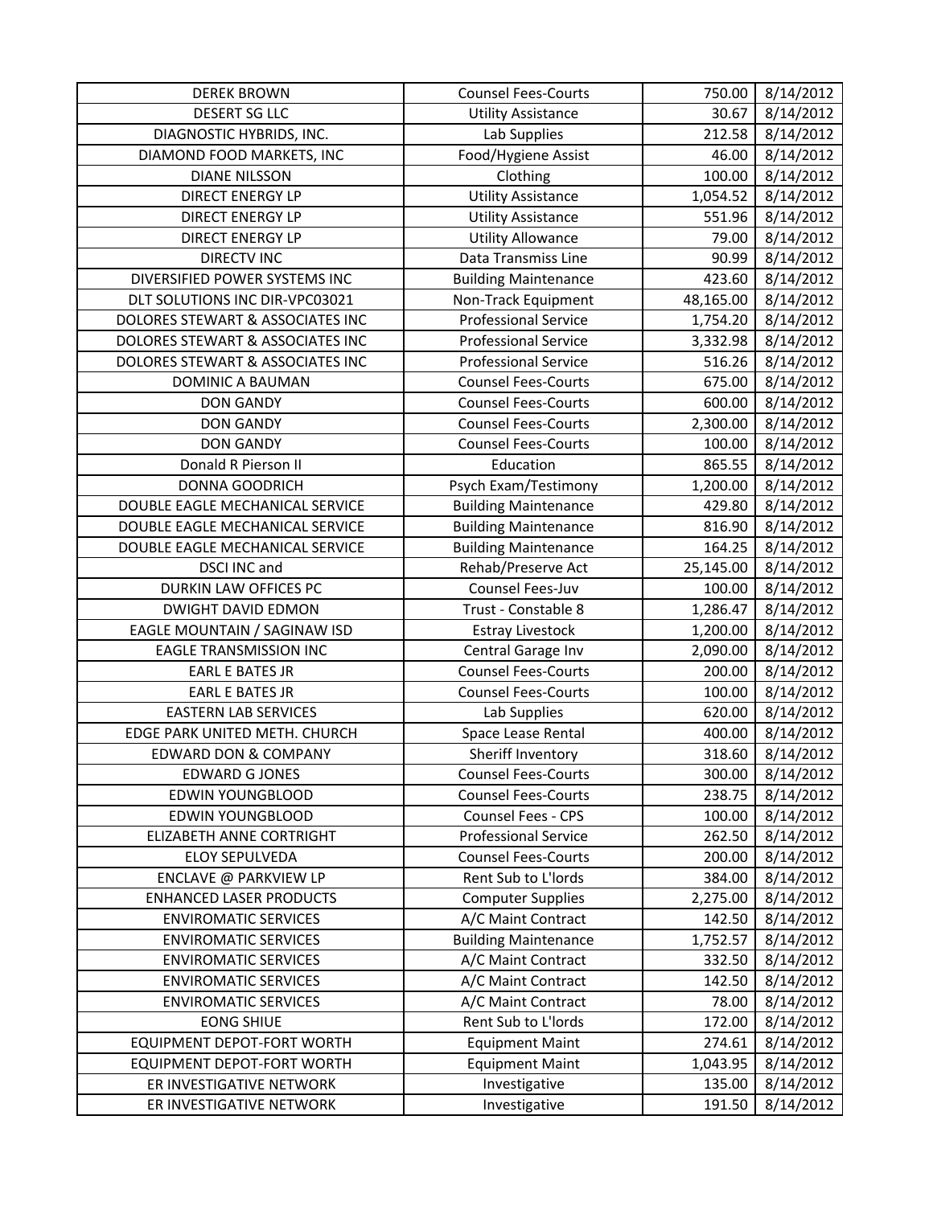| DEREK BROWN | Counsel Fees-Courts | 750.00 | 8/14/2012 |
|---|---|---|---|
| DESERT SG LLC | Utility Assistance | 30.67 | 8/14/2012 |
| DIAGNOSTIC HYBRIDS, INC. | Lab Supplies | 212.58 | 8/14/2012 |
| DIAMOND FOOD MARKETS, INC | Food/Hygiene Assist | 46.00 | 8/14/2012 |
| DIANE NILSSON | Clothing | 100.00 | 8/14/2012 |
| DIRECT ENERGY LP | Utility Assistance | 1,054.52 | 8/14/2012 |
| DIRECT ENERGY LP | Utility Assistance | 551.96 | 8/14/2012 |
| DIRECT ENERGY LP | Utility Allowance | 79.00 | 8/14/2012 |
| DIRECTV INC | Data Transmiss Line | 90.99 | 8/14/2012 |
| DIVERSIFIED POWER SYSTEMS INC | Building Maintenance | 423.60 | 8/14/2012 |
| DLT SOLUTIONS INC DIR-VPC03021 | Non-Track Equipment | 48,165.00 | 8/14/2012 |
| DOLORES STEWART & ASSOCIATES INC | Professional Service | 1,754.20 | 8/14/2012 |
| DOLORES STEWART & ASSOCIATES INC | Professional Service | 3,332.98 | 8/14/2012 |
| DOLORES STEWART & ASSOCIATES INC | Professional Service | 516.26 | 8/14/2012 |
| DOMINIC A BAUMAN | Counsel Fees-Courts | 675.00 | 8/14/2012 |
| DON GANDY | Counsel Fees-Courts | 600.00 | 8/14/2012 |
| DON GANDY | Counsel Fees-Courts | 2,300.00 | 8/14/2012 |
| DON GANDY | Counsel Fees-Courts | 100.00 | 8/14/2012 |
| Donald R Pierson II | Education | 865.55 | 8/14/2012 |
| DONNA GOODRICH | Psych Exam/Testimony | 1,200.00 | 8/14/2012 |
| DOUBLE EAGLE MECHANICAL SERVICE | Building Maintenance | 429.80 | 8/14/2012 |
| DOUBLE EAGLE MECHANICAL SERVICE | Building Maintenance | 816.90 | 8/14/2012 |
| DOUBLE EAGLE MECHANICAL SERVICE | Building Maintenance | 164.25 | 8/14/2012 |
| DSCI INC and | Rehab/Preserve Act | 25,145.00 | 8/14/2012 |
| DURKIN LAW OFFICES PC | Counsel Fees-Juv | 100.00 | 8/14/2012 |
| DWIGHT DAVID EDMON | Trust - Constable 8 | 1,286.47 | 8/14/2012 |
| EAGLE MOUNTAIN / SAGINAW ISD | Estray Livestock | 1,200.00 | 8/14/2012 |
| EAGLE TRANSMISSION INC | Central Garage Inv | 2,090.00 | 8/14/2012 |
| EARL E BATES JR | Counsel Fees-Courts | 200.00 | 8/14/2012 |
| EARL E BATES JR | Counsel Fees-Courts | 100.00 | 8/14/2012 |
| EASTERN LAB SERVICES | Lab Supplies | 620.00 | 8/14/2012 |
| EDGE PARK UNITED METH. CHURCH | Space Lease Rental | 400.00 | 8/14/2012 |
| EDWARD DON & COMPANY | Sheriff Inventory | 318.60 | 8/14/2012 |
| EDWARD G JONES | Counsel Fees-Courts | 300.00 | 8/14/2012 |
| EDWIN YOUNGBLOOD | Counsel Fees-Courts | 238.75 | 8/14/2012 |
| EDWIN YOUNGBLOOD | Counsel Fees - CPS | 100.00 | 8/14/2012 |
| ELIZABETH ANNE CORTRIGHT | Professional Service | 262.50 | 8/14/2012 |
| ELOY SEPULVEDA | Counsel Fees-Courts | 200.00 | 8/14/2012 |
| ENCLAVE @ PARKVIEW LP | Rent Sub to L'lords | 384.00 | 8/14/2012 |
| ENHANCED LASER PRODUCTS | Computer Supplies | 2,275.00 | 8/14/2012 |
| ENVIROMATIC SERVICES | A/C Maint Contract | 142.50 | 8/14/2012 |
| ENVIROMATIC SERVICES | Building Maintenance | 1,752.57 | 8/14/2012 |
| ENVIROMATIC SERVICES | A/C Maint Contract | 332.50 | 8/14/2012 |
| ENVIROMATIC SERVICES | A/C Maint Contract | 142.50 | 8/14/2012 |
| ENVIROMATIC SERVICES | A/C Maint Contract | 78.00 | 8/14/2012 |
| EONG SHIUE | Rent Sub to L'lords | 172.00 | 8/14/2012 |
| EQUIPMENT DEPOT-FORT WORTH | Equipment Maint | 274.61 | 8/14/2012 |
| EQUIPMENT DEPOT-FORT WORTH | Equipment Maint | 1,043.95 | 8/14/2012 |
| ER INVESTIGATIVE NETWORK | Investigative | 135.00 | 8/14/2012 |
| ER INVESTIGATIVE NETWORK | Investigative | 191.50 | 8/14/2012 |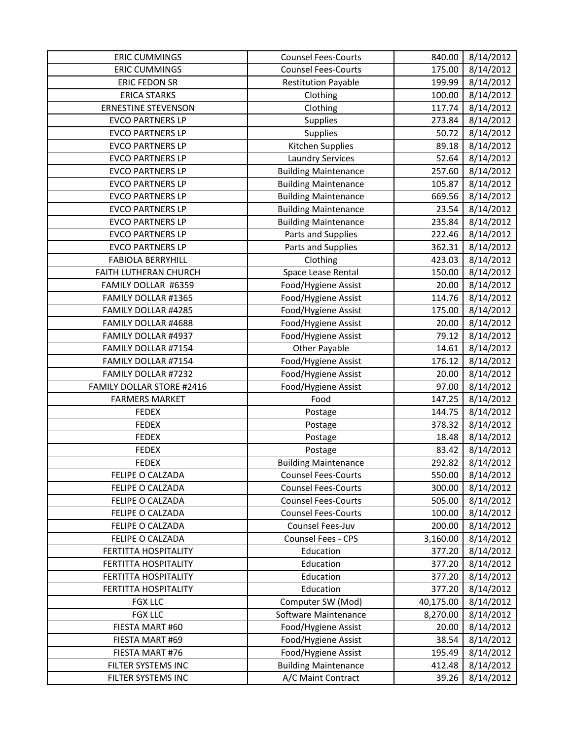| ERIC CUMMINGS | Counsel Fees-Courts | 840.00 | 8/14/2012 |
|---|---|---|---|
| ERIC CUMMINGS | Counsel Fees-Courts | 175.00 | 8/14/2012 |
| ERIC FEDON SR | Restitution Payable | 199.99 | 8/14/2012 |
| ERICA STARKS | Clothing | 100.00 | 8/14/2012 |
| ERNESTINE STEVENSON | Clothing | 117.74 | 8/14/2012 |
| EVCO PARTNERS LP | Supplies | 273.84 | 8/14/2012 |
| EVCO PARTNERS LP | Supplies | 50.72 | 8/14/2012 |
| EVCO PARTNERS LP | Kitchen Supplies | 89.18 | 8/14/2012 |
| EVCO PARTNERS LP | Laundry Services | 52.64 | 8/14/2012 |
| EVCO PARTNERS LP | Building Maintenance | 257.60 | 8/14/2012 |
| EVCO PARTNERS LP | Building Maintenance | 105.87 | 8/14/2012 |
| EVCO PARTNERS LP | Building Maintenance | 669.56 | 8/14/2012 |
| EVCO PARTNERS LP | Building Maintenance | 23.54 | 8/14/2012 |
| EVCO PARTNERS LP | Building Maintenance | 235.84 | 8/14/2012 |
| EVCO PARTNERS LP | Parts and Supplies | 222.46 | 8/14/2012 |
| EVCO PARTNERS LP | Parts and Supplies | 362.31 | 8/14/2012 |
| FABIOLA BERRYHILL | Clothing | 423.03 | 8/14/2012 |
| FAITH LUTHERAN CHURCH | Space Lease Rental | 150.00 | 8/14/2012 |
| FAMILY DOLLAR #6359 | Food/Hygiene Assist | 20.00 | 8/14/2012 |
| FAMILY DOLLAR #1365 | Food/Hygiene Assist | 114.76 | 8/14/2012 |
| FAMILY DOLLAR #4285 | Food/Hygiene Assist | 175.00 | 8/14/2012 |
| FAMILY DOLLAR #4688 | Food/Hygiene Assist | 20.00 | 8/14/2012 |
| FAMILY DOLLAR #4937 | Food/Hygiene Assist | 79.12 | 8/14/2012 |
| FAMILY DOLLAR #7154 | Other Payable | 14.61 | 8/14/2012 |
| FAMILY DOLLAR #7154 | Food/Hygiene Assist | 176.12 | 8/14/2012 |
| FAMILY DOLLAR #7232 | Food/Hygiene Assist | 20.00 | 8/14/2012 |
| FAMILY DOLLAR STORE #2416 | Food/Hygiene Assist | 97.00 | 8/14/2012 |
| FARMERS MARKET | Food | 147.25 | 8/14/2012 |
| FEDEX | Postage | 144.75 | 8/14/2012 |
| FEDEX | Postage | 378.32 | 8/14/2012 |
| FEDEX | Postage | 18.48 | 8/14/2012 |
| FEDEX | Postage | 83.42 | 8/14/2012 |
| FEDEX | Building Maintenance | 292.82 | 8/14/2012 |
| FELIPE O CALZADA | Counsel Fees-Courts | 550.00 | 8/14/2012 |
| FELIPE O CALZADA | Counsel Fees-Courts | 300.00 | 8/14/2012 |
| FELIPE O CALZADA | Counsel Fees-Courts | 505.00 | 8/14/2012 |
| FELIPE O CALZADA | Counsel Fees-Courts | 100.00 | 8/14/2012 |
| FELIPE O CALZADA | Counsel Fees-Juv | 200.00 | 8/14/2012 |
| FELIPE O CALZADA | Counsel Fees - CPS | 3,160.00 | 8/14/2012 |
| FERTITTA HOSPITALITY | Education | 377.20 | 8/14/2012 |
| FERTITTA HOSPITALITY | Education | 377.20 | 8/14/2012 |
| FERTITTA HOSPITALITY | Education | 377.20 | 8/14/2012 |
| FERTITTA HOSPITALITY | Education | 377.20 | 8/14/2012 |
| FGX LLC | Computer SW (Mod) | 40,175.00 | 8/14/2012 |
| FGX LLC | Software Maintenance | 8,270.00 | 8/14/2012 |
| FIESTA MART #60 | Food/Hygiene Assist | 20.00 | 8/14/2012 |
| FIESTA MART #69 | Food/Hygiene Assist | 38.54 | 8/14/2012 |
| FIESTA MART #76 | Food/Hygiene Assist | 195.49 | 8/14/2012 |
| FILTER SYSTEMS INC | Building Maintenance | 412.48 | 8/14/2012 |
| FILTER SYSTEMS INC | A/C Maint Contract | 39.26 | 8/14/2012 |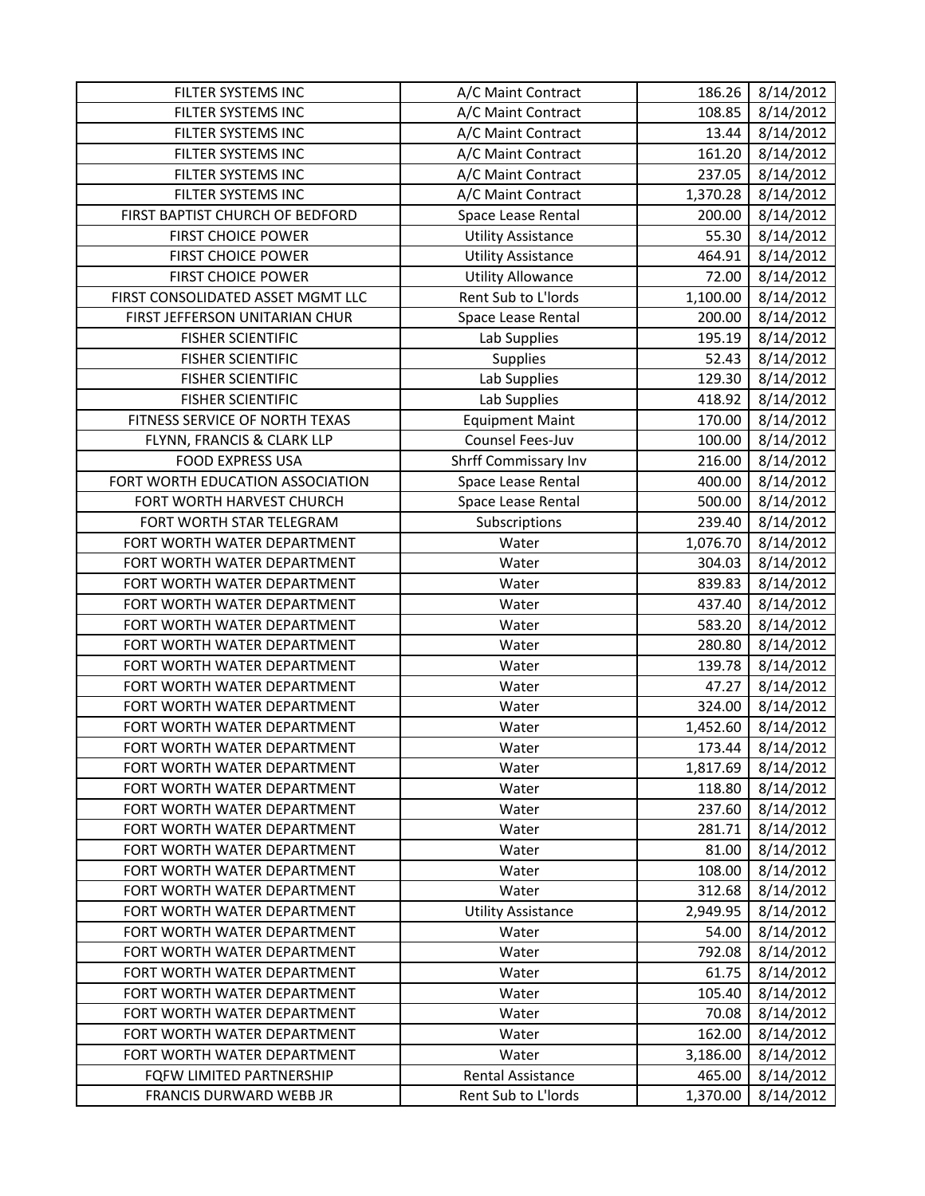| FILTER SYSTEMS INC | A/C Maint Contract | 186.26 | 8/14/2012 |
|---|---|---|---|
| FILTER SYSTEMS INC | A/C Maint Contract | 108.85 | 8/14/2012 |
| FILTER SYSTEMS INC | A/C Maint Contract | 13.44 | 8/14/2012 |
| FILTER SYSTEMS INC | A/C Maint Contract | 161.20 | 8/14/2012 |
| FILTER SYSTEMS INC | A/C Maint Contract | 237.05 | 8/14/2012 |
| FILTER SYSTEMS INC | A/C Maint Contract | 1,370.28 | 8/14/2012 |
| FIRST BAPTIST CHURCH OF BEDFORD | Space Lease Rental | 200.00 | 8/14/2012 |
| FIRST CHOICE POWER | Utility Assistance | 55.30 | 8/14/2012 |
| FIRST CHOICE POWER | Utility Assistance | 464.91 | 8/14/2012 |
| FIRST CHOICE POWER | Utility Allowance | 72.00 | 8/14/2012 |
| FIRST CONSOLIDATED ASSET MGMT LLC | Rent Sub to L'lords | 1,100.00 | 8/14/2012 |
| FIRST JEFFERSON UNITARIAN CHUR | Space Lease Rental | 200.00 | 8/14/2012 |
| FISHER SCIENTIFIC | Lab Supplies | 195.19 | 8/14/2012 |
| FISHER SCIENTIFIC | Supplies | 52.43 | 8/14/2012 |
| FISHER SCIENTIFIC | Lab Supplies | 129.30 | 8/14/2012 |
| FISHER SCIENTIFIC | Lab Supplies | 418.92 | 8/14/2012 |
| FITNESS SERVICE OF NORTH TEXAS | Equipment Maint | 170.00 | 8/14/2012 |
| FLYNN, FRANCIS & CLARK LLP | Counsel Fees-Juv | 100.00 | 8/14/2012 |
| FOOD EXPRESS USA | Shrff Commissary Inv | 216.00 | 8/14/2012 |
| FORT WORTH EDUCATION ASSOCIATION | Space Lease Rental | 400.00 | 8/14/2012 |
| FORT WORTH HARVEST CHURCH | Space Lease Rental | 500.00 | 8/14/2012 |
| FORT WORTH STAR TELEGRAM | Subscriptions | 239.40 | 8/14/2012 |
| FORT WORTH WATER DEPARTMENT | Water | 1,076.70 | 8/14/2012 |
| FORT WORTH WATER DEPARTMENT | Water | 304.03 | 8/14/2012 |
| FORT WORTH WATER DEPARTMENT | Water | 839.83 | 8/14/2012 |
| FORT WORTH WATER DEPARTMENT | Water | 437.40 | 8/14/2012 |
| FORT WORTH WATER DEPARTMENT | Water | 583.20 | 8/14/2012 |
| FORT WORTH WATER DEPARTMENT | Water | 280.80 | 8/14/2012 |
| FORT WORTH WATER DEPARTMENT | Water | 139.78 | 8/14/2012 |
| FORT WORTH WATER DEPARTMENT | Water | 47.27 | 8/14/2012 |
| FORT WORTH WATER DEPARTMENT | Water | 324.00 | 8/14/2012 |
| FORT WORTH WATER DEPARTMENT | Water | 1,452.60 | 8/14/2012 |
| FORT WORTH WATER DEPARTMENT | Water | 173.44 | 8/14/2012 |
| FORT WORTH WATER DEPARTMENT | Water | 1,817.69 | 8/14/2012 |
| FORT WORTH WATER DEPARTMENT | Water | 118.80 | 8/14/2012 |
| FORT WORTH WATER DEPARTMENT | Water | 237.60 | 8/14/2012 |
| FORT WORTH WATER DEPARTMENT | Water | 281.71 | 8/14/2012 |
| FORT WORTH WATER DEPARTMENT | Water | 81.00 | 8/14/2012 |
| FORT WORTH WATER DEPARTMENT | Water | 108.00 | 8/14/2012 |
| FORT WORTH WATER DEPARTMENT | Water | 312.68 | 8/14/2012 |
| FORT WORTH WATER DEPARTMENT | Utility Assistance | 2,949.95 | 8/14/2012 |
| FORT WORTH WATER DEPARTMENT | Water | 54.00 | 8/14/2012 |
| FORT WORTH WATER DEPARTMENT | Water | 792.08 | 8/14/2012 |
| FORT WORTH WATER DEPARTMENT | Water | 61.75 | 8/14/2012 |
| FORT WORTH WATER DEPARTMENT | Water | 105.40 | 8/14/2012 |
| FORT WORTH WATER DEPARTMENT | Water | 70.08 | 8/14/2012 |
| FORT WORTH WATER DEPARTMENT | Water | 162.00 | 8/14/2012 |
| FORT WORTH WATER DEPARTMENT | Water | 3,186.00 | 8/14/2012 |
| FQFW LIMITED PARTNERSHIP | Rental Assistance | 465.00 | 8/14/2012 |
| FRANCIS DURWARD WEBB JR | Rent Sub to L'lords | 1,370.00 | 8/14/2012 |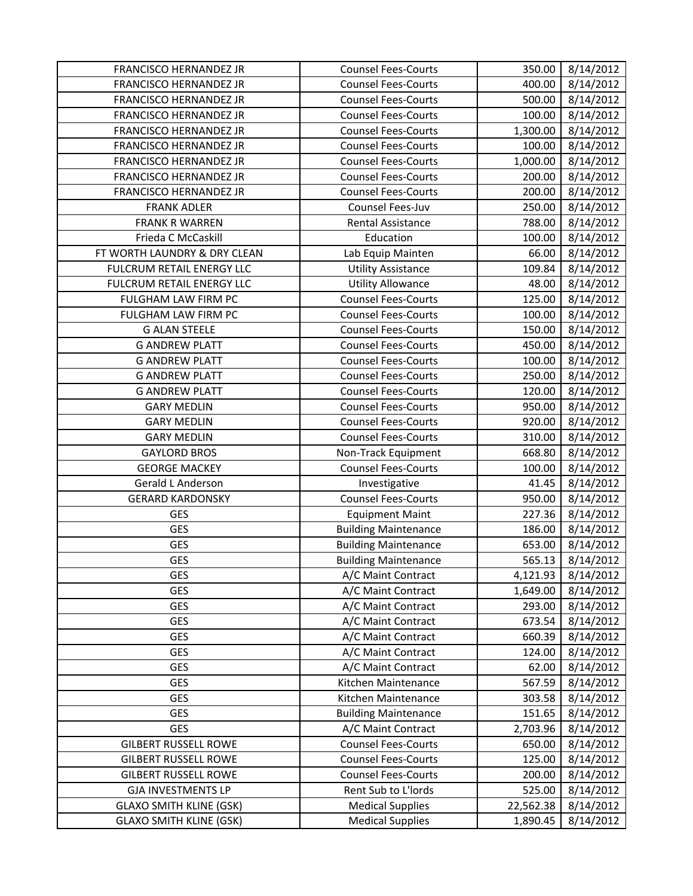| FRANCISCO HERNANDEZ JR | Counsel Fees-Courts | 350.00 | 8/14/2012 |
|---|---|---|---|
| FRANCISCO HERNANDEZ JR | Counsel Fees-Courts | 400.00 | 8/14/2012 |
| FRANCISCO HERNANDEZ JR | Counsel Fees-Courts | 500.00 | 8/14/2012 |
| FRANCISCO HERNANDEZ JR | Counsel Fees-Courts | 100.00 | 8/14/2012 |
| FRANCISCO HERNANDEZ JR | Counsel Fees-Courts | 1,300.00 | 8/14/2012 |
| FRANCISCO HERNANDEZ JR | Counsel Fees-Courts | 100.00 | 8/14/2012 |
| FRANCISCO HERNANDEZ JR | Counsel Fees-Courts | 1,000.00 | 8/14/2012 |
| FRANCISCO HERNANDEZ JR | Counsel Fees-Courts | 200.00 | 8/14/2012 |
| FRANCISCO HERNANDEZ JR | Counsel Fees-Courts | 200.00 | 8/14/2012 |
| FRANK ADLER | Counsel Fees-Juv | 250.00 | 8/14/2012 |
| FRANK R WARREN | Rental Assistance | 788.00 | 8/14/2012 |
| Frieda C McCaskill | Education | 100.00 | 8/14/2012 |
| FT WORTH LAUNDRY & DRY CLEAN | Lab Equip Mainten | 66.00 | 8/14/2012 |
| FULCRUM RETAIL ENERGY LLC | Utility Assistance | 109.84 | 8/14/2012 |
| FULCRUM RETAIL ENERGY LLC | Utility Allowance | 48.00 | 8/14/2012 |
| FULGHAM LAW FIRM PC | Counsel Fees-Courts | 125.00 | 8/14/2012 |
| FULGHAM LAW FIRM PC | Counsel Fees-Courts | 100.00 | 8/14/2012 |
| G ALAN STEELE | Counsel Fees-Courts | 150.00 | 8/14/2012 |
| G ANDREW PLATT | Counsel Fees-Courts | 450.00 | 8/14/2012 |
| G ANDREW PLATT | Counsel Fees-Courts | 100.00 | 8/14/2012 |
| G ANDREW PLATT | Counsel Fees-Courts | 250.00 | 8/14/2012 |
| G ANDREW PLATT | Counsel Fees-Courts | 120.00 | 8/14/2012 |
| GARY MEDLIN | Counsel Fees-Courts | 950.00 | 8/14/2012 |
| GARY MEDLIN | Counsel Fees-Courts | 920.00 | 8/14/2012 |
| GARY MEDLIN | Counsel Fees-Courts | 310.00 | 8/14/2012 |
| GAYLORD BROS | Non-Track Equipment | 668.80 | 8/14/2012 |
| GEORGE MACKEY | Counsel Fees-Courts | 100.00 | 8/14/2012 |
| Gerald L Anderson | Investigative | 41.45 | 8/14/2012 |
| GERARD KARDONSKY | Counsel Fees-Courts | 950.00 | 8/14/2012 |
| GES | Equipment Maint | 227.36 | 8/14/2012 |
| GES | Building Maintenance | 186.00 | 8/14/2012 |
| GES | Building Maintenance | 653.00 | 8/14/2012 |
| GES | Building Maintenance | 565.13 | 8/14/2012 |
| GES | A/C Maint Contract | 4,121.93 | 8/14/2012 |
| GES | A/C Maint Contract | 1,649.00 | 8/14/2012 |
| GES | A/C Maint Contract | 293.00 | 8/14/2012 |
| GES | A/C Maint Contract | 673.54 | 8/14/2012 |
| GES | A/C Maint Contract | 660.39 | 8/14/2012 |
| GES | A/C Maint Contract | 124.00 | 8/14/2012 |
| GES | A/C Maint Contract | 62.00 | 8/14/2012 |
| GES | Kitchen Maintenance | 567.59 | 8/14/2012 |
| GES | Kitchen Maintenance | 303.58 | 8/14/2012 |
| GES | Building Maintenance | 151.65 | 8/14/2012 |
| GES | A/C Maint Contract | 2,703.96 | 8/14/2012 |
| GILBERT RUSSELL ROWE | Counsel Fees-Courts | 650.00 | 8/14/2012 |
| GILBERT RUSSELL ROWE | Counsel Fees-Courts | 125.00 | 8/14/2012 |
| GILBERT RUSSELL ROWE | Counsel Fees-Courts | 200.00 | 8/14/2012 |
| GJA INVESTMENTS LP | Rent Sub to L'lords | 525.00 | 8/14/2012 |
| GLAXO SMITH KLINE (GSK) | Medical Supplies | 22,562.38 | 8/14/2012 |
| GLAXO SMITH KLINE (GSK) | Medical Supplies | 1,890.45 | 8/14/2012 |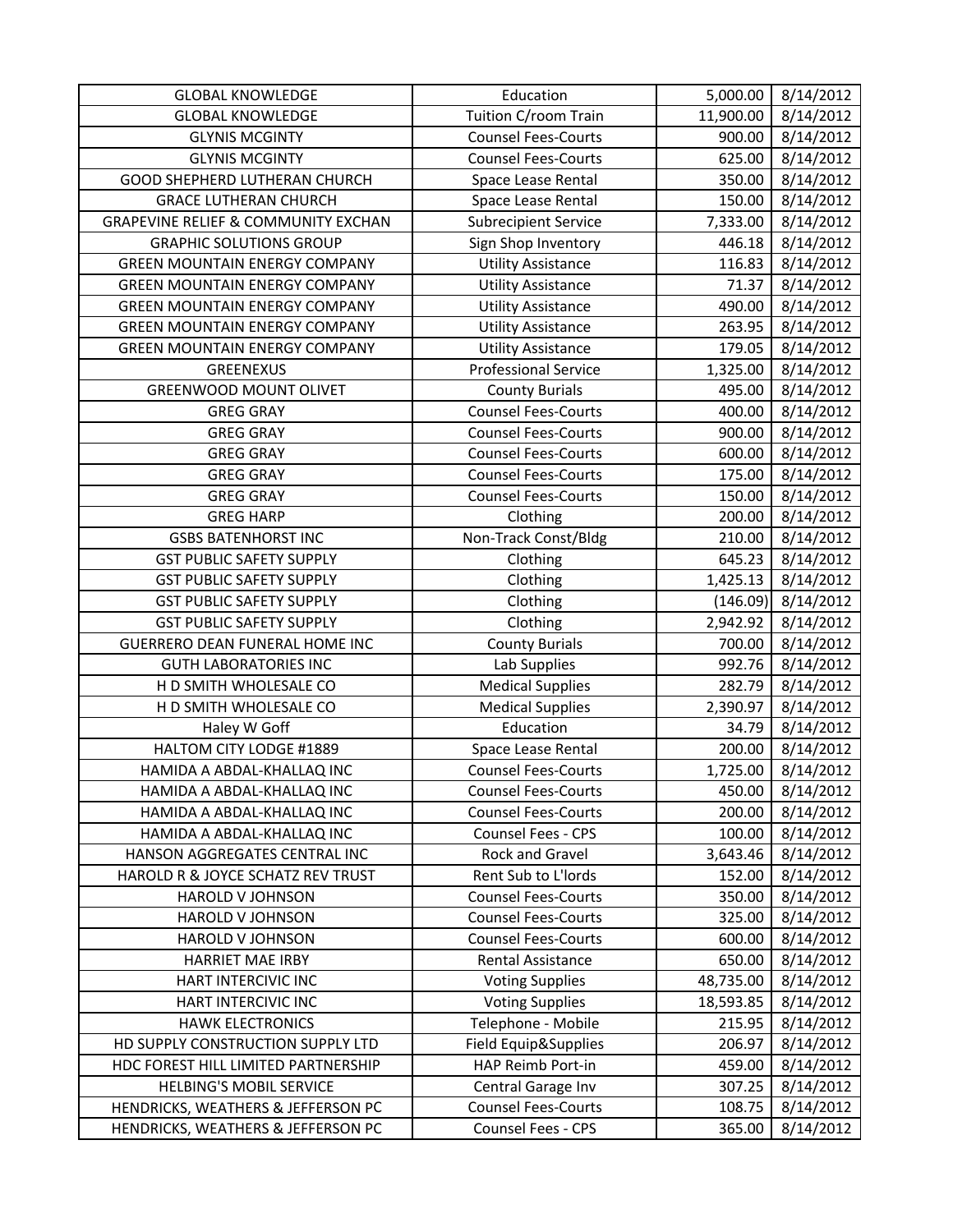| GLOBAL KNOWLEDGE | Education | 5,000.00 | 8/14/2012 |
|---|---|---|---|
| GLOBAL KNOWLEDGE | Tuition C/room Train | 11,900.00 | 8/14/2012 |
| GLYNIS MCGINTY | Counsel Fees-Courts | 900.00 | 8/14/2012 |
| GLYNIS MCGINTY | Counsel Fees-Courts | 625.00 | 8/14/2012 |
| GOOD SHEPHERD LUTHERAN CHURCH | Space Lease Rental | 350.00 | 8/14/2012 |
| GRACE LUTHERAN CHURCH | Space Lease Rental | 150.00 | 8/14/2012 |
| GRAPEVINE RELIEF & COMMUNITY EXCHAN | Subrecipient Service | 7,333.00 | 8/14/2012 |
| GRAPHIC SOLUTIONS GROUP | Sign Shop Inventory | 446.18 | 8/14/2012 |
| GREEN MOUNTAIN ENERGY COMPANY | Utility Assistance | 116.83 | 8/14/2012 |
| GREEN MOUNTAIN ENERGY COMPANY | Utility Assistance | 71.37 | 8/14/2012 |
| GREEN MOUNTAIN ENERGY COMPANY | Utility Assistance | 490.00 | 8/14/2012 |
| GREEN MOUNTAIN ENERGY COMPANY | Utility Assistance | 263.95 | 8/14/2012 |
| GREEN MOUNTAIN ENERGY COMPANY | Utility Assistance | 179.05 | 8/14/2012 |
| GREENEXUS | Professional Service | 1,325.00 | 8/14/2012 |
| GREENWOOD MOUNT OLIVET | County Burials | 495.00 | 8/14/2012 |
| GREG GRAY | Counsel Fees-Courts | 400.00 | 8/14/2012 |
| GREG GRAY | Counsel Fees-Courts | 900.00 | 8/14/2012 |
| GREG GRAY | Counsel Fees-Courts | 600.00 | 8/14/2012 |
| GREG GRAY | Counsel Fees-Courts | 175.00 | 8/14/2012 |
| GREG GRAY | Counsel Fees-Courts | 150.00 | 8/14/2012 |
| GREG HARP | Clothing | 200.00 | 8/14/2012 |
| GSBS BATENHORST INC | Non-Track Const/Bldg | 210.00 | 8/14/2012 |
| GST PUBLIC SAFETY SUPPLY | Clothing | 645.23 | 8/14/2012 |
| GST PUBLIC SAFETY SUPPLY | Clothing | 1,425.13 | 8/14/2012 |
| GST PUBLIC SAFETY SUPPLY | Clothing | (146.09) | 8/14/2012 |
| GST PUBLIC SAFETY SUPPLY | Clothing | 2,942.92 | 8/14/2012 |
| GUERRERO DEAN FUNERAL HOME INC | County Burials | 700.00 | 8/14/2012 |
| GUTH LABORATORIES INC | Lab Supplies | 992.76 | 8/14/2012 |
| H D SMITH WHOLESALE CO | Medical Supplies | 282.79 | 8/14/2012 |
| H D SMITH WHOLESALE CO | Medical Supplies | 2,390.97 | 8/14/2012 |
| Haley W Goff | Education | 34.79 | 8/14/2012 |
| HALTOM CITY LODGE #1889 | Space Lease Rental | 200.00 | 8/14/2012 |
| HAMIDA A ABDAL-KHALLAQ INC | Counsel Fees-Courts | 1,725.00 | 8/14/2012 |
| HAMIDA A ABDAL-KHALLAQ INC | Counsel Fees-Courts | 450.00 | 8/14/2012 |
| HAMIDA A ABDAL-KHALLAQ INC | Counsel Fees-Courts | 200.00 | 8/14/2012 |
| HAMIDA A ABDAL-KHALLAQ INC | Counsel Fees - CPS | 100.00 | 8/14/2012 |
| HANSON AGGREGATES CENTRAL INC | Rock and Gravel | 3,643.46 | 8/14/2012 |
| HAROLD R & JOYCE SCHATZ REV TRUST | Rent Sub to L'lords | 152.00 | 8/14/2012 |
| HAROLD V JOHNSON | Counsel Fees-Courts | 350.00 | 8/14/2012 |
| HAROLD V JOHNSON | Counsel Fees-Courts | 325.00 | 8/14/2012 |
| HAROLD V JOHNSON | Counsel Fees-Courts | 600.00 | 8/14/2012 |
| HARRIET MAE IRBY | Rental Assistance | 650.00 | 8/14/2012 |
| HART INTERCIVIC INC | Voting Supplies | 48,735.00 | 8/14/2012 |
| HART INTERCIVIC INC | Voting Supplies | 18,593.85 | 8/14/2012 |
| HAWK ELECTRONICS | Telephone - Mobile | 215.95 | 8/14/2012 |
| HD SUPPLY CONSTRUCTION SUPPLY LTD | Field Equip&Supplies | 206.97 | 8/14/2012 |
| HDC FOREST HILL LIMITED PARTNERSHIP | HAP Reimb Port-in | 459.00 | 8/14/2012 |
| HELBING'S MOBIL SERVICE | Central Garage Inv | 307.25 | 8/14/2012 |
| HENDRICKS, WEATHERS & JEFFERSON PC | Counsel Fees-Courts | 108.75 | 8/14/2012 |
| HENDRICKS, WEATHERS & JEFFERSON PC | Counsel Fees - CPS | 365.00 | 8/14/2012 |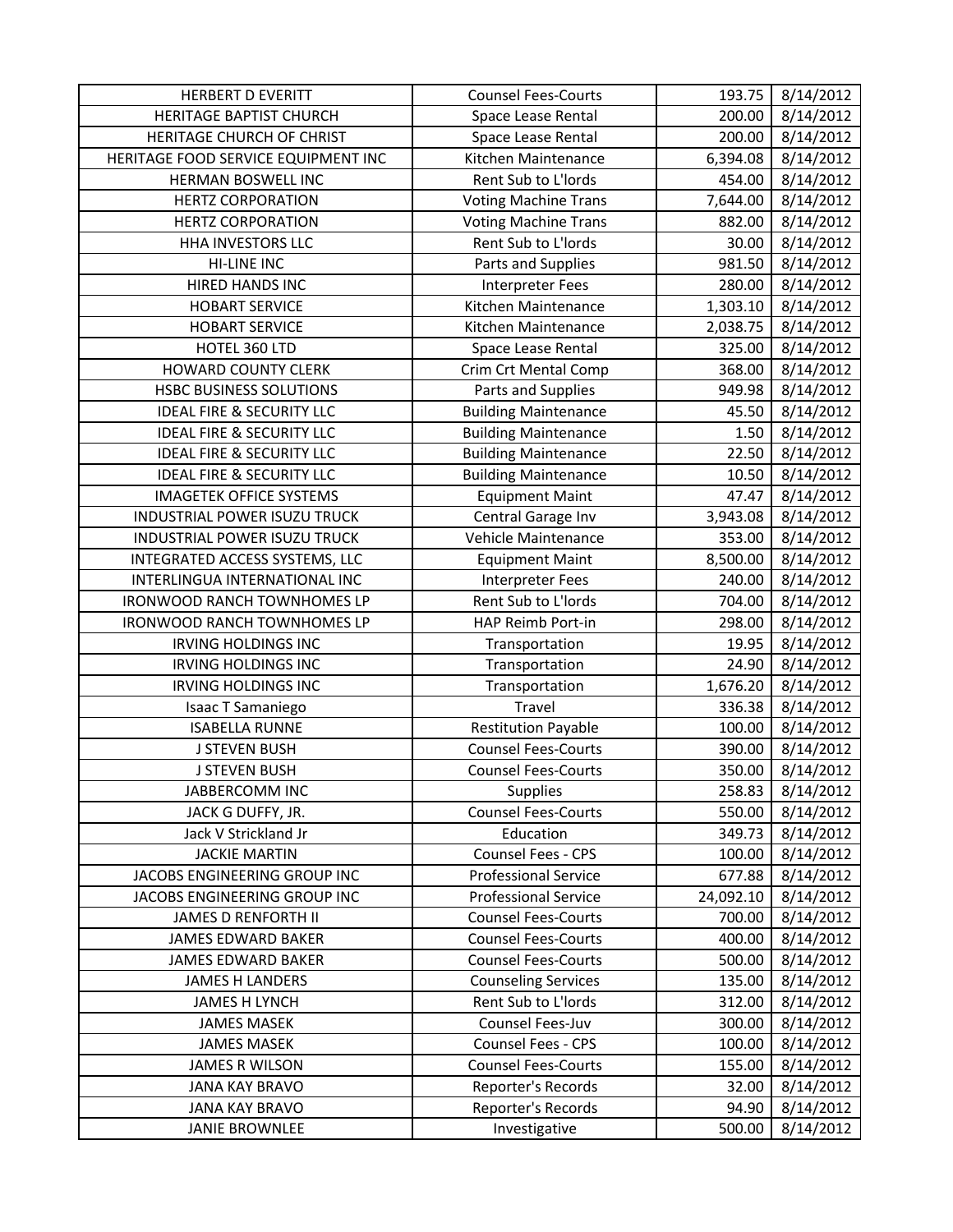| HERBERT D EVERITT | Counsel Fees-Courts | 193.75 | 8/14/2012 |
|---|---|---|---|
| HERITAGE BAPTIST CHURCH | Space Lease Rental | 200.00 | 8/14/2012 |
| HERITAGE CHURCH OF CHRIST | Space Lease Rental | 200.00 | 8/14/2012 |
| HERITAGE FOOD SERVICE EQUIPMENT INC | Kitchen Maintenance | 6,394.08 | 8/14/2012 |
| HERMAN BOSWELL INC | Rent Sub to L'lords | 454.00 | 8/14/2012 |
| HERTZ CORPORATION | Voting Machine Trans | 7,644.00 | 8/14/2012 |
| HERTZ CORPORATION | Voting Machine Trans | 882.00 | 8/14/2012 |
| HHA INVESTORS LLC | Rent Sub to L'lords | 30.00 | 8/14/2012 |
| HI-LINE INC | Parts and Supplies | 981.50 | 8/14/2012 |
| HIRED HANDS INC | Interpreter Fees | 280.00 | 8/14/2012 |
| HOBART SERVICE | Kitchen Maintenance | 1,303.10 | 8/14/2012 |
| HOBART SERVICE | Kitchen Maintenance | 2,038.75 | 8/14/2012 |
| HOTEL 360 LTD | Space Lease Rental | 325.00 | 8/14/2012 |
| HOWARD COUNTY CLERK | Crim Crt Mental Comp | 368.00 | 8/14/2012 |
| HSBC BUSINESS SOLUTIONS | Parts and Supplies | 949.98 | 8/14/2012 |
| IDEAL FIRE & SECURITY LLC | Building Maintenance | 45.50 | 8/14/2012 |
| IDEAL FIRE & SECURITY LLC | Building Maintenance | 1.50 | 8/14/2012 |
| IDEAL FIRE & SECURITY LLC | Building Maintenance | 22.50 | 8/14/2012 |
| IDEAL FIRE & SECURITY LLC | Building Maintenance | 10.50 | 8/14/2012 |
| IMAGETEK OFFICE SYSTEMS | Equipment Maint | 47.47 | 8/14/2012 |
| INDUSTRIAL POWER ISUZU TRUCK | Central Garage Inv | 3,943.08 | 8/14/2012 |
| INDUSTRIAL POWER ISUZU TRUCK | Vehicle Maintenance | 353.00 | 8/14/2012 |
| INTEGRATED ACCESS SYSTEMS, LLC | Equipment Maint | 8,500.00 | 8/14/2012 |
| INTERLINGUA INTERNATIONAL INC | Interpreter Fees | 240.00 | 8/14/2012 |
| IRONWOOD RANCH TOWNHOMES LP | Rent Sub to L'lords | 704.00 | 8/14/2012 |
| IRONWOOD RANCH TOWNHOMES LP | HAP Reimb Port-in | 298.00 | 8/14/2012 |
| IRVING HOLDINGS INC | Transportation | 19.95 | 8/14/2012 |
| IRVING HOLDINGS INC | Transportation | 24.90 | 8/14/2012 |
| IRVING HOLDINGS INC | Transportation | 1,676.20 | 8/14/2012 |
| Isaac T Samaniego | Travel | 336.38 | 8/14/2012 |
| ISABELLA RUNNE | Restitution Payable | 100.00 | 8/14/2012 |
| J STEVEN BUSH | Counsel Fees-Courts | 390.00 | 8/14/2012 |
| J STEVEN BUSH | Counsel Fees-Courts | 350.00 | 8/14/2012 |
| JABBERCOMM INC | Supplies | 258.83 | 8/14/2012 |
| JACK G DUFFY, JR. | Counsel Fees-Courts | 550.00 | 8/14/2012 |
| Jack V Strickland Jr | Education | 349.73 | 8/14/2012 |
| JACKIE MARTIN | Counsel Fees - CPS | 100.00 | 8/14/2012 |
| JACOBS ENGINEERING GROUP INC | Professional Service | 677.88 | 8/14/2012 |
| JACOBS ENGINEERING GROUP INC | Professional Service | 24,092.10 | 8/14/2012 |
| JAMES D RENFORTH II | Counsel Fees-Courts | 700.00 | 8/14/2012 |
| JAMES EDWARD BAKER | Counsel Fees-Courts | 400.00 | 8/14/2012 |
| JAMES EDWARD BAKER | Counsel Fees-Courts | 500.00 | 8/14/2012 |
| JAMES H LANDERS | Counseling Services | 135.00 | 8/14/2012 |
| JAMES H LYNCH | Rent Sub to L'lords | 312.00 | 8/14/2012 |
| JAMES MASEK | Counsel Fees-Juv | 300.00 | 8/14/2012 |
| JAMES MASEK | Counsel Fees - CPS | 100.00 | 8/14/2012 |
| JAMES R WILSON | Counsel Fees-Courts | 155.00 | 8/14/2012 |
| JANA KAY BRAVO | Reporter's Records | 32.00 | 8/14/2012 |
| JANA KAY BRAVO | Reporter's Records | 94.90 | 8/14/2012 |
| JANIE BROWNLEE | Investigative | 500.00 | 8/14/2012 |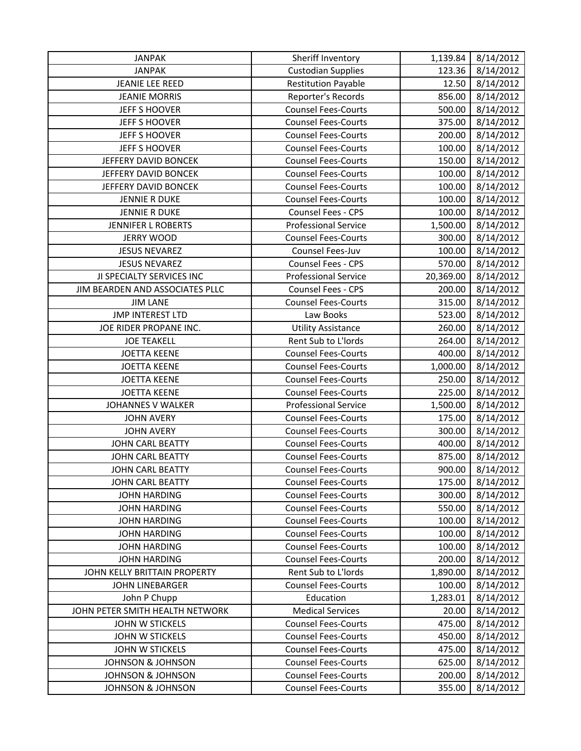| JANPAK | Sheriff Inventory | 1,139.84 | 8/14/2012 |
|---|---|---|---|
| JANPAK | Custodian Supplies | 123.36 | 8/14/2012 |
| JEANIE LEE REED | Restitution Payable | 12.50 | 8/14/2012 |
| JEANIE MORRIS | Reporter's Records | 856.00 | 8/14/2012 |
| JEFF S HOOVER | Counsel Fees-Courts | 500.00 | 8/14/2012 |
| JEFF S HOOVER | Counsel Fees-Courts | 375.00 | 8/14/2012 |
| JEFF S HOOVER | Counsel Fees-Courts | 200.00 | 8/14/2012 |
| JEFF S HOOVER | Counsel Fees-Courts | 100.00 | 8/14/2012 |
| JEFFERY DAVID BONCEK | Counsel Fees-Courts | 150.00 | 8/14/2012 |
| JEFFERY DAVID BONCEK | Counsel Fees-Courts | 100.00 | 8/14/2012 |
| JEFFERY DAVID BONCEK | Counsel Fees-Courts | 100.00 | 8/14/2012 |
| JENNIE R DUKE | Counsel Fees-Courts | 100.00 | 8/14/2012 |
| JENNIE R DUKE | Counsel Fees - CPS | 100.00 | 8/14/2012 |
| JENNIFER L ROBERTS | Professional Service | 1,500.00 | 8/14/2012 |
| JERRY WOOD | Counsel Fees-Courts | 300.00 | 8/14/2012 |
| JESUS NEVAREZ | Counsel Fees-Juv | 100.00 | 8/14/2012 |
| JESUS NEVAREZ | Counsel Fees - CPS | 570.00 | 8/14/2012 |
| JI SPECIALTY SERVICES INC | Professional Service | 20,369.00 | 8/14/2012 |
| JIM BEARDEN AND ASSOCIATES PLLC | Counsel Fees - CPS | 200.00 | 8/14/2012 |
| JIM LANE | Counsel Fees-Courts | 315.00 | 8/14/2012 |
| JMP INTEREST LTD | Law Books | 523.00 | 8/14/2012 |
| JOE RIDER PROPANE INC. | Utility Assistance | 260.00 | 8/14/2012 |
| JOE TEAKELL | Rent Sub to L'lords | 264.00 | 8/14/2012 |
| JOETTA KEENE | Counsel Fees-Courts | 400.00 | 8/14/2012 |
| JOETTA KEENE | Counsel Fees-Courts | 1,000.00 | 8/14/2012 |
| JOETTA KEENE | Counsel Fees-Courts | 250.00 | 8/14/2012 |
| JOETTA KEENE | Counsel Fees-Courts | 225.00 | 8/14/2012 |
| JOHANNES V WALKER | Professional Service | 1,500.00 | 8/14/2012 |
| JOHN AVERY | Counsel Fees-Courts | 175.00 | 8/14/2012 |
| JOHN AVERY | Counsel Fees-Courts | 300.00 | 8/14/2012 |
| JOHN CARL BEATTY | Counsel Fees-Courts | 400.00 | 8/14/2012 |
| JOHN CARL BEATTY | Counsel Fees-Courts | 875.00 | 8/14/2012 |
| JOHN CARL BEATTY | Counsel Fees-Courts | 900.00 | 8/14/2012 |
| JOHN CARL BEATTY | Counsel Fees-Courts | 175.00 | 8/14/2012 |
| JOHN HARDING | Counsel Fees-Courts | 300.00 | 8/14/2012 |
| JOHN HARDING | Counsel Fees-Courts | 550.00 | 8/14/2012 |
| JOHN HARDING | Counsel Fees-Courts | 100.00 | 8/14/2012 |
| JOHN HARDING | Counsel Fees-Courts | 100.00 | 8/14/2012 |
| JOHN HARDING | Counsel Fees-Courts | 100.00 | 8/14/2012 |
| JOHN HARDING | Counsel Fees-Courts | 200.00 | 8/14/2012 |
| JOHN KELLY BRITTAIN PROPERTY | Rent Sub to L'lords | 1,890.00 | 8/14/2012 |
| JOHN LINEBARGER | Counsel Fees-Courts | 100.00 | 8/14/2012 |
| John P Chupp | Education | 1,283.01 | 8/14/2012 |
| JOHN PETER SMITH HEALTH NETWORK | Medical Services | 20.00 | 8/14/2012 |
| JOHN W STICKELS | Counsel Fees-Courts | 475.00 | 8/14/2012 |
| JOHN W STICKELS | Counsel Fees-Courts | 450.00 | 8/14/2012 |
| JOHN W STICKELS | Counsel Fees-Courts | 475.00 | 8/14/2012 |
| JOHNSON & JOHNSON | Counsel Fees-Courts | 625.00 | 8/14/2012 |
| JOHNSON & JOHNSON | Counsel Fees-Courts | 200.00 | 8/14/2012 |
| JOHNSON & JOHNSON | Counsel Fees-Courts | 355.00 | 8/14/2012 |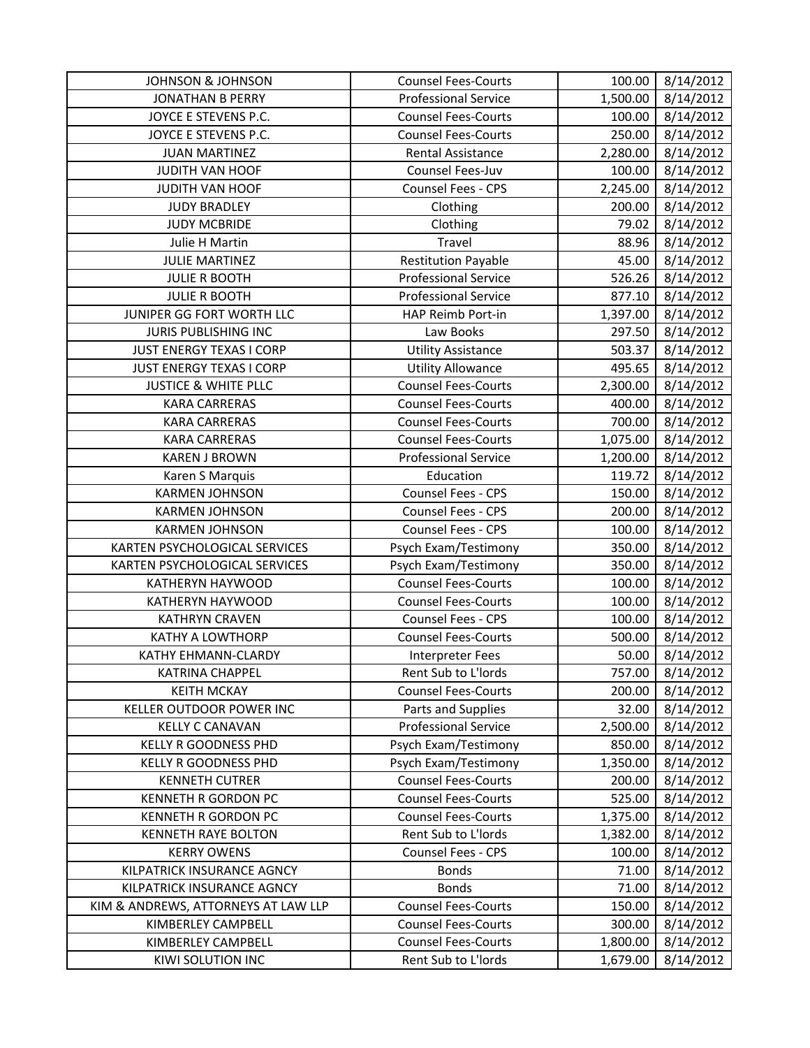| JOHNSON & JOHNSON | Counsel Fees-Courts | 100.00 | 8/14/2012 |
|---|---|---|---|
| JONATHAN B PERRY | Professional Service | 1,500.00 | 8/14/2012 |
| JOYCE E STEVENS P.C. | Counsel Fees-Courts | 100.00 | 8/14/2012 |
| JOYCE E STEVENS P.C. | Counsel Fees-Courts | 250.00 | 8/14/2012 |
| JUAN MARTINEZ | Rental Assistance | 2,280.00 | 8/14/2012 |
| JUDITH VAN HOOF | Counsel Fees-Juv | 100.00 | 8/14/2012 |
| JUDITH VAN HOOF | Counsel Fees - CPS | 2,245.00 | 8/14/2012 |
| JUDY BRADLEY | Clothing | 200.00 | 8/14/2012 |
| JUDY MCBRIDE | Clothing | 79.02 | 8/14/2012 |
| Julie H Martin | Travel | 88.96 | 8/14/2012 |
| JULIE MARTINEZ | Restitution Payable | 45.00 | 8/14/2012 |
| JULIE R BOOTH | Professional Service | 526.26 | 8/14/2012 |
| JULIE R BOOTH | Professional Service | 877.10 | 8/14/2012 |
| JUNIPER GG FORT WORTH LLC | HAP Reimb Port-in | 1,397.00 | 8/14/2012 |
| JURIS PUBLISHING INC | Law Books | 297.50 | 8/14/2012 |
| JUST ENERGY TEXAS I CORP | Utility Assistance | 503.37 | 8/14/2012 |
| JUST ENERGY TEXAS I CORP | Utility Allowance | 495.65 | 8/14/2012 |
| JUSTICE & WHITE PLLC | Counsel Fees-Courts | 2,300.00 | 8/14/2012 |
| KARA CARRERAS | Counsel Fees-Courts | 400.00 | 8/14/2012 |
| KARA CARRERAS | Counsel Fees-Courts | 700.00 | 8/14/2012 |
| KARA CARRERAS | Counsel Fees-Courts | 1,075.00 | 8/14/2012 |
| KAREN J BROWN | Professional Service | 1,200.00 | 8/14/2012 |
| Karen S Marquis | Education | 119.72 | 8/14/2012 |
| KARMEN JOHNSON | Counsel Fees - CPS | 150.00 | 8/14/2012 |
| KARMEN JOHNSON | Counsel Fees - CPS | 200.00 | 8/14/2012 |
| KARMEN JOHNSON | Counsel Fees - CPS | 100.00 | 8/14/2012 |
| KARTEN PSYCHOLOGICAL SERVICES | Psych Exam/Testimony | 350.00 | 8/14/2012 |
| KARTEN PSYCHOLOGICAL SERVICES | Psych Exam/Testimony | 350.00 | 8/14/2012 |
| KATHERYN HAYWOOD | Counsel Fees-Courts | 100.00 | 8/14/2012 |
| KATHERYN HAYWOOD | Counsel Fees-Courts | 100.00 | 8/14/2012 |
| KATHRYN CRAVEN | Counsel Fees - CPS | 100.00 | 8/14/2012 |
| KATHY A LOWTHORP | Counsel Fees-Courts | 500.00 | 8/14/2012 |
| KATHY EHMANN-CLARDY | Interpreter Fees | 50.00 | 8/14/2012 |
| KATRINA CHAPPEL | Rent Sub to L'lords | 757.00 | 8/14/2012 |
| KEITH MCKAY | Counsel Fees-Courts | 200.00 | 8/14/2012 |
| KELLER OUTDOOR POWER INC | Parts and Supplies | 32.00 | 8/14/2012 |
| KELLY C CANAVAN | Professional Service | 2,500.00 | 8/14/2012 |
| KELLY R GOODNESS PHD | Psych Exam/Testimony | 850.00 | 8/14/2012 |
| KELLY R GOODNESS PHD | Psych Exam/Testimony | 1,350.00 | 8/14/2012 |
| KENNETH CUTRER | Counsel Fees-Courts | 200.00 | 8/14/2012 |
| KENNETH R GORDON PC | Counsel Fees-Courts | 525.00 | 8/14/2012 |
| KENNETH R GORDON PC | Counsel Fees-Courts | 1,375.00 | 8/14/2012 |
| KENNETH RAYE BOLTON | Rent Sub to L'lords | 1,382.00 | 8/14/2012 |
| KERRY OWENS | Counsel Fees - CPS | 100.00 | 8/14/2012 |
| KILPATRICK INSURANCE AGNCY | Bonds | 71.00 | 8/14/2012 |
| KILPATRICK INSURANCE AGNCY | Bonds | 71.00 | 8/14/2012 |
| KIM & ANDREWS, ATTORNEYS AT LAW LLP | Counsel Fees-Courts | 150.00 | 8/14/2012 |
| KIMBERLEY CAMPBELL | Counsel Fees-Courts | 300.00 | 8/14/2012 |
| KIMBERLEY CAMPBELL | Counsel Fees-Courts | 1,800.00 | 8/14/2012 |
| KIWI SOLUTION INC | Rent Sub to L'lords | 1,679.00 | 8/14/2012 |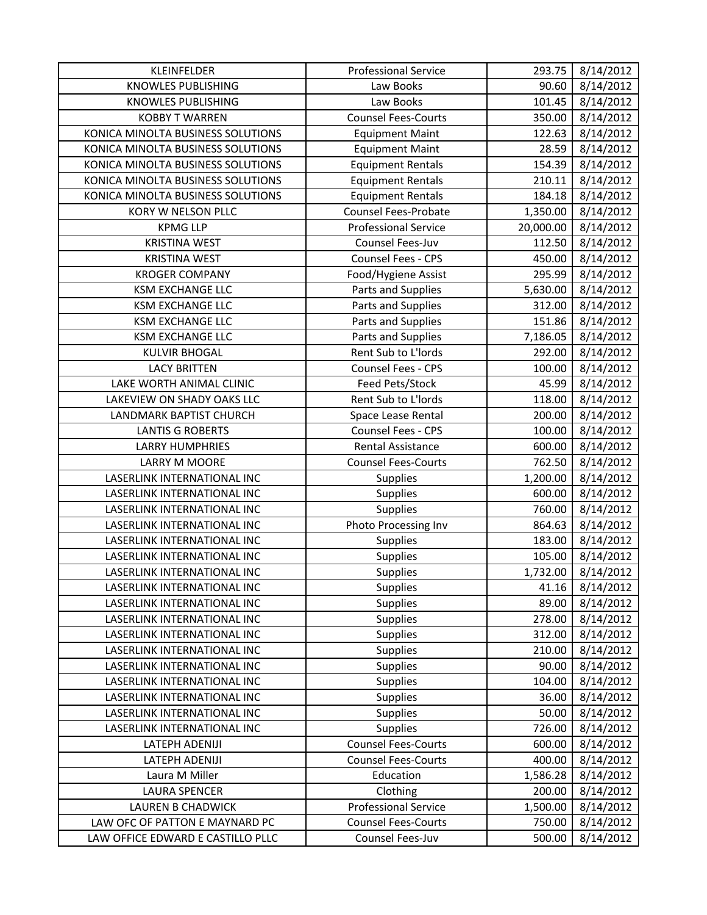| KLEINFELDER | Professional Service | 293.75 | 8/14/2012 |
|---|---|---|---|
| KNOWLES PUBLISHING | Law Books | 90.60 | 8/14/2012 |
| KNOWLES PUBLISHING | Law Books | 101.45 | 8/14/2012 |
| KOBBY T WARREN | Counsel Fees-Courts | 350.00 | 8/14/2012 |
| KONICA MINOLTA BUSINESS SOLUTIONS | Equipment Maint | 122.63 | 8/14/2012 |
| KONICA MINOLTA BUSINESS SOLUTIONS | Equipment Maint | 28.59 | 8/14/2012 |
| KONICA MINOLTA BUSINESS SOLUTIONS | Equipment Rentals | 154.39 | 8/14/2012 |
| KONICA MINOLTA BUSINESS SOLUTIONS | Equipment Rentals | 210.11 | 8/14/2012 |
| KONICA MINOLTA BUSINESS SOLUTIONS | Equipment Rentals | 184.18 | 8/14/2012 |
| KORY W NELSON PLLC | Counsel Fees-Probate | 1,350.00 | 8/14/2012 |
| KPMG LLP | Professional Service | 20,000.00 | 8/14/2012 |
| KRISTINA WEST | Counsel Fees-Juv | 112.50 | 8/14/2012 |
| KRISTINA WEST | Counsel Fees - CPS | 450.00 | 8/14/2012 |
| KROGER COMPANY | Food/Hygiene Assist | 295.99 | 8/14/2012 |
| KSM EXCHANGE LLC | Parts and Supplies | 5,630.00 | 8/14/2012 |
| KSM EXCHANGE LLC | Parts and Supplies | 312.00 | 8/14/2012 |
| KSM EXCHANGE LLC | Parts and Supplies | 151.86 | 8/14/2012 |
| KSM EXCHANGE LLC | Parts and Supplies | 7,186.05 | 8/14/2012 |
| KULVIR BHOGAL | Rent Sub to L'lords | 292.00 | 8/14/2012 |
| LACY BRITTEN | Counsel Fees - CPS | 100.00 | 8/14/2012 |
| LAKE WORTH ANIMAL CLINIC | Feed Pets/Stock | 45.99 | 8/14/2012 |
| LAKEVIEW ON SHADY OAKS LLC | Rent Sub to L'lords | 118.00 | 8/14/2012 |
| LANDMARK BAPTIST CHURCH | Space Lease Rental | 200.00 | 8/14/2012 |
| LANTIS G ROBERTS | Counsel Fees - CPS | 100.00 | 8/14/2012 |
| LARRY HUMPHRIES | Rental Assistance | 600.00 | 8/14/2012 |
| LARRY M MOORE | Counsel Fees-Courts | 762.50 | 8/14/2012 |
| LASERLINK INTERNATIONAL INC | Supplies | 1,200.00 | 8/14/2012 |
| LASERLINK INTERNATIONAL INC | Supplies | 600.00 | 8/14/2012 |
| LASERLINK INTERNATIONAL INC | Supplies | 760.00 | 8/14/2012 |
| LASERLINK INTERNATIONAL INC | Photo Processing Inv | 864.63 | 8/14/2012 |
| LASERLINK INTERNATIONAL INC | Supplies | 183.00 | 8/14/2012 |
| LASERLINK INTERNATIONAL INC | Supplies | 105.00 | 8/14/2012 |
| LASERLINK INTERNATIONAL INC | Supplies | 1,732.00 | 8/14/2012 |
| LASERLINK INTERNATIONAL INC | Supplies | 41.16 | 8/14/2012 |
| LASERLINK INTERNATIONAL INC | Supplies | 89.00 | 8/14/2012 |
| LASERLINK INTERNATIONAL INC | Supplies | 278.00 | 8/14/2012 |
| LASERLINK INTERNATIONAL INC | Supplies | 312.00 | 8/14/2012 |
| LASERLINK INTERNATIONAL INC | Supplies | 210.00 | 8/14/2012 |
| LASERLINK INTERNATIONAL INC | Supplies | 90.00 | 8/14/2012 |
| LASERLINK INTERNATIONAL INC | Supplies | 104.00 | 8/14/2012 |
| LASERLINK INTERNATIONAL INC | Supplies | 36.00 | 8/14/2012 |
| LASERLINK INTERNATIONAL INC | Supplies | 50.00 | 8/14/2012 |
| LASERLINK INTERNATIONAL INC | Supplies | 726.00 | 8/14/2012 |
| LATEPH ADENIJI | Counsel Fees-Courts | 600.00 | 8/14/2012 |
| LATEPH ADENIJI | Counsel Fees-Courts | 400.00 | 8/14/2012 |
| Laura M Miller | Education | 1,586.28 | 8/14/2012 |
| LAURA SPENCER | Clothing | 200.00 | 8/14/2012 |
| LAUREN B CHADWICK | Professional Service | 1,500.00 | 8/14/2012 |
| LAW OFC OF PATTON E MAYNARD PC | Counsel Fees-Courts | 750.00 | 8/14/2012 |
| LAW OFFICE EDWARD E CASTILLO PLLC | Counsel Fees-Juv | 500.00 | 8/14/2012 |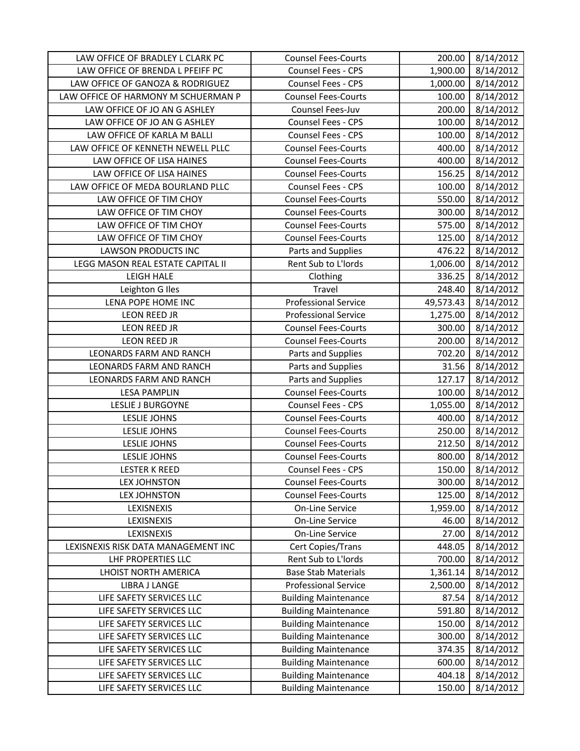| LAW OFFICE OF BRADLEY L CLARK PC | Counsel Fees-Courts | 200.00 | 8/14/2012 |
|---|---|---|---|
| LAW OFFICE OF BRENDA L PFEIFF PC | Counsel Fees - CPS | 1,900.00 | 8/14/2012 |
| LAW OFFICE OF GANOZA & RODRIGUEZ | Counsel Fees - CPS | 1,000.00 | 8/14/2012 |
| LAW OFFICE OF HARMONY M SCHUERMAN P | Counsel Fees-Courts | 100.00 | 8/14/2012 |
| LAW OFFICE OF JO AN G ASHLEY | Counsel Fees-Juv | 200.00 | 8/14/2012 |
| LAW OFFICE OF JO AN G ASHLEY | Counsel Fees - CPS | 100.00 | 8/14/2012 |
| LAW OFFICE OF KARLA M BALLI | Counsel Fees - CPS | 100.00 | 8/14/2012 |
| LAW OFFICE OF KENNETH NEWELL PLLC | Counsel Fees-Courts | 400.00 | 8/14/2012 |
| LAW OFFICE OF LISA HAINES | Counsel Fees-Courts | 400.00 | 8/14/2012 |
| LAW OFFICE OF LISA HAINES | Counsel Fees-Courts | 156.25 | 8/14/2012 |
| LAW OFFICE OF MEDA BOURLAND PLLC | Counsel Fees - CPS | 100.00 | 8/14/2012 |
| LAW OFFICE OF TIM CHOY | Counsel Fees-Courts | 550.00 | 8/14/2012 |
| LAW OFFICE OF TIM CHOY | Counsel Fees-Courts | 300.00 | 8/14/2012 |
| LAW OFFICE OF TIM CHOY | Counsel Fees-Courts | 575.00 | 8/14/2012 |
| LAW OFFICE OF TIM CHOY | Counsel Fees-Courts | 125.00 | 8/14/2012 |
| LAWSON PRODUCTS INC | Parts and Supplies | 476.22 | 8/14/2012 |
| LEGG MASON REAL ESTATE CAPITAL II | Rent Sub to L'lords | 1,006.00 | 8/14/2012 |
| LEIGH HALE | Clothing | 336.25 | 8/14/2012 |
| Leighton G Iles | Travel | 248.40 | 8/14/2012 |
| LENA POPE HOME INC | Professional Service | 49,573.43 | 8/14/2012 |
| LEON REED JR | Professional Service | 1,275.00 | 8/14/2012 |
| LEON REED JR | Counsel Fees-Courts | 300.00 | 8/14/2012 |
| LEON REED JR | Counsel Fees-Courts | 200.00 | 8/14/2012 |
| LEONARDS FARM AND RANCH | Parts and Supplies | 702.20 | 8/14/2012 |
| LEONARDS FARM AND RANCH | Parts and Supplies | 31.56 | 8/14/2012 |
| LEONARDS FARM AND RANCH | Parts and Supplies | 127.17 | 8/14/2012 |
| LESA PAMPLIN | Counsel Fees-Courts | 100.00 | 8/14/2012 |
| LESLIE J BURGOYNE | Counsel Fees - CPS | 1,055.00 | 8/14/2012 |
| LESLIE JOHNS | Counsel Fees-Courts | 400.00 | 8/14/2012 |
| LESLIE JOHNS | Counsel Fees-Courts | 250.00 | 8/14/2012 |
| LESLIE JOHNS | Counsel Fees-Courts | 212.50 | 8/14/2012 |
| LESLIE JOHNS | Counsel Fees-Courts | 800.00 | 8/14/2012 |
| LESTER K REED | Counsel Fees - CPS | 150.00 | 8/14/2012 |
| LEX JOHNSTON | Counsel Fees-Courts | 300.00 | 8/14/2012 |
| LEX JOHNSTON | Counsel Fees-Courts | 125.00 | 8/14/2012 |
| LEXISNEXIS | On-Line Service | 1,959.00 | 8/14/2012 |
| LEXISNEXIS | On-Line Service | 46.00 | 8/14/2012 |
| LEXISNEXIS | On-Line Service | 27.00 | 8/14/2012 |
| LEXISNEXIS RISK DATA MANAGEMENT INC | Cert Copies/Trans | 448.05 | 8/14/2012 |
| LHF PROPERTIES LLC | Rent Sub to L'lords | 700.00 | 8/14/2012 |
| LHOIST NORTH AMERICA | Base Stab Materials | 1,361.14 | 8/14/2012 |
| LIBRA J LANGE | Professional Service | 2,500.00 | 8/14/2012 |
| LIFE SAFETY SERVICES LLC | Building Maintenance | 87.54 | 8/14/2012 |
| LIFE SAFETY SERVICES LLC | Building Maintenance | 591.80 | 8/14/2012 |
| LIFE SAFETY SERVICES LLC | Building Maintenance | 150.00 | 8/14/2012 |
| LIFE SAFETY SERVICES LLC | Building Maintenance | 300.00 | 8/14/2012 |
| LIFE SAFETY SERVICES LLC | Building Maintenance | 374.35 | 8/14/2012 |
| LIFE SAFETY SERVICES LLC | Building Maintenance | 600.00 | 8/14/2012 |
| LIFE SAFETY SERVICES LLC | Building Maintenance | 404.18 | 8/14/2012 |
| LIFE SAFETY SERVICES LLC | Building Maintenance | 150.00 | 8/14/2012 |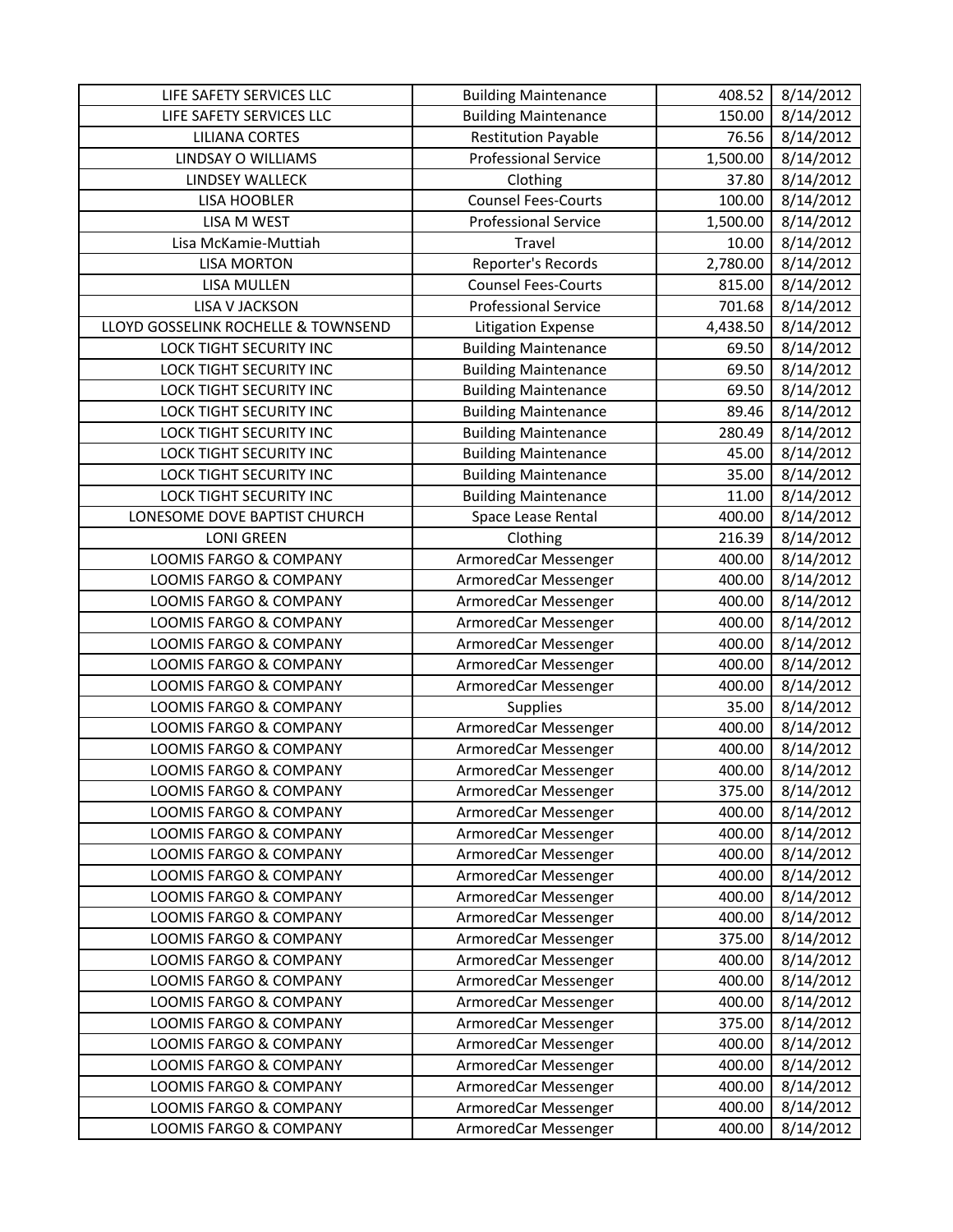| | | | |
|---|---|---|---|
| LIFE SAFETY SERVICES LLC | Building Maintenance | 408.52 | 8/14/2012 |
| LIFE SAFETY SERVICES LLC | Building Maintenance | 150.00 | 8/14/2012 |
| LILIANA CORTES | Restitution Payable | 76.56 | 8/14/2012 |
| LINDSAY O WILLIAMS | Professional Service | 1,500.00 | 8/14/2012 |
| LINDSEY WALLECK | Clothing | 37.80 | 8/14/2012 |
| LISA HOOBLER | Counsel Fees-Courts | 100.00 | 8/14/2012 |
| LISA M WEST | Professional Service | 1,500.00 | 8/14/2012 |
| Lisa McKamie-Muttiah | Travel | 10.00 | 8/14/2012 |
| LISA MORTON | Reporter's Records | 2,780.00 | 8/14/2012 |
| LISA MULLEN | Counsel Fees-Courts | 815.00 | 8/14/2012 |
| LISA V JACKSON | Professional Service | 701.68 | 8/14/2012 |
| LLOYD GOSSELINK ROCHELLE & TOWNSEND | Litigation Expense | 4,438.50 | 8/14/2012 |
| LOCK TIGHT SECURITY INC | Building Maintenance | 69.50 | 8/14/2012 |
| LOCK TIGHT SECURITY INC | Building Maintenance | 69.50 | 8/14/2012 |
| LOCK TIGHT SECURITY INC | Building Maintenance | 69.50 | 8/14/2012 |
| LOCK TIGHT SECURITY INC | Building Maintenance | 89.46 | 8/14/2012 |
| LOCK TIGHT SECURITY INC | Building Maintenance | 280.49 | 8/14/2012 |
| LOCK TIGHT SECURITY INC | Building Maintenance | 45.00 | 8/14/2012 |
| LOCK TIGHT SECURITY INC | Building Maintenance | 35.00 | 8/14/2012 |
| LOCK TIGHT SECURITY INC | Building Maintenance | 11.00 | 8/14/2012 |
| LONESOME DOVE BAPTIST CHURCH | Space Lease Rental | 400.00 | 8/14/2012 |
| LONI GREEN | Clothing | 216.39 | 8/14/2012 |
| LOOMIS FARGO & COMPANY | ArmoredCar Messenger | 400.00 | 8/14/2012 |
| LOOMIS FARGO & COMPANY | ArmoredCar Messenger | 400.00 | 8/14/2012 |
| LOOMIS FARGO & COMPANY | ArmoredCar Messenger | 400.00 | 8/14/2012 |
| LOOMIS FARGO & COMPANY | ArmoredCar Messenger | 400.00 | 8/14/2012 |
| LOOMIS FARGO & COMPANY | ArmoredCar Messenger | 400.00 | 8/14/2012 |
| LOOMIS FARGO & COMPANY | ArmoredCar Messenger | 400.00 | 8/14/2012 |
| LOOMIS FARGO & COMPANY | ArmoredCar Messenger | 400.00 | 8/14/2012 |
| LOOMIS FARGO & COMPANY | Supplies | 35.00 | 8/14/2012 |
| LOOMIS FARGO & COMPANY | ArmoredCar Messenger | 400.00 | 8/14/2012 |
| LOOMIS FARGO & COMPANY | ArmoredCar Messenger | 400.00 | 8/14/2012 |
| LOOMIS FARGO & COMPANY | ArmoredCar Messenger | 400.00 | 8/14/2012 |
| LOOMIS FARGO & COMPANY | ArmoredCar Messenger | 375.00 | 8/14/2012 |
| LOOMIS FARGO & COMPANY | ArmoredCar Messenger | 400.00 | 8/14/2012 |
| LOOMIS FARGO & COMPANY | ArmoredCar Messenger | 400.00 | 8/14/2012 |
| LOOMIS FARGO & COMPANY | ArmoredCar Messenger | 400.00 | 8/14/2012 |
| LOOMIS FARGO & COMPANY | ArmoredCar Messenger | 400.00 | 8/14/2012 |
| LOOMIS FARGO & COMPANY | ArmoredCar Messenger | 400.00 | 8/14/2012 |
| LOOMIS FARGO & COMPANY | ArmoredCar Messenger | 400.00 | 8/14/2012 |
| LOOMIS FARGO & COMPANY | ArmoredCar Messenger | 375.00 | 8/14/2012 |
| LOOMIS FARGO & COMPANY | ArmoredCar Messenger | 400.00 | 8/14/2012 |
| LOOMIS FARGO & COMPANY | ArmoredCar Messenger | 400.00 | 8/14/2012 |
| LOOMIS FARGO & COMPANY | ArmoredCar Messenger | 400.00 | 8/14/2012 |
| LOOMIS FARGO & COMPANY | ArmoredCar Messenger | 375.00 | 8/14/2012 |
| LOOMIS FARGO & COMPANY | ArmoredCar Messenger | 400.00 | 8/14/2012 |
| LOOMIS FARGO & COMPANY | ArmoredCar Messenger | 400.00 | 8/14/2012 |
| LOOMIS FARGO & COMPANY | ArmoredCar Messenger | 400.00 | 8/14/2012 |
| LOOMIS FARGO & COMPANY | ArmoredCar Messenger | 400.00 | 8/14/2012 |
| LOOMIS FARGO & COMPANY | ArmoredCar Messenger | 400.00 | 8/14/2012 |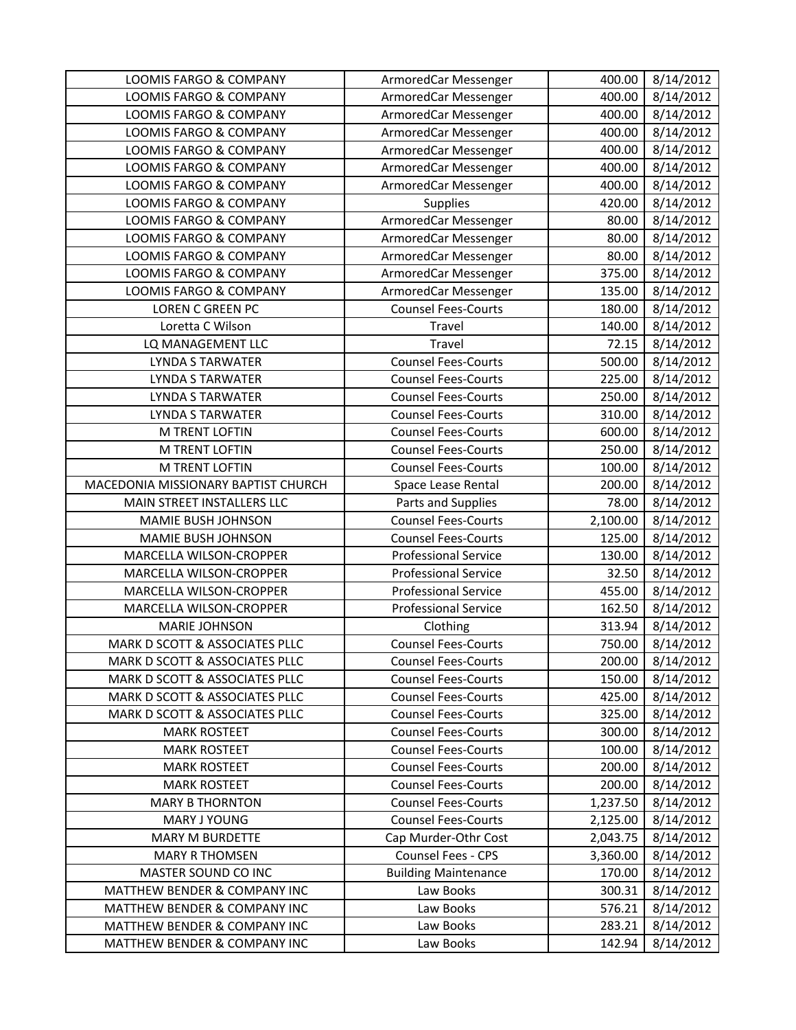| LOOMIS FARGO & COMPANY | ArmoredCar Messenger | 400.00 | 8/14/2012 |
|---|---|---|---|
| LOOMIS FARGO & COMPANY | ArmoredCar Messenger | 400.00 | 8/14/2012 |
| LOOMIS FARGO & COMPANY | ArmoredCar Messenger | 400.00 | 8/14/2012 |
| LOOMIS FARGO & COMPANY | ArmoredCar Messenger | 400.00 | 8/14/2012 |
| LOOMIS FARGO & COMPANY | ArmoredCar Messenger | 400.00 | 8/14/2012 |
| LOOMIS FARGO & COMPANY | ArmoredCar Messenger | 400.00 | 8/14/2012 |
| LOOMIS FARGO & COMPANY | ArmoredCar Messenger | 400.00 | 8/14/2012 |
| LOOMIS FARGO & COMPANY | Supplies | 420.00 | 8/14/2012 |
| LOOMIS FARGO & COMPANY | ArmoredCar Messenger | 80.00 | 8/14/2012 |
| LOOMIS FARGO & COMPANY | ArmoredCar Messenger | 80.00 | 8/14/2012 |
| LOOMIS FARGO & COMPANY | ArmoredCar Messenger | 80.00 | 8/14/2012 |
| LOOMIS FARGO & COMPANY | ArmoredCar Messenger | 375.00 | 8/14/2012 |
| LOOMIS FARGO & COMPANY | ArmoredCar Messenger | 135.00 | 8/14/2012 |
| LOREN C GREEN PC | Counsel Fees-Courts | 180.00 | 8/14/2012 |
| Loretta C Wilson | Travel | 140.00 | 8/14/2012 |
| LQ MANAGEMENT LLC | Travel | 72.15 | 8/14/2012 |
| LYNDA S TARWATER | Counsel Fees-Courts | 500.00 | 8/14/2012 |
| LYNDA S TARWATER | Counsel Fees-Courts | 225.00 | 8/14/2012 |
| LYNDA S TARWATER | Counsel Fees-Courts | 250.00 | 8/14/2012 |
| LYNDA S TARWATER | Counsel Fees-Courts | 310.00 | 8/14/2012 |
| M TRENT LOFTIN | Counsel Fees-Courts | 600.00 | 8/14/2012 |
| M TRENT LOFTIN | Counsel Fees-Courts | 250.00 | 8/14/2012 |
| M TRENT LOFTIN | Counsel Fees-Courts | 100.00 | 8/14/2012 |
| MACEDONIA MISSIONARY BAPTIST CHURCH | Space Lease Rental | 200.00 | 8/14/2012 |
| MAIN STREET INSTALLERS LLC | Parts and Supplies | 78.00 | 8/14/2012 |
| MAMIE BUSH JOHNSON | Counsel Fees-Courts | 2,100.00 | 8/14/2012 |
| MAMIE BUSH JOHNSON | Counsel Fees-Courts | 125.00 | 8/14/2012 |
| MARCELLA WILSON-CROPPER | Professional Service | 130.00 | 8/14/2012 |
| MARCELLA WILSON-CROPPER | Professional Service | 32.50 | 8/14/2012 |
| MARCELLA WILSON-CROPPER | Professional Service | 455.00 | 8/14/2012 |
| MARCELLA WILSON-CROPPER | Professional Service | 162.50 | 8/14/2012 |
| MARIE JOHNSON | Clothing | 313.94 | 8/14/2012 |
| MARK D SCOTT & ASSOCIATES PLLC | Counsel Fees-Courts | 750.00 | 8/14/2012 |
| MARK D SCOTT & ASSOCIATES PLLC | Counsel Fees-Courts | 200.00 | 8/14/2012 |
| MARK D SCOTT & ASSOCIATES PLLC | Counsel Fees-Courts | 150.00 | 8/14/2012 |
| MARK D SCOTT & ASSOCIATES PLLC | Counsel Fees-Courts | 425.00 | 8/14/2012 |
| MARK D SCOTT & ASSOCIATES PLLC | Counsel Fees-Courts | 325.00 | 8/14/2012 |
| MARK ROSTEET | Counsel Fees-Courts | 300.00 | 8/14/2012 |
| MARK ROSTEET | Counsel Fees-Courts | 100.00 | 8/14/2012 |
| MARK ROSTEET | Counsel Fees-Courts | 200.00 | 8/14/2012 |
| MARK ROSTEET | Counsel Fees-Courts | 200.00 | 8/14/2012 |
| MARY B THORNTON | Counsel Fees-Courts | 1,237.50 | 8/14/2012 |
| MARY J YOUNG | Counsel Fees-Courts | 2,125.00 | 8/14/2012 |
| MARY M BURDETTE | Cap Murder-Othr Cost | 2,043.75 | 8/14/2012 |
| MARY R THOMSEN | Counsel Fees - CPS | 3,360.00 | 8/14/2012 |
| MASTER SOUND CO INC | Building Maintenance | 170.00 | 8/14/2012 |
| MATTHEW BENDER & COMPANY INC | Law Books | 300.31 | 8/14/2012 |
| MATTHEW BENDER & COMPANY INC | Law Books | 576.21 | 8/14/2012 |
| MATTHEW BENDER & COMPANY INC | Law Books | 283.21 | 8/14/2012 |
| MATTHEW BENDER & COMPANY INC | Law Books | 142.94 | 8/14/2012 |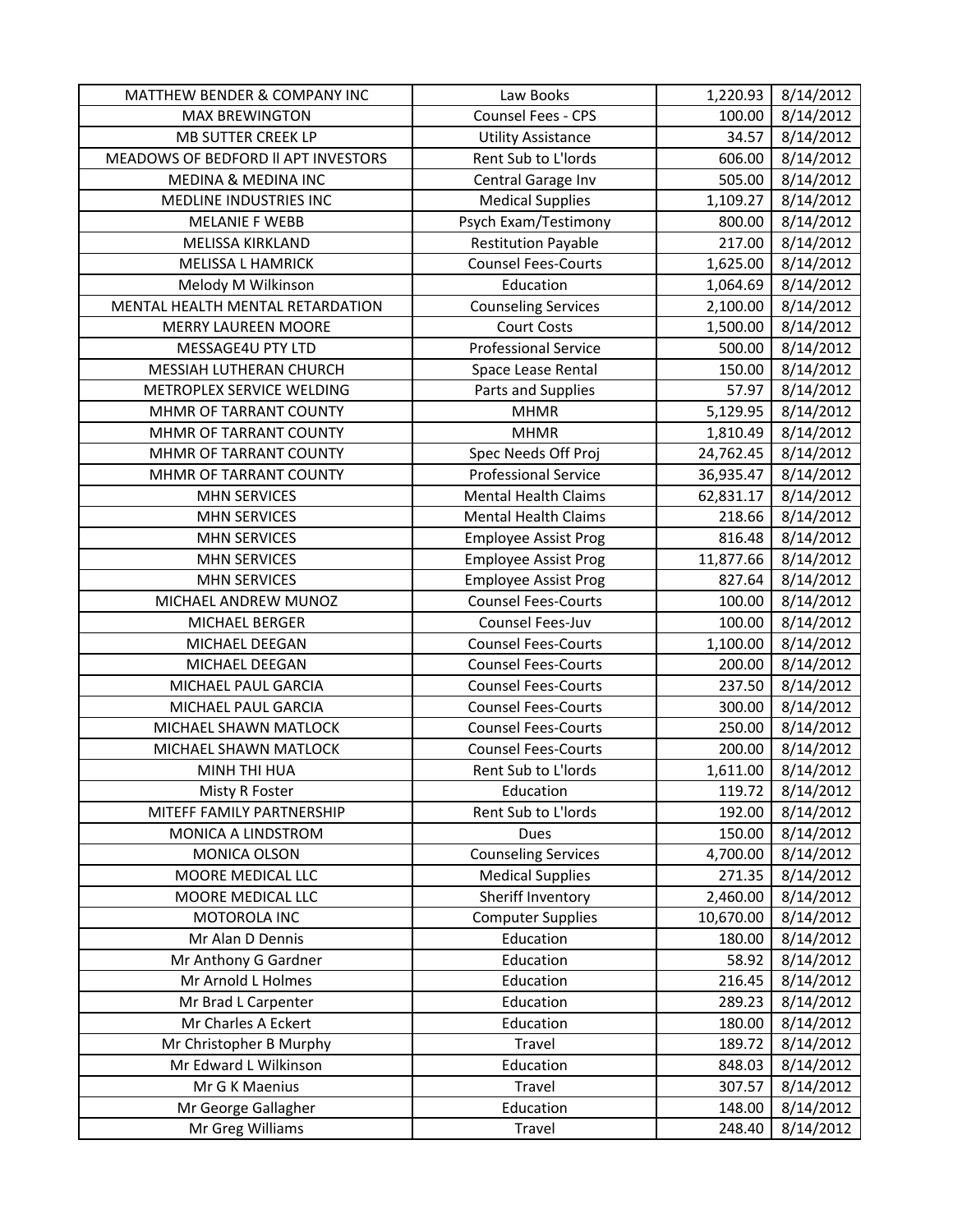| MATTHEW BENDER & COMPANY INC | Law Books | 1,220.93 | 8/14/2012 |
|---|---|---|---|
| MAX BREWINGTON | Counsel Fees - CPS | 100.00 | 8/14/2012 |
| MB SUTTER CREEK LP | Utility Assistance | 34.57 | 8/14/2012 |
| MEADOWS OF BEDFORD ll APT INVESTORS | Rent Sub to L'lords | 606.00 | 8/14/2012 |
| MEDINA & MEDINA INC | Central Garage Inv | 505.00 | 8/14/2012 |
| MEDLINE INDUSTRIES INC | Medical Supplies | 1,109.27 | 8/14/2012 |
| MELANIE F WEBB | Psych Exam/Testimony | 800.00 | 8/14/2012 |
| MELISSA KIRKLAND | Restitution Payable | 217.00 | 8/14/2012 |
| MELISSA L HAMRICK | Counsel Fees-Courts | 1,625.00 | 8/14/2012 |
| Melody M Wilkinson | Education | 1,064.69 | 8/14/2012 |
| MENTAL HEALTH MENTAL RETARDATION | Counseling Services | 2,100.00 | 8/14/2012 |
| MERRY LAUREEN MOORE | Court Costs | 1,500.00 | 8/14/2012 |
| MESSAGE4U PTY LTD | Professional Service | 500.00 | 8/14/2012 |
| MESSIAH LUTHERAN CHURCH | Space Lease Rental | 150.00 | 8/14/2012 |
| METROPLEX SERVICE WELDING | Parts and Supplies | 57.97 | 8/14/2012 |
| MHMR OF TARRANT COUNTY | MHMR | 5,129.95 | 8/14/2012 |
| MHMR OF TARRANT COUNTY | MHMR | 1,810.49 | 8/14/2012 |
| MHMR OF TARRANT COUNTY | Spec Needs Off Proj | 24,762.45 | 8/14/2012 |
| MHMR OF TARRANT COUNTY | Professional Service | 36,935.47 | 8/14/2012 |
| MHN SERVICES | Mental Health Claims | 62,831.17 | 8/14/2012 |
| MHN SERVICES | Mental Health Claims | 218.66 | 8/14/2012 |
| MHN SERVICES | Employee Assist Prog | 816.48 | 8/14/2012 |
| MHN SERVICES | Employee Assist Prog | 11,877.66 | 8/14/2012 |
| MHN SERVICES | Employee Assist Prog | 827.64 | 8/14/2012 |
| MICHAEL ANDREW MUNOZ | Counsel Fees-Courts | 100.00 | 8/14/2012 |
| MICHAEL BERGER | Counsel Fees-Juv | 100.00 | 8/14/2012 |
| MICHAEL DEEGAN | Counsel Fees-Courts | 1,100.00 | 8/14/2012 |
| MICHAEL DEEGAN | Counsel Fees-Courts | 200.00 | 8/14/2012 |
| MICHAEL PAUL GARCIA | Counsel Fees-Courts | 237.50 | 8/14/2012 |
| MICHAEL PAUL GARCIA | Counsel Fees-Courts | 300.00 | 8/14/2012 |
| MICHAEL SHAWN MATLOCK | Counsel Fees-Courts | 250.00 | 8/14/2012 |
| MICHAEL SHAWN MATLOCK | Counsel Fees-Courts | 200.00 | 8/14/2012 |
| MINH THI HUA | Rent Sub to L'lords | 1,611.00 | 8/14/2012 |
| Misty R Foster | Education | 119.72 | 8/14/2012 |
| MITEFF FAMILY PARTNERSHIP | Rent Sub to L'lords | 192.00 | 8/14/2012 |
| MONICA A LINDSTROM | Dues | 150.00 | 8/14/2012 |
| MONICA OLSON | Counseling Services | 4,700.00 | 8/14/2012 |
| MOORE MEDICAL LLC | Medical Supplies | 271.35 | 8/14/2012 |
| MOORE MEDICAL LLC | Sheriff Inventory | 2,460.00 | 8/14/2012 |
| MOTOROLA INC | Computer Supplies | 10,670.00 | 8/14/2012 |
| Mr Alan D Dennis | Education | 180.00 | 8/14/2012 |
| Mr Anthony G Gardner | Education | 58.92 | 8/14/2012 |
| Mr Arnold L Holmes | Education | 216.45 | 8/14/2012 |
| Mr Brad L Carpenter | Education | 289.23 | 8/14/2012 |
| Mr Charles A Eckert | Education | 180.00 | 8/14/2012 |
| Mr Christopher B Murphy | Travel | 189.72 | 8/14/2012 |
| Mr Edward L Wilkinson | Education | 848.03 | 8/14/2012 |
| Mr G K Maenius | Travel | 307.57 | 8/14/2012 |
| Mr George Gallagher | Education | 148.00 | 8/14/2012 |
| Mr Greg Williams | Travel | 248.40 | 8/14/2012 |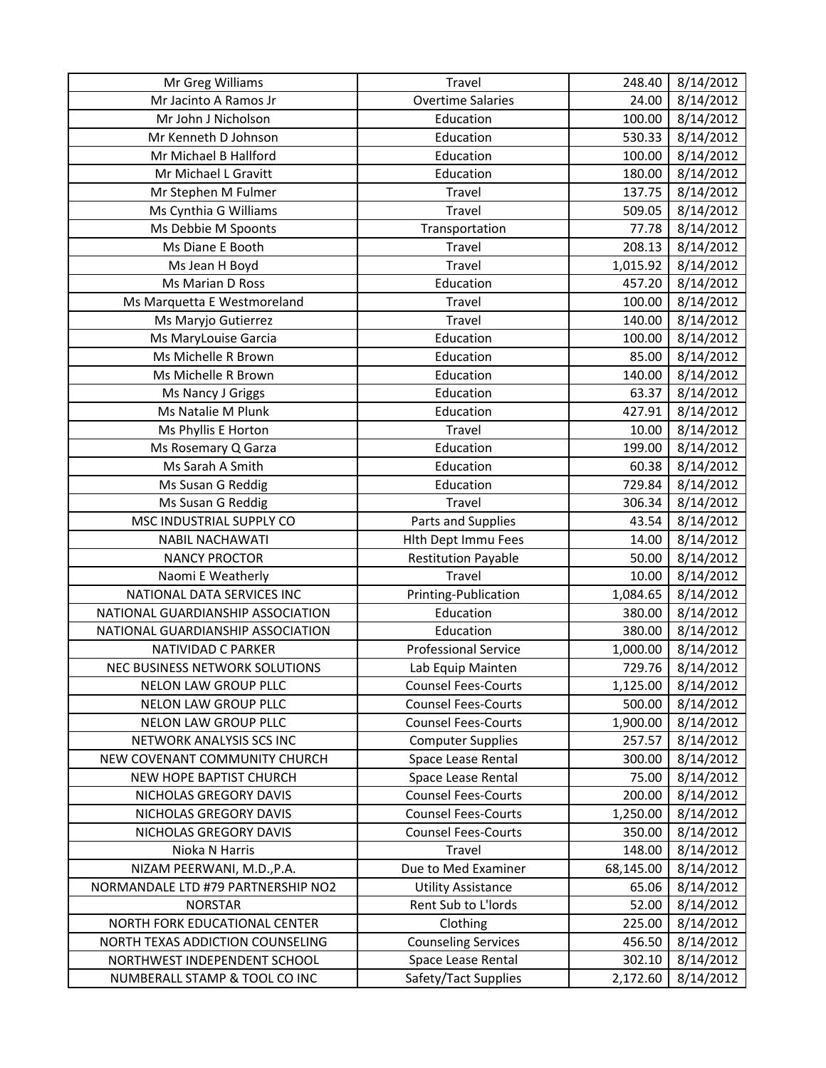| Mr Greg Williams | Travel | 248.40 | 8/14/2012 |
|---|---|---|---|
| Mr Jacinto A Ramos Jr | Overtime Salaries | 24.00 | 8/14/2012 |
| Mr John J Nicholson | Education | 100.00 | 8/14/2012 |
| Mr Kenneth D Johnson | Education | 530.33 | 8/14/2012 |
| Mr Michael B Hallford | Education | 100.00 | 8/14/2012 |
| Mr Michael L Gravitt | Education | 180.00 | 8/14/2012 |
| Mr Stephen M Fulmer | Travel | 137.75 | 8/14/2012 |
| Ms Cynthia G Williams | Travel | 509.05 | 8/14/2012 |
| Ms Debbie M Spoonts | Transportation | 77.78 | 8/14/2012 |
| Ms Diane E Booth | Travel | 208.13 | 8/14/2012 |
| Ms Jean H Boyd | Travel | 1,015.92 | 8/14/2012 |
| Ms Marian D Ross | Education | 457.20 | 8/14/2012 |
| Ms Marquetta E Westmoreland | Travel | 100.00 | 8/14/2012 |
| Ms Maryjo Gutierrez | Travel | 140.00 | 8/14/2012 |
| Ms MaryLouise Garcia | Education | 100.00 | 8/14/2012 |
| Ms Michelle R Brown | Education | 85.00 | 8/14/2012 |
| Ms Michelle R Brown | Education | 140.00 | 8/14/2012 |
| Ms Nancy J Griggs | Education | 63.37 | 8/14/2012 |
| Ms Natalie M Plunk | Education | 427.91 | 8/14/2012 |
| Ms Phyllis E Horton | Travel | 10.00 | 8/14/2012 |
| Ms Rosemary Q Garza | Education | 199.00 | 8/14/2012 |
| Ms Sarah A Smith | Education | 60.38 | 8/14/2012 |
| Ms Susan G Reddig | Education | 729.84 | 8/14/2012 |
| Ms Susan G Reddig | Travel | 306.34 | 8/14/2012 |
| MSC INDUSTRIAL SUPPLY CO | Parts and Supplies | 43.54 | 8/14/2012 |
| NABIL NACHAWATI | Hlth Dept Immu Fees | 14.00 | 8/14/2012 |
| NANCY PROCTOR | Restitution Payable | 50.00 | 8/14/2012 |
| Naomi E Weatherly | Travel | 10.00 | 8/14/2012 |
| NATIONAL DATA SERVICES INC | Printing-Publication | 1,084.65 | 8/14/2012 |
| NATIONAL GUARDIANSHIP ASSOCIATION | Education | 380.00 | 8/14/2012 |
| NATIONAL GUARDIANSHIP ASSOCIATION | Education | 380.00 | 8/14/2012 |
| NATIVIDAD C PARKER | Professional Service | 1,000.00 | 8/14/2012 |
| NEC BUSINESS NETWORK SOLUTIONS | Lab Equip Mainten | 729.76 | 8/14/2012 |
| NELON LAW GROUP PLLC | Counsel Fees-Courts | 1,125.00 | 8/14/2012 |
| NELON LAW GROUP PLLC | Counsel Fees-Courts | 500.00 | 8/14/2012 |
| NELON LAW GROUP PLLC | Counsel Fees-Courts | 1,900.00 | 8/14/2012 |
| NETWORK ANALYSIS SCS INC | Computer Supplies | 257.57 | 8/14/2012 |
| NEW COVENANT COMMUNITY CHURCH | Space Lease Rental | 300.00 | 8/14/2012 |
| NEW HOPE BAPTIST CHURCH | Space Lease Rental | 75.00 | 8/14/2012 |
| NICHOLAS GREGORY DAVIS | Counsel Fees-Courts | 200.00 | 8/14/2012 |
| NICHOLAS GREGORY DAVIS | Counsel Fees-Courts | 1,250.00 | 8/14/2012 |
| NICHOLAS GREGORY DAVIS | Counsel Fees-Courts | 350.00 | 8/14/2012 |
| Nioka N Harris | Travel | 148.00 | 8/14/2012 |
| NIZAM PEERWANI, M.D.,P.A. | Due to Med Examiner | 68,145.00 | 8/14/2012 |
| NORMANDALE LTD #79 PARTNERSHIP NO2 | Utility Assistance | 65.06 | 8/14/2012 |
| NORSTAR | Rent Sub to L'lords | 52.00 | 8/14/2012 |
| NORTH FORK EDUCATIONAL CENTER | Clothing | 225.00 | 8/14/2012 |
| NORTH TEXAS ADDICTION COUNSELING | Counseling Services | 456.50 | 8/14/2012 |
| NORTHWEST INDEPENDENT SCHOOL | Space Lease Rental | 302.10 | 8/14/2012 |
| NUMBERALL STAMP & TOOL CO INC | Safety/Tact Supplies | 2,172.60 | 8/14/2012 |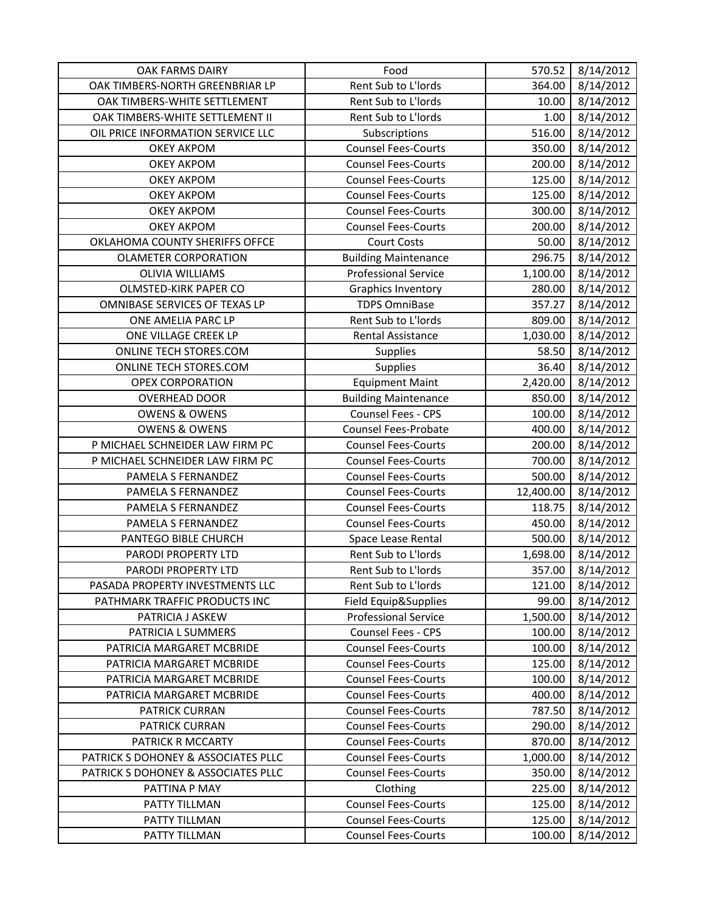| | | | |
|---|---|---|---|
| OAK FARMS DAIRY | Food | 570.52 | 8/14/2012 |
| OAK TIMBERS-NORTH GREENBRIAR LP | Rent Sub to L'lords | 364.00 | 8/14/2012 |
| OAK TIMBERS-WHITE SETTLEMENT | Rent Sub to L'lords | 10.00 | 8/14/2012 |
| OAK TIMBERS-WHITE SETTLEMENT II | Rent Sub to L'lords | 1.00 | 8/14/2012 |
| OIL PRICE INFORMATION SERVICE LLC | Subscriptions | 516.00 | 8/14/2012 |
| OKEY AKPOM | Counsel Fees-Courts | 350.00 | 8/14/2012 |
| OKEY AKPOM | Counsel Fees-Courts | 200.00 | 8/14/2012 |
| OKEY AKPOM | Counsel Fees-Courts | 125.00 | 8/14/2012 |
| OKEY AKPOM | Counsel Fees-Courts | 125.00 | 8/14/2012 |
| OKEY AKPOM | Counsel Fees-Courts | 300.00 | 8/14/2012 |
| OKEY AKPOM | Counsel Fees-Courts | 200.00 | 8/14/2012 |
| OKLAHOMA COUNTY SHERIFFS OFFCE | Court Costs | 50.00 | 8/14/2012 |
| OLAMETER CORPORATION | Building Maintenance | 296.75 | 8/14/2012 |
| OLIVIA WILLIAMS | Professional Service | 1,100.00 | 8/14/2012 |
| OLMSTED-KIRK PAPER CO | Graphics Inventory | 280.00 | 8/14/2012 |
| OMNIBASE SERVICES OF TEXAS LP | TDPS OmniBase | 357.27 | 8/14/2012 |
| ONE AMELIA PARC LP | Rent Sub to L'lords | 809.00 | 8/14/2012 |
| ONE VILLAGE CREEK LP | Rental Assistance | 1,030.00 | 8/14/2012 |
| ONLINE TECH STORES.COM | Supplies | 58.50 | 8/14/2012 |
| ONLINE TECH STORES.COM | Supplies | 36.40 | 8/14/2012 |
| OPEX CORPORATION | Equipment Maint | 2,420.00 | 8/14/2012 |
| OVERHEAD DOOR | Building Maintenance | 850.00 | 8/14/2012 |
| OWENS & OWENS | Counsel Fees - CPS | 100.00 | 8/14/2012 |
| OWENS & OWENS | Counsel Fees-Probate | 400.00 | 8/14/2012 |
| P MICHAEL SCHNEIDER LAW FIRM PC | Counsel Fees-Courts | 200.00 | 8/14/2012 |
| P MICHAEL SCHNEIDER LAW FIRM PC | Counsel Fees-Courts | 700.00 | 8/14/2012 |
| PAMELA S FERNANDEZ | Counsel Fees-Courts | 500.00 | 8/14/2012 |
| PAMELA S FERNANDEZ | Counsel Fees-Courts | 12,400.00 | 8/14/2012 |
| PAMELA S FERNANDEZ | Counsel Fees-Courts | 118.75 | 8/14/2012 |
| PAMELA S FERNANDEZ | Counsel Fees-Courts | 450.00 | 8/14/2012 |
| PANTEGO BIBLE CHURCH | Space Lease Rental | 500.00 | 8/14/2012 |
| PARODI PROPERTY LTD | Rent Sub to L'lords | 1,698.00 | 8/14/2012 |
| PARODI PROPERTY LTD | Rent Sub to L'lords | 357.00 | 8/14/2012 |
| PASADA PROPERTY INVESTMENTS LLC | Rent Sub to L'lords | 121.00 | 8/14/2012 |
| PATHMARK TRAFFIC PRODUCTS INC | Field Equip&Supplies | 99.00 | 8/14/2012 |
| PATRICIA J ASKEW | Professional Service | 1,500.00 | 8/14/2012 |
| PATRICIA L SUMMERS | Counsel Fees - CPS | 100.00 | 8/14/2012 |
| PATRICIA MARGARET MCBRIDE | Counsel Fees-Courts | 100.00 | 8/14/2012 |
| PATRICIA MARGARET MCBRIDE | Counsel Fees-Courts | 125.00 | 8/14/2012 |
| PATRICIA MARGARET MCBRIDE | Counsel Fees-Courts | 100.00 | 8/14/2012 |
| PATRICIA MARGARET MCBRIDE | Counsel Fees-Courts | 400.00 | 8/14/2012 |
| PATRICK CURRAN | Counsel Fees-Courts | 787.50 | 8/14/2012 |
| PATRICK CURRAN | Counsel Fees-Courts | 290.00 | 8/14/2012 |
| PATRICK R MCCARTY | Counsel Fees-Courts | 870.00 | 8/14/2012 |
| PATRICK S DOHONEY & ASSOCIATES PLLC | Counsel Fees-Courts | 1,000.00 | 8/14/2012 |
| PATRICK S DOHONEY & ASSOCIATES PLLC | Counsel Fees-Courts | 350.00 | 8/14/2012 |
| PATTINA P MAY | Clothing | 225.00 | 8/14/2012 |
| PATTY TILLMAN | Counsel Fees-Courts | 125.00 | 8/14/2012 |
| PATTY TILLMAN | Counsel Fees-Courts | 125.00 | 8/14/2012 |
| PATTY TILLMAN | Counsel Fees-Courts | 100.00 | 8/14/2012 |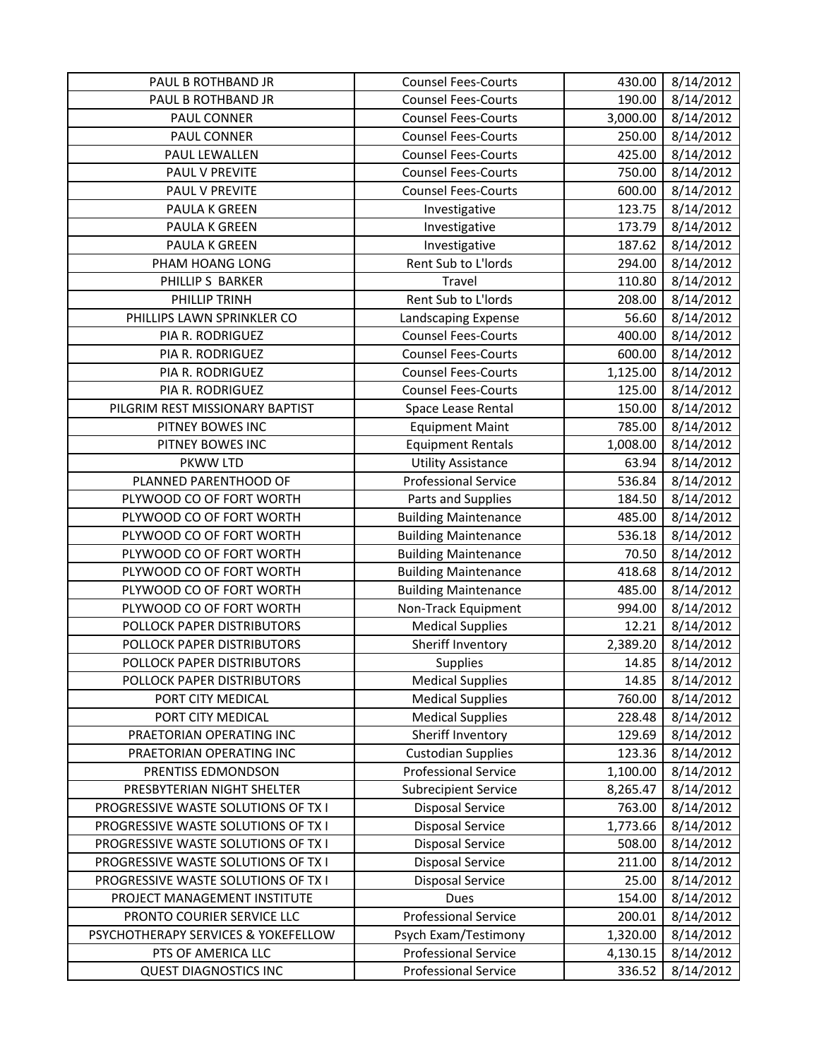| | | | |
|---|---|---|---|
| PAUL B ROTHBAND JR | Counsel Fees-Courts | 430.00 | 8/14/2012 |
| PAUL B ROTHBAND JR | Counsel Fees-Courts | 190.00 | 8/14/2012 |
| PAUL CONNER | Counsel Fees-Courts | 3,000.00 | 8/14/2012 |
| PAUL CONNER | Counsel Fees-Courts | 250.00 | 8/14/2012 |
| PAUL LEWALLEN | Counsel Fees-Courts | 425.00 | 8/14/2012 |
| PAUL V PREVITE | Counsel Fees-Courts | 750.00 | 8/14/2012 |
| PAUL V PREVITE | Counsel Fees-Courts | 600.00 | 8/14/2012 |
| PAULA K GREEN | Investigative | 123.75 | 8/14/2012 |
| PAULA K GREEN | Investigative | 173.79 | 8/14/2012 |
| PAULA K GREEN | Investigative | 187.62 | 8/14/2012 |
| PHAM HOANG LONG | Rent Sub to L'lords | 294.00 | 8/14/2012 |
| PHILLIP S BARKER | Travel | 110.80 | 8/14/2012 |
| PHILLIP TRINH | Rent Sub to L'lords | 208.00 | 8/14/2012 |
| PHILLIPS LAWN SPRINKLER CO | Landscaping Expense | 56.60 | 8/14/2012 |
| PIA R. RODRIGUEZ | Counsel Fees-Courts | 400.00 | 8/14/2012 |
| PIA R. RODRIGUEZ | Counsel Fees-Courts | 600.00 | 8/14/2012 |
| PIA R. RODRIGUEZ | Counsel Fees-Courts | 1,125.00 | 8/14/2012 |
| PIA R. RODRIGUEZ | Counsel Fees-Courts | 125.00 | 8/14/2012 |
| PILGRIM REST MISSIONARY BAPTIST | Space Lease Rental | 150.00 | 8/14/2012 |
| PITNEY BOWES INC | Equipment Maint | 785.00 | 8/14/2012 |
| PITNEY BOWES INC | Equipment Rentals | 1,008.00 | 8/14/2012 |
| PKWW LTD | Utility Assistance | 63.94 | 8/14/2012 |
| PLANNED PARENTHOOD OF | Professional Service | 536.84 | 8/14/2012 |
| PLYWOOD CO OF FORT WORTH | Parts and Supplies | 184.50 | 8/14/2012 |
| PLYWOOD CO OF FORT WORTH | Building Maintenance | 485.00 | 8/14/2012 |
| PLYWOOD CO OF FORT WORTH | Building Maintenance | 536.18 | 8/14/2012 |
| PLYWOOD CO OF FORT WORTH | Building Maintenance | 70.50 | 8/14/2012 |
| PLYWOOD CO OF FORT WORTH | Building Maintenance | 418.68 | 8/14/2012 |
| PLYWOOD CO OF FORT WORTH | Building Maintenance | 485.00 | 8/14/2012 |
| PLYWOOD CO OF FORT WORTH | Non-Track Equipment | 994.00 | 8/14/2012 |
| POLLOCK PAPER DISTRIBUTORS | Medical Supplies | 12.21 | 8/14/2012 |
| POLLOCK PAPER DISTRIBUTORS | Sheriff Inventory | 2,389.20 | 8/14/2012 |
| POLLOCK PAPER DISTRIBUTORS | Supplies | 14.85 | 8/14/2012 |
| POLLOCK PAPER DISTRIBUTORS | Medical Supplies | 14.85 | 8/14/2012 |
| PORT CITY MEDICAL | Medical Supplies | 760.00 | 8/14/2012 |
| PORT CITY MEDICAL | Medical Supplies | 228.48 | 8/14/2012 |
| PRAETORIAN OPERATING INC | Sheriff Inventory | 129.69 | 8/14/2012 |
| PRAETORIAN OPERATING INC | Custodian Supplies | 123.36 | 8/14/2012 |
| PRENTISS EDMONDSON | Professional Service | 1,100.00 | 8/14/2012 |
| PRESBYTERIAN NIGHT SHELTER | Subrecipient Service | 8,265.47 | 8/14/2012 |
| PROGRESSIVE WASTE SOLUTIONS OF TX I | Disposal Service | 763.00 | 8/14/2012 |
| PROGRESSIVE WASTE SOLUTIONS OF TX I | Disposal Service | 1,773.66 | 8/14/2012 |
| PROGRESSIVE WASTE SOLUTIONS OF TX I | Disposal Service | 508.00 | 8/14/2012 |
| PROGRESSIVE WASTE SOLUTIONS OF TX I | Disposal Service | 211.00 | 8/14/2012 |
| PROGRESSIVE WASTE SOLUTIONS OF TX I | Disposal Service | 25.00 | 8/14/2012 |
| PROJECT MANAGEMENT INSTITUTE | Dues | 154.00 | 8/14/2012 |
| PRONTO COURIER SERVICE LLC | Professional Service | 200.01 | 8/14/2012 |
| PSYCHOTHERAPY SERVICES & YOKEFELLOW | Psych Exam/Testimony | 1,320.00 | 8/14/2012 |
| PTS OF AMERICA LLC | Professional Service | 4,130.15 | 8/14/2012 |
| QUEST DIAGNOSTICS INC | Professional Service | 336.52 | 8/14/2012 |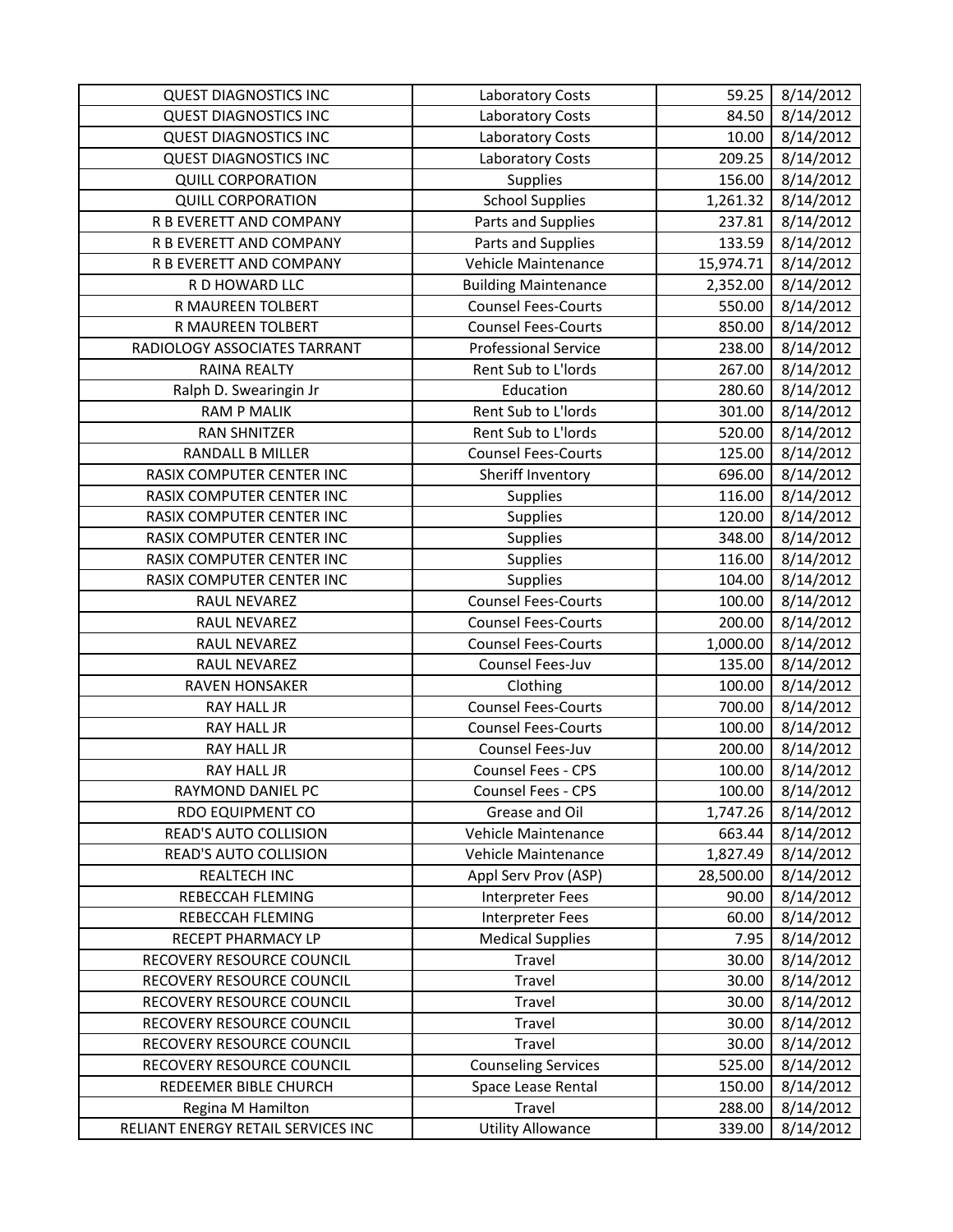| QUEST DIAGNOSTICS INC | Laboratory Costs | 59.25 | 8/14/2012 |
|---|---|---|---|
| QUEST DIAGNOSTICS INC | Laboratory Costs | 84.50 | 8/14/2012 |
| QUEST DIAGNOSTICS INC | Laboratory Costs | 10.00 | 8/14/2012 |
| QUEST DIAGNOSTICS INC | Laboratory Costs | 209.25 | 8/14/2012 |
| QUILL CORPORATION | Supplies | 156.00 | 8/14/2012 |
| QUILL CORPORATION | School Supplies | 1,261.32 | 8/14/2012 |
| R B EVERETT AND COMPANY | Parts and Supplies | 237.81 | 8/14/2012 |
| R B EVERETT AND COMPANY | Parts and Supplies | 133.59 | 8/14/2012 |
| R B EVERETT AND COMPANY | Vehicle Maintenance | 15,974.71 | 8/14/2012 |
| R D HOWARD LLC | Building Maintenance | 2,352.00 | 8/14/2012 |
| R MAUREEN TOLBERT | Counsel Fees-Courts | 550.00 | 8/14/2012 |
| R MAUREEN TOLBERT | Counsel Fees-Courts | 850.00 | 8/14/2012 |
| RADIOLOGY ASSOCIATES TARRANT | Professional Service | 238.00 | 8/14/2012 |
| RAINA REALTY | Rent Sub to L'lords | 267.00 | 8/14/2012 |
| Ralph D. Swearingin Jr | Education | 280.60 | 8/14/2012 |
| RAM P MALIK | Rent Sub to L'lords | 301.00 | 8/14/2012 |
| RAN SHNITZER | Rent Sub to L'lords | 520.00 | 8/14/2012 |
| RANDALL B MILLER | Counsel Fees-Courts | 125.00 | 8/14/2012 |
| RASIX COMPUTER CENTER INC | Sheriff Inventory | 696.00 | 8/14/2012 |
| RASIX COMPUTER CENTER INC | Supplies | 116.00 | 8/14/2012 |
| RASIX COMPUTER CENTER INC | Supplies | 120.00 | 8/14/2012 |
| RASIX COMPUTER CENTER INC | Supplies | 348.00 | 8/14/2012 |
| RASIX COMPUTER CENTER INC | Supplies | 116.00 | 8/14/2012 |
| RASIX COMPUTER CENTER INC | Supplies | 104.00 | 8/14/2012 |
| RAUL NEVAREZ | Counsel Fees-Courts | 100.00 | 8/14/2012 |
| RAUL NEVAREZ | Counsel Fees-Courts | 200.00 | 8/14/2012 |
| RAUL NEVAREZ | Counsel Fees-Courts | 1,000.00 | 8/14/2012 |
| RAUL NEVAREZ | Counsel Fees-Juv | 135.00 | 8/14/2012 |
| RAVEN HONSAKER | Clothing | 100.00 | 8/14/2012 |
| RAY HALL JR | Counsel Fees-Courts | 700.00 | 8/14/2012 |
| RAY HALL JR | Counsel Fees-Courts | 100.00 | 8/14/2012 |
| RAY HALL JR | Counsel Fees-Juv | 200.00 | 8/14/2012 |
| RAY HALL JR | Counsel Fees - CPS | 100.00 | 8/14/2012 |
| RAYMOND DANIEL PC | Counsel Fees - CPS | 100.00 | 8/14/2012 |
| RDO EQUIPMENT CO | Grease and Oil | 1,747.26 | 8/14/2012 |
| READ'S AUTO COLLISION | Vehicle Maintenance | 663.44 | 8/14/2012 |
| READ'S AUTO COLLISION | Vehicle Maintenance | 1,827.49 | 8/14/2012 |
| REALTECH INC | Appl Serv Prov (ASP) | 28,500.00 | 8/14/2012 |
| REBECCAH FLEMING | Interpreter Fees | 90.00 | 8/14/2012 |
| REBECCAH FLEMING | Interpreter Fees | 60.00 | 8/14/2012 |
| RECEPT PHARMACY LP | Medical Supplies | 7.95 | 8/14/2012 |
| RECOVERY RESOURCE COUNCIL | Travel | 30.00 | 8/14/2012 |
| RECOVERY RESOURCE COUNCIL | Travel | 30.00 | 8/14/2012 |
| RECOVERY RESOURCE COUNCIL | Travel | 30.00 | 8/14/2012 |
| RECOVERY RESOURCE COUNCIL | Travel | 30.00 | 8/14/2012 |
| RECOVERY RESOURCE COUNCIL | Travel | 30.00 | 8/14/2012 |
| RECOVERY RESOURCE COUNCIL | Counseling Services | 525.00 | 8/14/2012 |
| REDEEMER BIBLE CHURCH | Space Lease Rental | 150.00 | 8/14/2012 |
| Regina M Hamilton | Travel | 288.00 | 8/14/2012 |
| RELIANT ENERGY RETAIL SERVICES INC | Utility Allowance | 339.00 | 8/14/2012 |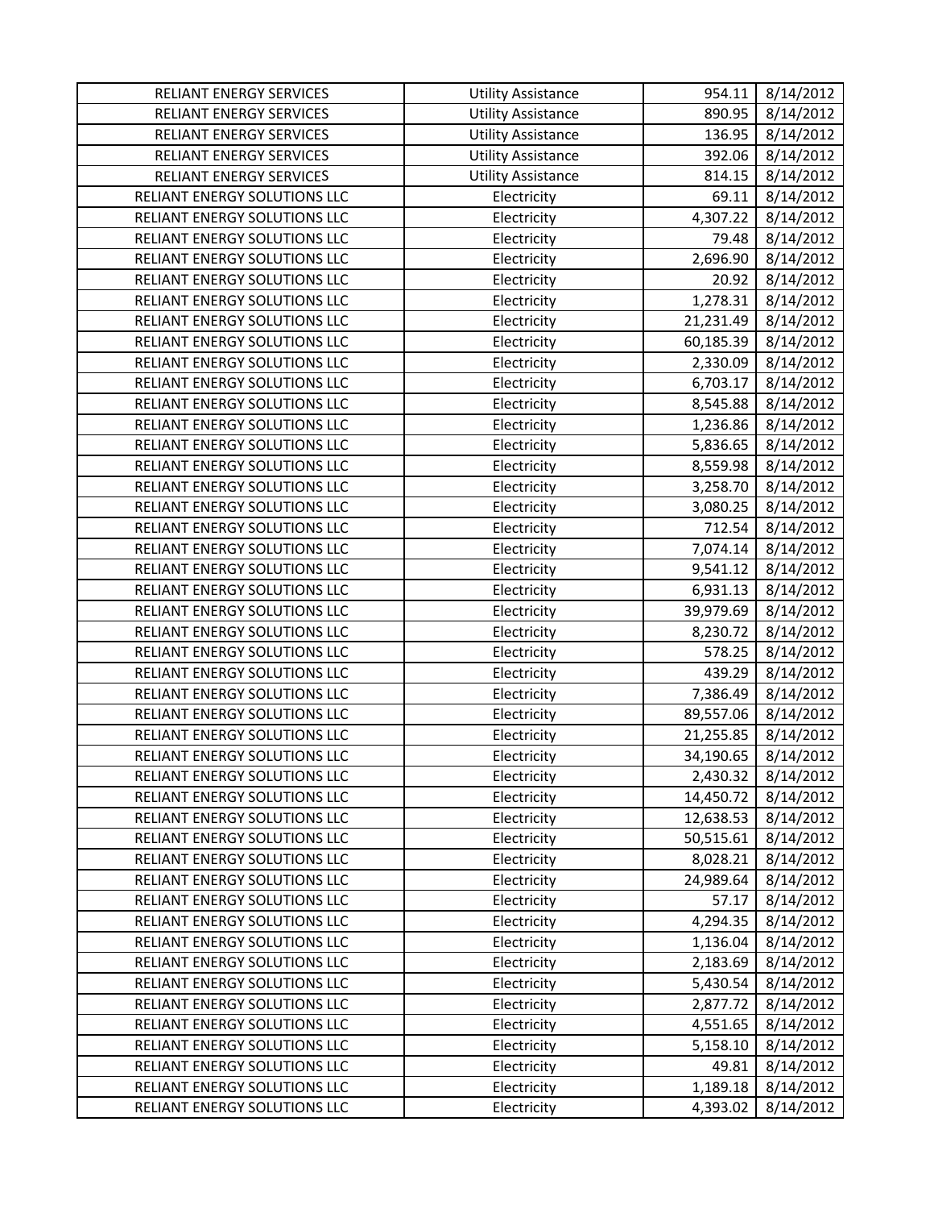| | | | |
|---|---|---|---|
| RELIANT ENERGY SERVICES | Utility Assistance | 954.11 | 8/14/2012 |
| RELIANT ENERGY SERVICES | Utility Assistance | 890.95 | 8/14/2012 |
| RELIANT ENERGY SERVICES | Utility Assistance | 136.95 | 8/14/2012 |
| RELIANT ENERGY SERVICES | Utility Assistance | 392.06 | 8/14/2012 |
| RELIANT ENERGY SERVICES | Utility Assistance | 814.15 | 8/14/2012 |
| RELIANT ENERGY SOLUTIONS LLC | Electricity | 69.11 | 8/14/2012 |
| RELIANT ENERGY SOLUTIONS LLC | Electricity | 4,307.22 | 8/14/2012 |
| RELIANT ENERGY SOLUTIONS LLC | Electricity | 79.48 | 8/14/2012 |
| RELIANT ENERGY SOLUTIONS LLC | Electricity | 2,696.90 | 8/14/2012 |
| RELIANT ENERGY SOLUTIONS LLC | Electricity | 20.92 | 8/14/2012 |
| RELIANT ENERGY SOLUTIONS LLC | Electricity | 1,278.31 | 8/14/2012 |
| RELIANT ENERGY SOLUTIONS LLC | Electricity | 21,231.49 | 8/14/2012 |
| RELIANT ENERGY SOLUTIONS LLC | Electricity | 60,185.39 | 8/14/2012 |
| RELIANT ENERGY SOLUTIONS LLC | Electricity | 2,330.09 | 8/14/2012 |
| RELIANT ENERGY SOLUTIONS LLC | Electricity | 6,703.17 | 8/14/2012 |
| RELIANT ENERGY SOLUTIONS LLC | Electricity | 8,545.88 | 8/14/2012 |
| RELIANT ENERGY SOLUTIONS LLC | Electricity | 1,236.86 | 8/14/2012 |
| RELIANT ENERGY SOLUTIONS LLC | Electricity | 5,836.65 | 8/14/2012 |
| RELIANT ENERGY SOLUTIONS LLC | Electricity | 8,559.98 | 8/14/2012 |
| RELIANT ENERGY SOLUTIONS LLC | Electricity | 3,258.70 | 8/14/2012 |
| RELIANT ENERGY SOLUTIONS LLC | Electricity | 3,080.25 | 8/14/2012 |
| RELIANT ENERGY SOLUTIONS LLC | Electricity | 712.54 | 8/14/2012 |
| RELIANT ENERGY SOLUTIONS LLC | Electricity | 7,074.14 | 8/14/2012 |
| RELIANT ENERGY SOLUTIONS LLC | Electricity | 9,541.12 | 8/14/2012 |
| RELIANT ENERGY SOLUTIONS LLC | Electricity | 6,931.13 | 8/14/2012 |
| RELIANT ENERGY SOLUTIONS LLC | Electricity | 39,979.69 | 8/14/2012 |
| RELIANT ENERGY SOLUTIONS LLC | Electricity | 8,230.72 | 8/14/2012 |
| RELIANT ENERGY SOLUTIONS LLC | Electricity | 578.25 | 8/14/2012 |
| RELIANT ENERGY SOLUTIONS LLC | Electricity | 439.29 | 8/14/2012 |
| RELIANT ENERGY SOLUTIONS LLC | Electricity | 7,386.49 | 8/14/2012 |
| RELIANT ENERGY SOLUTIONS LLC | Electricity | 89,557.06 | 8/14/2012 |
| RELIANT ENERGY SOLUTIONS LLC | Electricity | 21,255.85 | 8/14/2012 |
| RELIANT ENERGY SOLUTIONS LLC | Electricity | 34,190.65 | 8/14/2012 |
| RELIANT ENERGY SOLUTIONS LLC | Electricity | 2,430.32 | 8/14/2012 |
| RELIANT ENERGY SOLUTIONS LLC | Electricity | 14,450.72 | 8/14/2012 |
| RELIANT ENERGY SOLUTIONS LLC | Electricity | 12,638.53 | 8/14/2012 |
| RELIANT ENERGY SOLUTIONS LLC | Electricity | 50,515.61 | 8/14/2012 |
| RELIANT ENERGY SOLUTIONS LLC | Electricity | 8,028.21 | 8/14/2012 |
| RELIANT ENERGY SOLUTIONS LLC | Electricity | 24,989.64 | 8/14/2012 |
| RELIANT ENERGY SOLUTIONS LLC | Electricity | 57.17 | 8/14/2012 |
| RELIANT ENERGY SOLUTIONS LLC | Electricity | 4,294.35 | 8/14/2012 |
| RELIANT ENERGY SOLUTIONS LLC | Electricity | 1,136.04 | 8/14/2012 |
| RELIANT ENERGY SOLUTIONS LLC | Electricity | 2,183.69 | 8/14/2012 |
| RELIANT ENERGY SOLUTIONS LLC | Electricity | 5,430.54 | 8/14/2012 |
| RELIANT ENERGY SOLUTIONS LLC | Electricity | 2,877.72 | 8/14/2012 |
| RELIANT ENERGY SOLUTIONS LLC | Electricity | 4,551.65 | 8/14/2012 |
| RELIANT ENERGY SOLUTIONS LLC | Electricity | 5,158.10 | 8/14/2012 |
| RELIANT ENERGY SOLUTIONS LLC | Electricity | 49.81 | 8/14/2012 |
| RELIANT ENERGY SOLUTIONS LLC | Electricity | 1,189.18 | 8/14/2012 |
| RELIANT ENERGY SOLUTIONS LLC | Electricity | 4,393.02 | 8/14/2012 |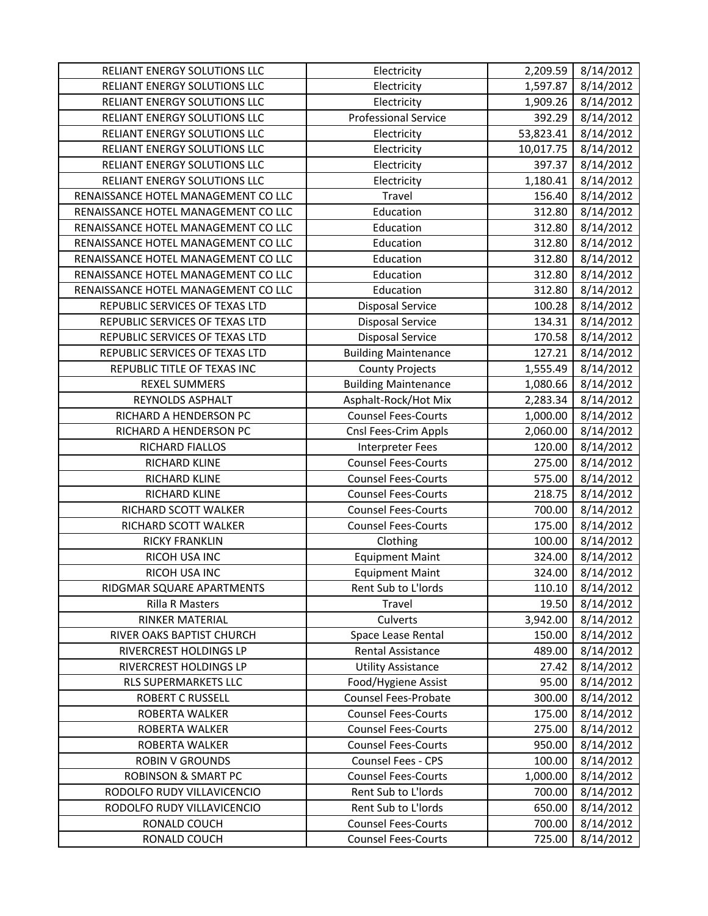| | | | |
|---|---|---|---|
| RELIANT ENERGY SOLUTIONS LLC | Electricity | 2,209.59 | 8/14/2012 |
| RELIANT ENERGY SOLUTIONS LLC | Electricity | 1,597.87 | 8/14/2012 |
| RELIANT ENERGY SOLUTIONS LLC | Electricity | 1,909.26 | 8/14/2012 |
| RELIANT ENERGY SOLUTIONS LLC | Professional Service | 392.29 | 8/14/2012 |
| RELIANT ENERGY SOLUTIONS LLC | Electricity | 53,823.41 | 8/14/2012 |
| RELIANT ENERGY SOLUTIONS LLC | Electricity | 10,017.75 | 8/14/2012 |
| RELIANT ENERGY SOLUTIONS LLC | Electricity | 397.37 | 8/14/2012 |
| RELIANT ENERGY SOLUTIONS LLC | Electricity | 1,180.41 | 8/14/2012 |
| RENAISSANCE HOTEL MANAGEMENT CO LLC | Travel | 156.40 | 8/14/2012 |
| RENAISSANCE HOTEL MANAGEMENT CO LLC | Education | 312.80 | 8/14/2012 |
| RENAISSANCE HOTEL MANAGEMENT CO LLC | Education | 312.80 | 8/14/2012 |
| RENAISSANCE HOTEL MANAGEMENT CO LLC | Education | 312.80 | 8/14/2012 |
| RENAISSANCE HOTEL MANAGEMENT CO LLC | Education | 312.80 | 8/14/2012 |
| RENAISSANCE HOTEL MANAGEMENT CO LLC | Education | 312.80 | 8/14/2012 |
| RENAISSANCE HOTEL MANAGEMENT CO LLC | Education | 312.80 | 8/14/2012 |
| REPUBLIC SERVICES OF TEXAS LTD | Disposal Service | 100.28 | 8/14/2012 |
| REPUBLIC SERVICES OF TEXAS LTD | Disposal Service | 134.31 | 8/14/2012 |
| REPUBLIC SERVICES OF TEXAS LTD | Disposal Service | 170.58 | 8/14/2012 |
| REPUBLIC SERVICES OF TEXAS LTD | Building Maintenance | 127.21 | 8/14/2012 |
| REPUBLIC TITLE OF TEXAS INC | County Projects | 1,555.49 | 8/14/2012 |
| REXEL SUMMERS | Building Maintenance | 1,080.66 | 8/14/2012 |
| REYNOLDS ASPHALT | Asphalt-Rock/Hot Mix | 2,283.34 | 8/14/2012 |
| RICHARD A HENDERSON PC | Counsel Fees-Courts | 1,000.00 | 8/14/2012 |
| RICHARD A HENDERSON PC | Cnsl Fees-Crim Appls | 2,060.00 | 8/14/2012 |
| RICHARD FIALLOS | Interpreter Fees | 120.00 | 8/14/2012 |
| RICHARD KLINE | Counsel Fees-Courts | 275.00 | 8/14/2012 |
| RICHARD KLINE | Counsel Fees-Courts | 575.00 | 8/14/2012 |
| RICHARD KLINE | Counsel Fees-Courts | 218.75 | 8/14/2012 |
| RICHARD SCOTT WALKER | Counsel Fees-Courts | 700.00 | 8/14/2012 |
| RICHARD SCOTT WALKER | Counsel Fees-Courts | 175.00 | 8/14/2012 |
| RICKY FRANKLIN | Clothing | 100.00 | 8/14/2012 |
| RICOH USA INC | Equipment Maint | 324.00 | 8/14/2012 |
| RICOH USA INC | Equipment Maint | 324.00 | 8/14/2012 |
| RIDGMAR SQUARE APARTMENTS | Rent Sub to L'lords | 110.10 | 8/14/2012 |
| Rilla R Masters | Travel | 19.50 | 8/14/2012 |
| RINKER MATERIAL | Culverts | 3,942.00 | 8/14/2012 |
| RIVER OAKS BAPTIST CHURCH | Space Lease Rental | 150.00 | 8/14/2012 |
| RIVERCREST HOLDINGS LP | Rental Assistance | 489.00 | 8/14/2012 |
| RIVERCREST HOLDINGS LP | Utility Assistance | 27.42 | 8/14/2012 |
| RLS SUPERMARKETS LLC | Food/Hygiene Assist | 95.00 | 8/14/2012 |
| ROBERT C RUSSELL | Counsel Fees-Probate | 300.00 | 8/14/2012 |
| ROBERTA WALKER | Counsel Fees-Courts | 175.00 | 8/14/2012 |
| ROBERTA WALKER | Counsel Fees-Courts | 275.00 | 8/14/2012 |
| ROBERTA WALKER | Counsel Fees-Courts | 950.00 | 8/14/2012 |
| ROBIN V GROUNDS | Counsel Fees - CPS | 100.00 | 8/14/2012 |
| ROBINSON & SMART PC | Counsel Fees-Courts | 1,000.00 | 8/14/2012 |
| RODOLFO RUDY VILLAVICENCIO | Rent Sub to L'lords | 700.00 | 8/14/2012 |
| RODOLFO RUDY VILLAVICENCIO | Rent Sub to L'lords | 650.00 | 8/14/2012 |
| RONALD COUCH | Counsel Fees-Courts | 700.00 | 8/14/2012 |
| RONALD COUCH | Counsel Fees-Courts | 725.00 | 8/14/2012 |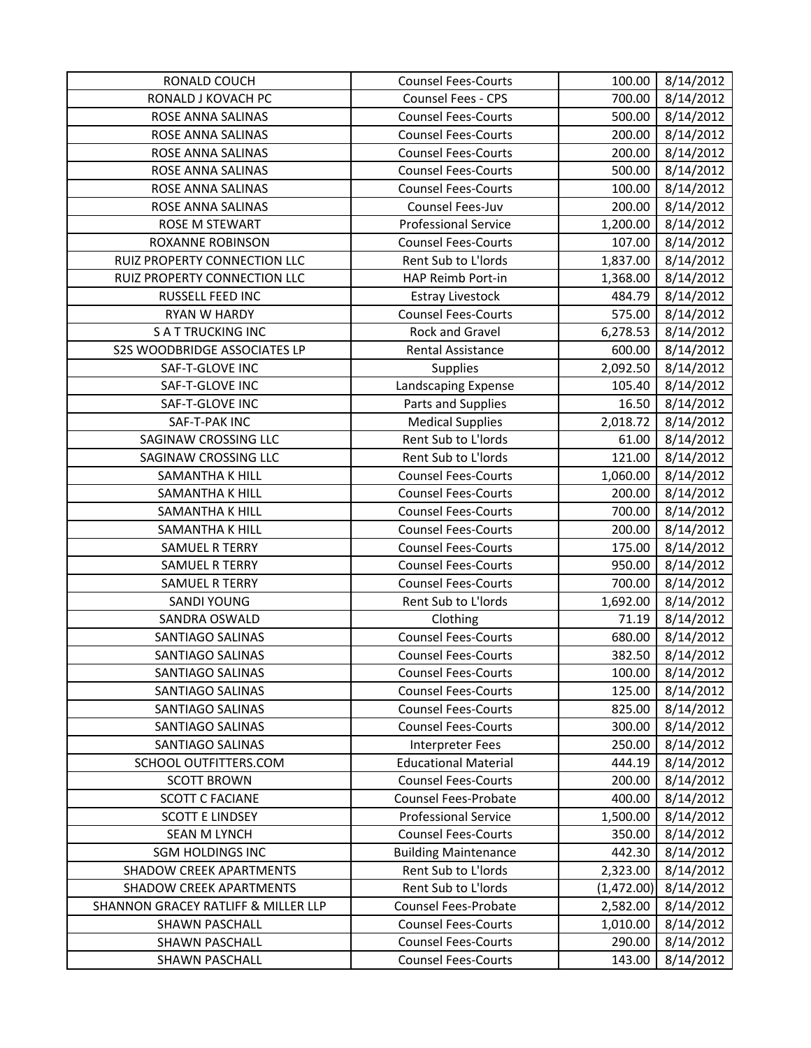| | | | |
|---|---|---|---|
| RONALD COUCH | Counsel Fees-Courts | 100.00 | 8/14/2012 |
| RONALD J KOVACH PC | Counsel Fees - CPS | 700.00 | 8/14/2012 |
| ROSE ANNA SALINAS | Counsel Fees-Courts | 500.00 | 8/14/2012 |
| ROSE ANNA SALINAS | Counsel Fees-Courts | 200.00 | 8/14/2012 |
| ROSE ANNA SALINAS | Counsel Fees-Courts | 200.00 | 8/14/2012 |
| ROSE ANNA SALINAS | Counsel Fees-Courts | 500.00 | 8/14/2012 |
| ROSE ANNA SALINAS | Counsel Fees-Courts | 100.00 | 8/14/2012 |
| ROSE ANNA SALINAS | Counsel Fees-Juv | 200.00 | 8/14/2012 |
| ROSE M STEWART | Professional Service | 1,200.00 | 8/14/2012 |
| ROXANNE ROBINSON | Counsel Fees-Courts | 107.00 | 8/14/2012 |
| RUIZ PROPERTY CONNECTION LLC | Rent Sub to L'lords | 1,837.00 | 8/14/2012 |
| RUIZ PROPERTY CONNECTION LLC | HAP Reimb Port-in | 1,368.00 | 8/14/2012 |
| RUSSELL FEED INC | Estray Livestock | 484.79 | 8/14/2012 |
| RYAN W HARDY | Counsel Fees-Courts | 575.00 | 8/14/2012 |
| S A T TRUCKING INC | Rock and Gravel | 6,278.53 | 8/14/2012 |
| S2S WOODBRIDGE ASSOCIATES LP | Rental Assistance | 600.00 | 8/14/2012 |
| SAF-T-GLOVE INC | Supplies | 2,092.50 | 8/14/2012 |
| SAF-T-GLOVE INC | Landscaping Expense | 105.40 | 8/14/2012 |
| SAF-T-GLOVE INC | Parts and Supplies | 16.50 | 8/14/2012 |
| SAF-T-PAK INC | Medical Supplies | 2,018.72 | 8/14/2012 |
| SAGINAW CROSSING LLC | Rent Sub to L'lords | 61.00 | 8/14/2012 |
| SAGINAW CROSSING LLC | Rent Sub to L'lords | 121.00 | 8/14/2012 |
| SAMANTHA K HILL | Counsel Fees-Courts | 1,060.00 | 8/14/2012 |
| SAMANTHA K HILL | Counsel Fees-Courts | 200.00 | 8/14/2012 |
| SAMANTHA K HILL | Counsel Fees-Courts | 700.00 | 8/14/2012 |
| SAMANTHA K HILL | Counsel Fees-Courts | 200.00 | 8/14/2012 |
| SAMUEL R TERRY | Counsel Fees-Courts | 175.00 | 8/14/2012 |
| SAMUEL R TERRY | Counsel Fees-Courts | 950.00 | 8/14/2012 |
| SAMUEL R TERRY | Counsel Fees-Courts | 700.00 | 8/14/2012 |
| SANDI YOUNG | Rent Sub to L'lords | 1,692.00 | 8/14/2012 |
| SANDRA OSWALD | Clothing | 71.19 | 8/14/2012 |
| SANTIAGO SALINAS | Counsel Fees-Courts | 680.00 | 8/14/2012 |
| SANTIAGO SALINAS | Counsel Fees-Courts | 382.50 | 8/14/2012 |
| SANTIAGO SALINAS | Counsel Fees-Courts | 100.00 | 8/14/2012 |
| SANTIAGO SALINAS | Counsel Fees-Courts | 125.00 | 8/14/2012 |
| SANTIAGO SALINAS | Counsel Fees-Courts | 825.00 | 8/14/2012 |
| SANTIAGO SALINAS | Counsel Fees-Courts | 300.00 | 8/14/2012 |
| SANTIAGO SALINAS | Interpreter Fees | 250.00 | 8/14/2012 |
| SCHOOL OUTFITTERS.COM | Educational Material | 444.19 | 8/14/2012 |
| SCOTT BROWN | Counsel Fees-Courts | 200.00 | 8/14/2012 |
| SCOTT C FACIANE | Counsel Fees-Probate | 400.00 | 8/14/2012 |
| SCOTT E LINDSEY | Professional Service | 1,500.00 | 8/14/2012 |
| SEAN M LYNCH | Counsel Fees-Courts | 350.00 | 8/14/2012 |
| SGM HOLDINGS INC | Building Maintenance | 442.30 | 8/14/2012 |
| SHADOW CREEK APARTMENTS | Rent Sub to L'lords | 2,323.00 | 8/14/2012 |
| SHADOW CREEK APARTMENTS | Rent Sub to L'lords | (1,472.00) | 8/14/2012 |
| SHANNON GRACEY RATLIFF & MILLER LLP | Counsel Fees-Probate | 2,582.00 | 8/14/2012 |
| SHAWN PASCHALL | Counsel Fees-Courts | 1,010.00 | 8/14/2012 |
| SHAWN PASCHALL | Counsel Fees-Courts | 290.00 | 8/14/2012 |
| SHAWN PASCHALL | Counsel Fees-Courts | 143.00 | 8/14/2012 |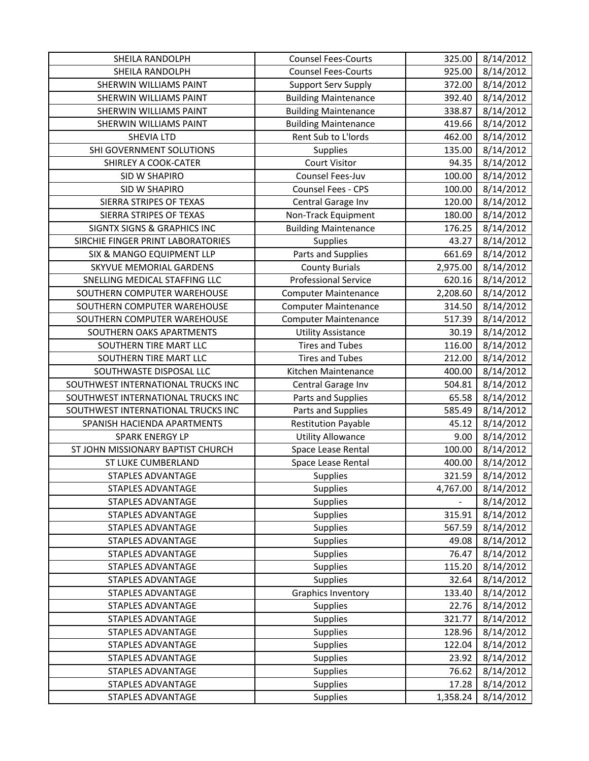| SHEILA RANDOLPH | Counsel Fees-Courts | 325.00 | 8/14/2012 |
|---|---|---|---|
| SHEILA RANDOLPH | Counsel Fees-Courts | 925.00 | 8/14/2012 |
| SHERWIN WILLIAMS PAINT | Support Serv Supply | 372.00 | 8/14/2012 |
| SHERWIN WILLIAMS PAINT | Building Maintenance | 392.40 | 8/14/2012 |
| SHERWIN WILLIAMS PAINT | Building Maintenance | 338.87 | 8/14/2012 |
| SHERWIN WILLIAMS PAINT | Building Maintenance | 419.66 | 8/14/2012 |
| SHEVIA LTD | Rent Sub to L'lords | 462.00 | 8/14/2012 |
| SHI GOVERNMENT SOLUTIONS | Supplies | 135.00 | 8/14/2012 |
| SHIRLEY A COOK-CATER | Court Visitor | 94.35 | 8/14/2012 |
| SID W SHAPIRO | Counsel Fees-Juv | 100.00 | 8/14/2012 |
| SID W SHAPIRO | Counsel Fees - CPS | 100.00 | 8/14/2012 |
| SIERRA STRIPES OF TEXAS | Central Garage Inv | 120.00 | 8/14/2012 |
| SIERRA STRIPES OF TEXAS | Non-Track Equipment | 180.00 | 8/14/2012 |
| SIGNTX SIGNS & GRAPHICS INC | Building Maintenance | 176.25 | 8/14/2012 |
| SIRCHIE FINGER PRINT LABORATORIES | Supplies | 43.27 | 8/14/2012 |
| SIX & MANGO EQUIPMENT LLP | Parts and Supplies | 661.69 | 8/14/2012 |
| SKYVUE MEMORIAL GARDENS | County Burials | 2,975.00 | 8/14/2012 |
| SNELLING MEDICAL STAFFING LLC | Professional Service | 620.16 | 8/14/2012 |
| SOUTHERN COMPUTER WAREHOUSE | Computer Maintenance | 2,208.60 | 8/14/2012 |
| SOUTHERN COMPUTER WAREHOUSE | Computer Maintenance | 314.50 | 8/14/2012 |
| SOUTHERN COMPUTER WAREHOUSE | Computer Maintenance | 517.39 | 8/14/2012 |
| SOUTHERN OAKS APARTMENTS | Utility Assistance | 30.19 | 8/14/2012 |
| SOUTHERN TIRE MART LLC | Tires and Tubes | 116.00 | 8/14/2012 |
| SOUTHERN TIRE MART LLC | Tires and Tubes | 212.00 | 8/14/2012 |
| SOUTHWASTE DISPOSAL LLC | Kitchen Maintenance | 400.00 | 8/14/2012 |
| SOUTHWEST INTERNATIONAL TRUCKS INC | Central Garage Inv | 504.81 | 8/14/2012 |
| SOUTHWEST INTERNATIONAL TRUCKS INC | Parts and Supplies | 65.58 | 8/14/2012 |
| SOUTHWEST INTERNATIONAL TRUCKS INC | Parts and Supplies | 585.49 | 8/14/2012 |
| SPANISH HACIENDA APARTMENTS | Restitution Payable | 45.12 | 8/14/2012 |
| SPARK ENERGY LP | Utility Allowance | 9.00 | 8/14/2012 |
| ST JOHN MISSIONARY BAPTIST CHURCH | Space Lease Rental | 100.00 | 8/14/2012 |
| ST LUKE CUMBERLAND | Space Lease Rental | 400.00 | 8/14/2012 |
| STAPLES ADVANTAGE | Supplies | 321.59 | 8/14/2012 |
| STAPLES ADVANTAGE | Supplies | 4,767.00 | 8/14/2012 |
| STAPLES ADVANTAGE | Supplies | - | 8/14/2012 |
| STAPLES ADVANTAGE | Supplies | 315.91 | 8/14/2012 |
| STAPLES ADVANTAGE | Supplies | 567.59 | 8/14/2012 |
| STAPLES ADVANTAGE | Supplies | 49.08 | 8/14/2012 |
| STAPLES ADVANTAGE | Supplies | 76.47 | 8/14/2012 |
| STAPLES ADVANTAGE | Supplies | 115.20 | 8/14/2012 |
| STAPLES ADVANTAGE | Supplies | 32.64 | 8/14/2012 |
| STAPLES ADVANTAGE | Graphics Inventory | 133.40 | 8/14/2012 |
| STAPLES ADVANTAGE | Supplies | 22.76 | 8/14/2012 |
| STAPLES ADVANTAGE | Supplies | 321.77 | 8/14/2012 |
| STAPLES ADVANTAGE | Supplies | 128.96 | 8/14/2012 |
| STAPLES ADVANTAGE | Supplies | 122.04 | 8/14/2012 |
| STAPLES ADVANTAGE | Supplies | 23.92 | 8/14/2012 |
| STAPLES ADVANTAGE | Supplies | 76.62 | 8/14/2012 |
| STAPLES ADVANTAGE | Supplies | 17.28 | 8/14/2012 |
| STAPLES ADVANTAGE | Supplies | 1,358.24 | 8/14/2012 |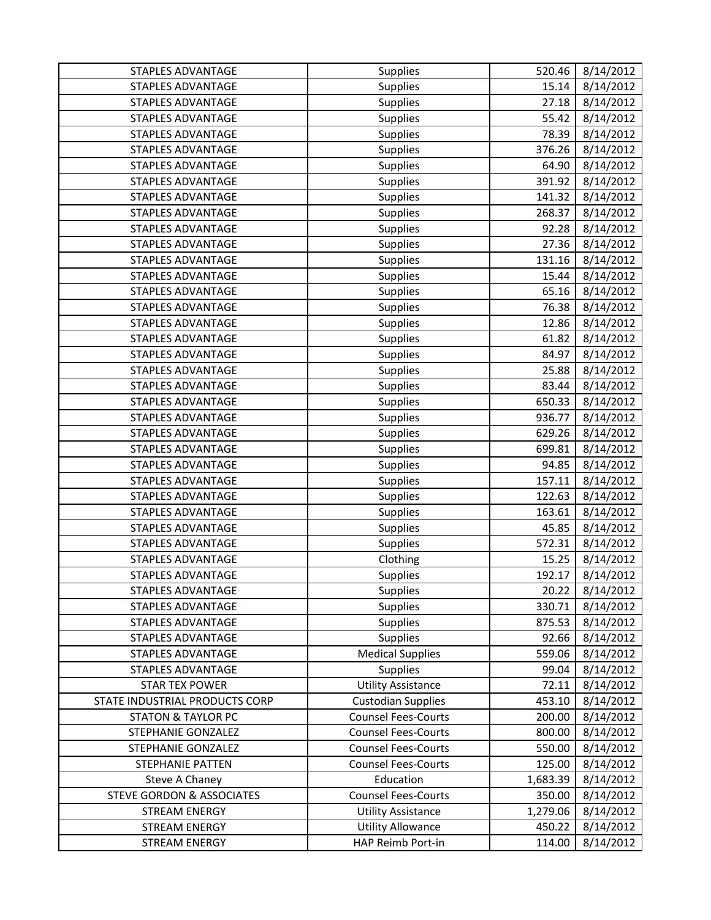| | | | |
|---|---|---|---|
| STAPLES ADVANTAGE | Supplies | 520.46 | 8/14/2012 |
| STAPLES ADVANTAGE | Supplies | 15.14 | 8/14/2012 |
| STAPLES ADVANTAGE | Supplies | 27.18 | 8/14/2012 |
| STAPLES ADVANTAGE | Supplies | 55.42 | 8/14/2012 |
| STAPLES ADVANTAGE | Supplies | 78.39 | 8/14/2012 |
| STAPLES ADVANTAGE | Supplies | 376.26 | 8/14/2012 |
| STAPLES ADVANTAGE | Supplies | 64.90 | 8/14/2012 |
| STAPLES ADVANTAGE | Supplies | 391.92 | 8/14/2012 |
| STAPLES ADVANTAGE | Supplies | 141.32 | 8/14/2012 |
| STAPLES ADVANTAGE | Supplies | 268.37 | 8/14/2012 |
| STAPLES ADVANTAGE | Supplies | 92.28 | 8/14/2012 |
| STAPLES ADVANTAGE | Supplies | 27.36 | 8/14/2012 |
| STAPLES ADVANTAGE | Supplies | 131.16 | 8/14/2012 |
| STAPLES ADVANTAGE | Supplies | 15.44 | 8/14/2012 |
| STAPLES ADVANTAGE | Supplies | 65.16 | 8/14/2012 |
| STAPLES ADVANTAGE | Supplies | 76.38 | 8/14/2012 |
| STAPLES ADVANTAGE | Supplies | 12.86 | 8/14/2012 |
| STAPLES ADVANTAGE | Supplies | 61.82 | 8/14/2012 |
| STAPLES ADVANTAGE | Supplies | 84.97 | 8/14/2012 |
| STAPLES ADVANTAGE | Supplies | 25.88 | 8/14/2012 |
| STAPLES ADVANTAGE | Supplies | 83.44 | 8/14/2012 |
| STAPLES ADVANTAGE | Supplies | 650.33 | 8/14/2012 |
| STAPLES ADVANTAGE | Supplies | 936.77 | 8/14/2012 |
| STAPLES ADVANTAGE | Supplies | 629.26 | 8/14/2012 |
| STAPLES ADVANTAGE | Supplies | 699.81 | 8/14/2012 |
| STAPLES ADVANTAGE | Supplies | 94.85 | 8/14/2012 |
| STAPLES ADVANTAGE | Supplies | 157.11 | 8/14/2012 |
| STAPLES ADVANTAGE | Supplies | 122.63 | 8/14/2012 |
| STAPLES ADVANTAGE | Supplies | 163.61 | 8/14/2012 |
| STAPLES ADVANTAGE | Supplies | 45.85 | 8/14/2012 |
| STAPLES ADVANTAGE | Supplies | 572.31 | 8/14/2012 |
| STAPLES ADVANTAGE | Clothing | 15.25 | 8/14/2012 |
| STAPLES ADVANTAGE | Supplies | 192.17 | 8/14/2012 |
| STAPLES ADVANTAGE | Supplies | 20.22 | 8/14/2012 |
| STAPLES ADVANTAGE | Supplies | 330.71 | 8/14/2012 |
| STAPLES ADVANTAGE | Supplies | 875.53 | 8/14/2012 |
| STAPLES ADVANTAGE | Supplies | 92.66 | 8/14/2012 |
| STAPLES ADVANTAGE | Medical Supplies | 559.06 | 8/14/2012 |
| STAPLES ADVANTAGE | Supplies | 99.04 | 8/14/2012 |
| STAR TEX POWER | Utility Assistance | 72.11 | 8/14/2012 |
| STATE INDUSTRIAL PRODUCTS CORP | Custodian Supplies | 453.10 | 8/14/2012 |
| STATON & TAYLOR PC | Counsel Fees-Courts | 200.00 | 8/14/2012 |
| STEPHANIE GONZALEZ | Counsel Fees-Courts | 800.00 | 8/14/2012 |
| STEPHANIE GONZALEZ | Counsel Fees-Courts | 550.00 | 8/14/2012 |
| STEPHANIE PATTEN | Counsel Fees-Courts | 125.00 | 8/14/2012 |
| Steve A Chaney | Education | 1,683.39 | 8/14/2012 |
| STEVE GORDON & ASSOCIATES | Counsel Fees-Courts | 350.00 | 8/14/2012 |
| STREAM ENERGY | Utility Assistance | 1,279.06 | 8/14/2012 |
| STREAM ENERGY | Utility Allowance | 450.22 | 8/14/2012 |
| STREAM ENERGY | HAP Reimb Port-in | 114.00 | 8/14/2012 |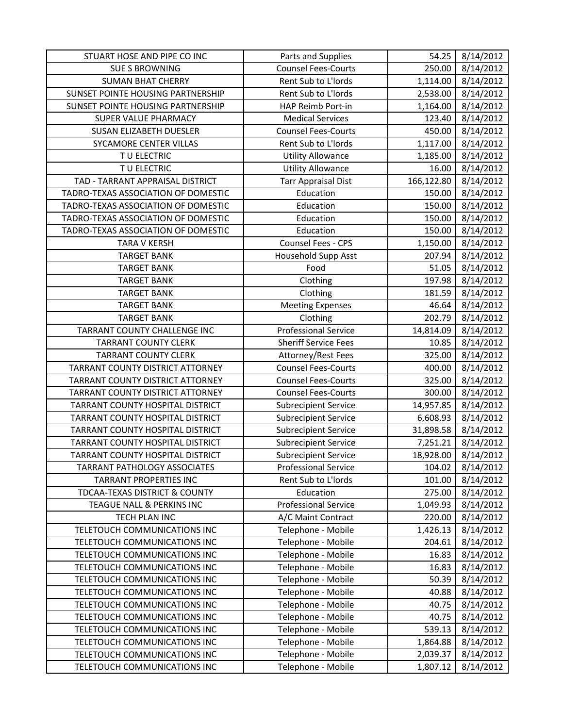| STUART HOSE AND PIPE CO INC | Parts and Supplies | 54.25 | 8/14/2012 |
|---|---|---|---|
| SUE S BROWNING | Counsel Fees-Courts | 250.00 | 8/14/2012 |
| SUMAN BHAT CHERRY | Rent Sub to L'lords | 1,114.00 | 8/14/2012 |
| SUNSET POINTE HOUSING PARTNERSHIP | Rent Sub to L'lords | 2,538.00 | 8/14/2012 |
| SUNSET POINTE HOUSING PARTNERSHIP | HAP Reimb Port-in | 1,164.00 | 8/14/2012 |
| SUPER VALUE PHARMACY | Medical Services | 123.40 | 8/14/2012 |
| SUSAN ELIZABETH DUESLER | Counsel Fees-Courts | 450.00 | 8/14/2012 |
| SYCAMORE CENTER VILLAS | Rent Sub to L'lords | 1,117.00 | 8/14/2012 |
| T U ELECTRIC | Utility Allowance | 1,185.00 | 8/14/2012 |
| T U ELECTRIC | Utility Allowance | 16.00 | 8/14/2012 |
| TAD - TARRANT APPRAISAL DISTRICT | Tarr Appraisal Dist | 166,122.80 | 8/14/2012 |
| TADRO-TEXAS ASSOCIATION OF DOMESTIC | Education | 150.00 | 8/14/2012 |
| TADRO-TEXAS ASSOCIATION OF DOMESTIC | Education | 150.00 | 8/14/2012 |
| TADRO-TEXAS ASSOCIATION OF DOMESTIC | Education | 150.00 | 8/14/2012 |
| TADRO-TEXAS ASSOCIATION OF DOMESTIC | Education | 150.00 | 8/14/2012 |
| TARA V KERSH | Counsel Fees - CPS | 1,150.00 | 8/14/2012 |
| TARGET BANK | Household Supp Asst | 207.94 | 8/14/2012 |
| TARGET BANK | Food | 51.05 | 8/14/2012 |
| TARGET BANK | Clothing | 197.98 | 8/14/2012 |
| TARGET BANK | Clothing | 181.59 | 8/14/2012 |
| TARGET BANK | Meeting Expenses | 46.64 | 8/14/2012 |
| TARGET BANK | Clothing | 202.79 | 8/14/2012 |
| TARRANT COUNTY CHALLENGE INC | Professional Service | 14,814.09 | 8/14/2012 |
| TARRANT COUNTY CLERK | Sheriff Service Fees | 10.85 | 8/14/2012 |
| TARRANT COUNTY CLERK | Attorney/Rest Fees | 325.00 | 8/14/2012 |
| TARRANT COUNTY DISTRICT ATTORNEY | Counsel Fees-Courts | 400.00 | 8/14/2012 |
| TARRANT COUNTY DISTRICT ATTORNEY | Counsel Fees-Courts | 325.00 | 8/14/2012 |
| TARRANT COUNTY DISTRICT ATTORNEY | Counsel Fees-Courts | 300.00 | 8/14/2012 |
| TARRANT COUNTY HOSPITAL DISTRICT | Subrecipient Service | 14,957.85 | 8/14/2012 |
| TARRANT COUNTY HOSPITAL DISTRICT | Subrecipient Service | 6,608.93 | 8/14/2012 |
| TARRANT COUNTY HOSPITAL DISTRICT | Subrecipient Service | 31,898.58 | 8/14/2012 |
| TARRANT COUNTY HOSPITAL DISTRICT | Subrecipient Service | 7,251.21 | 8/14/2012 |
| TARRANT COUNTY HOSPITAL DISTRICT | Subrecipient Service | 18,928.00 | 8/14/2012 |
| TARRANT PATHOLOGY ASSOCIATES | Professional Service | 104.02 | 8/14/2012 |
| TARRANT PROPERTIES INC | Rent Sub to L'lords | 101.00 | 8/14/2012 |
| TDCAA-TEXAS DISTRICT & COUNTY | Education | 275.00 | 8/14/2012 |
| TEAGUE NALL & PERKINS INC | Professional Service | 1,049.93 | 8/14/2012 |
| TECH PLAN INC | A/C Maint Contract | 220.00 | 8/14/2012 |
| TELETOUCH COMMUNICATIONS INC | Telephone - Mobile | 1,426.13 | 8/14/2012 |
| TELETOUCH COMMUNICATIONS INC | Telephone - Mobile | 204.61 | 8/14/2012 |
| TELETOUCH COMMUNICATIONS INC | Telephone - Mobile | 16.83 | 8/14/2012 |
| TELETOUCH COMMUNICATIONS INC | Telephone - Mobile | 16.83 | 8/14/2012 |
| TELETOUCH COMMUNICATIONS INC | Telephone - Mobile | 50.39 | 8/14/2012 |
| TELETOUCH COMMUNICATIONS INC | Telephone - Mobile | 40.88 | 8/14/2012 |
| TELETOUCH COMMUNICATIONS INC | Telephone - Mobile | 40.75 | 8/14/2012 |
| TELETOUCH COMMUNICATIONS INC | Telephone - Mobile | 40.75 | 8/14/2012 |
| TELETOUCH COMMUNICATIONS INC | Telephone - Mobile | 539.13 | 8/14/2012 |
| TELETOUCH COMMUNICATIONS INC | Telephone - Mobile | 1,864.88 | 8/14/2012 |
| TELETOUCH COMMUNICATIONS INC | Telephone - Mobile | 2,039.37 | 8/14/2012 |
| TELETOUCH COMMUNICATIONS INC | Telephone - Mobile | 1,807.12 | 8/14/2012 |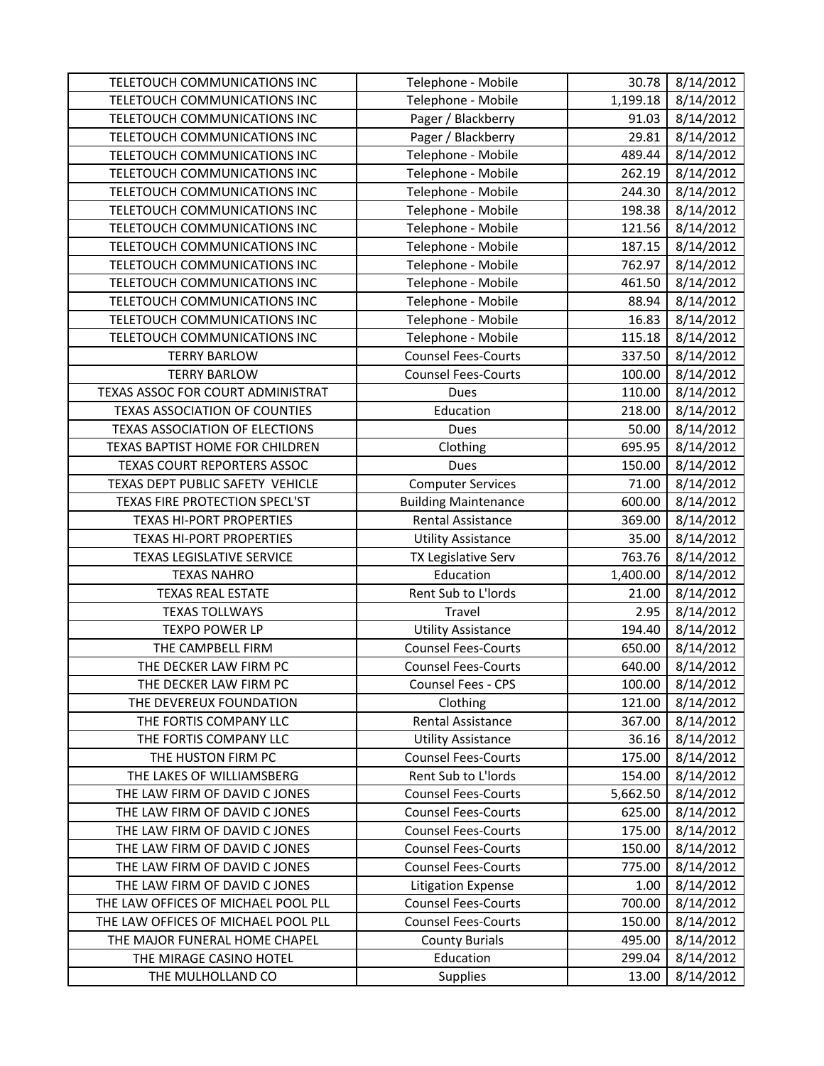| | | | |
|---|---|---|---|
| TELETOUCH COMMUNICATIONS INC | Telephone - Mobile | 30.78 | 8/14/2012 |
| TELETOUCH COMMUNICATIONS INC | Telephone - Mobile | 1,199.18 | 8/14/2012 |
| TELETOUCH COMMUNICATIONS INC | Pager / Blackberry | 91.03 | 8/14/2012 |
| TELETOUCH COMMUNICATIONS INC | Pager / Blackberry | 29.81 | 8/14/2012 |
| TELETOUCH COMMUNICATIONS INC | Telephone - Mobile | 489.44 | 8/14/2012 |
| TELETOUCH COMMUNICATIONS INC | Telephone - Mobile | 262.19 | 8/14/2012 |
| TELETOUCH COMMUNICATIONS INC | Telephone - Mobile | 244.30 | 8/14/2012 |
| TELETOUCH COMMUNICATIONS INC | Telephone - Mobile | 198.38 | 8/14/2012 |
| TELETOUCH COMMUNICATIONS INC | Telephone - Mobile | 121.56 | 8/14/2012 |
| TELETOUCH COMMUNICATIONS INC | Telephone - Mobile | 187.15 | 8/14/2012 |
| TELETOUCH COMMUNICATIONS INC | Telephone - Mobile | 762.97 | 8/14/2012 |
| TELETOUCH COMMUNICATIONS INC | Telephone - Mobile | 461.50 | 8/14/2012 |
| TELETOUCH COMMUNICATIONS INC | Telephone - Mobile | 88.94 | 8/14/2012 |
| TELETOUCH COMMUNICATIONS INC | Telephone - Mobile | 16.83 | 8/14/2012 |
| TELETOUCH COMMUNICATIONS INC | Telephone - Mobile | 115.18 | 8/14/2012 |
| TERRY BARLOW | Counsel Fees-Courts | 337.50 | 8/14/2012 |
| TERRY BARLOW | Counsel Fees-Courts | 100.00 | 8/14/2012 |
| TEXAS ASSOC FOR COURT ADMINISTRAT | Dues | 110.00 | 8/14/2012 |
| TEXAS ASSOCIATION OF COUNTIES | Education | 218.00 | 8/14/2012 |
| TEXAS ASSOCIATION OF ELECTIONS | Dues | 50.00 | 8/14/2012 |
| TEXAS BAPTIST HOME FOR CHILDREN | Clothing | 695.95 | 8/14/2012 |
| TEXAS COURT REPORTERS ASSOC | Dues | 150.00 | 8/14/2012 |
| TEXAS DEPT PUBLIC SAFETY VEHICLE | Computer Services | 71.00 | 8/14/2012 |
| TEXAS FIRE PROTECTION SPECL'ST | Building Maintenance | 600.00 | 8/14/2012 |
| TEXAS HI-PORT PROPERTIES | Rental Assistance | 369.00 | 8/14/2012 |
| TEXAS HI-PORT PROPERTIES | Utility Assistance | 35.00 | 8/14/2012 |
| TEXAS LEGISLATIVE SERVICE | TX Legislative Serv | 763.76 | 8/14/2012 |
| TEXAS NAHRO | Education | 1,400.00 | 8/14/2012 |
| TEXAS REAL ESTATE | Rent Sub to L'lords | 21.00 | 8/14/2012 |
| TEXAS TOLLWAYS | Travel | 2.95 | 8/14/2012 |
| TEXPO POWER LP | Utility Assistance | 194.40 | 8/14/2012 |
| THE CAMPBELL FIRM | Counsel Fees-Courts | 650.00 | 8/14/2012 |
| THE DECKER LAW FIRM PC | Counsel Fees-Courts | 640.00 | 8/14/2012 |
| THE DECKER LAW FIRM PC | Counsel Fees - CPS | 100.00 | 8/14/2012 |
| THE DEVEREUX FOUNDATION | Clothing | 121.00 | 8/14/2012 |
| THE FORTIS COMPANY LLC | Rental Assistance | 367.00 | 8/14/2012 |
| THE FORTIS COMPANY LLC | Utility Assistance | 36.16 | 8/14/2012 |
| THE HUSTON FIRM PC | Counsel Fees-Courts | 175.00 | 8/14/2012 |
| THE LAKES OF WILLIAMSBERG | Rent Sub to L'lords | 154.00 | 8/14/2012 |
| THE LAW FIRM OF DAVID C JONES | Counsel Fees-Courts | 5,662.50 | 8/14/2012 |
| THE LAW FIRM OF DAVID C JONES | Counsel Fees-Courts | 625.00 | 8/14/2012 |
| THE LAW FIRM OF DAVID C JONES | Counsel Fees-Courts | 175.00 | 8/14/2012 |
| THE LAW FIRM OF DAVID C JONES | Counsel Fees-Courts | 150.00 | 8/14/2012 |
| THE LAW FIRM OF DAVID C JONES | Counsel Fees-Courts | 775.00 | 8/14/2012 |
| THE LAW FIRM OF DAVID C JONES | Litigation Expense | 1.00 | 8/14/2012 |
| THE LAW OFFICES OF MICHAEL POOL PLL | Counsel Fees-Courts | 700.00 | 8/14/2012 |
| THE LAW OFFICES OF MICHAEL POOL PLL | Counsel Fees-Courts | 150.00 | 8/14/2012 |
| THE MAJOR FUNERAL HOME CHAPEL | County Burials | 495.00 | 8/14/2012 |
| THE MIRAGE CASINO HOTEL | Education | 299.04 | 8/14/2012 |
| THE MULHOLLAND CO | Supplies | 13.00 | 8/14/2012 |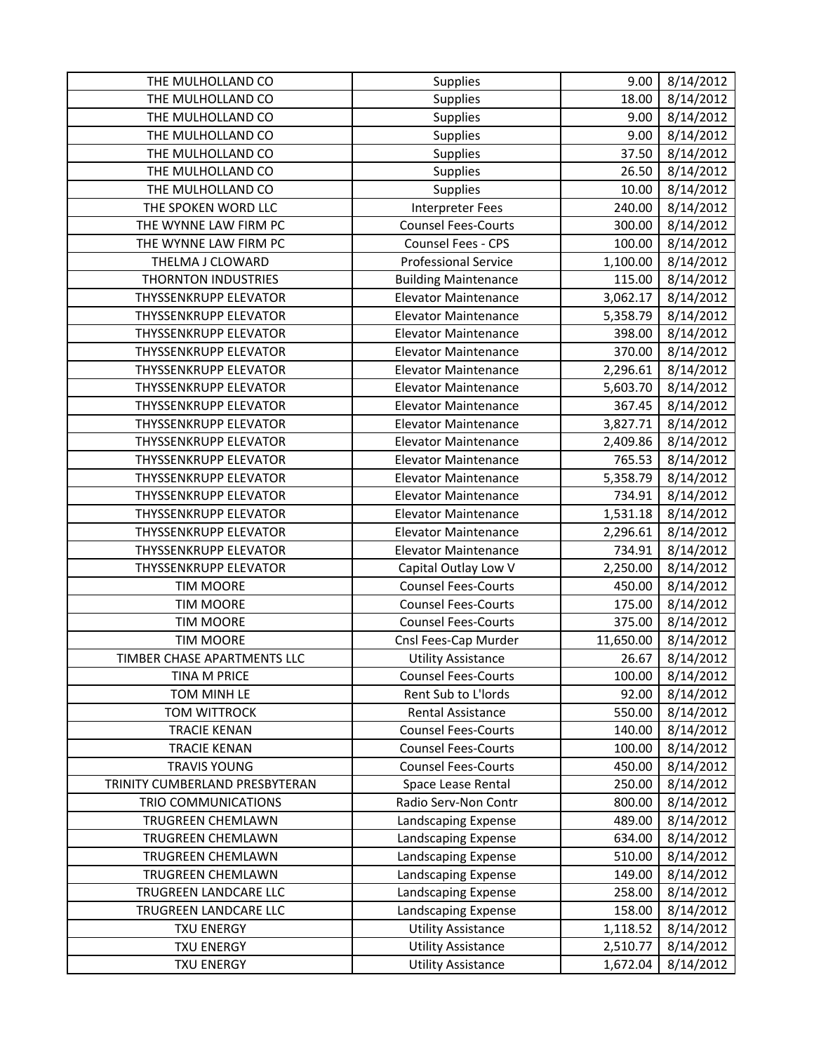| | | | |
|---|---|---|---|
| THE MULHOLLAND CO | Supplies | 9.00 | 8/14/2012 |
| THE MULHOLLAND CO | Supplies | 18.00 | 8/14/2012 |
| THE MULHOLLAND CO | Supplies | 9.00 | 8/14/2012 |
| THE MULHOLLAND CO | Supplies | 9.00 | 8/14/2012 |
| THE MULHOLLAND CO | Supplies | 37.50 | 8/14/2012 |
| THE MULHOLLAND CO | Supplies | 26.50 | 8/14/2012 |
| THE MULHOLLAND CO | Supplies | 10.00 | 8/14/2012 |
| THE SPOKEN WORD LLC | Interpreter Fees | 240.00 | 8/14/2012 |
| THE WYNNE LAW FIRM PC | Counsel Fees-Courts | 300.00 | 8/14/2012 |
| THE WYNNE LAW FIRM PC | Counsel Fees - CPS | 100.00 | 8/14/2012 |
| THELMA J CLOWARD | Professional Service | 1,100.00 | 8/14/2012 |
| THORNTON INDUSTRIES | Building Maintenance | 115.00 | 8/14/2012 |
| THYSSENKRUPP ELEVATOR | Elevator Maintenance | 3,062.17 | 8/14/2012 |
| THYSSENKRUPP ELEVATOR | Elevator Maintenance | 5,358.79 | 8/14/2012 |
| THYSSENKRUPP ELEVATOR | Elevator Maintenance | 398.00 | 8/14/2012 |
| THYSSENKRUPP ELEVATOR | Elevator Maintenance | 370.00 | 8/14/2012 |
| THYSSENKRUPP ELEVATOR | Elevator Maintenance | 2,296.61 | 8/14/2012 |
| THYSSENKRUPP ELEVATOR | Elevator Maintenance | 5,603.70 | 8/14/2012 |
| THYSSENKRUPP ELEVATOR | Elevator Maintenance | 367.45 | 8/14/2012 |
| THYSSENKRUPP ELEVATOR | Elevator Maintenance | 3,827.71 | 8/14/2012 |
| THYSSENKRUPP ELEVATOR | Elevator Maintenance | 2,409.86 | 8/14/2012 |
| THYSSENKRUPP ELEVATOR | Elevator Maintenance | 765.53 | 8/14/2012 |
| THYSSENKRUPP ELEVATOR | Elevator Maintenance | 5,358.79 | 8/14/2012 |
| THYSSENKRUPP ELEVATOR | Elevator Maintenance | 734.91 | 8/14/2012 |
| THYSSENKRUPP ELEVATOR | Elevator Maintenance | 1,531.18 | 8/14/2012 |
| THYSSENKRUPP ELEVATOR | Elevator Maintenance | 2,296.61 | 8/14/2012 |
| THYSSENKRUPP ELEVATOR | Elevator Maintenance | 734.91 | 8/14/2012 |
| THYSSENKRUPP ELEVATOR | Capital Outlay Low V | 2,250.00 | 8/14/2012 |
| TIM MOORE | Counsel Fees-Courts | 450.00 | 8/14/2012 |
| TIM MOORE | Counsel Fees-Courts | 175.00 | 8/14/2012 |
| TIM MOORE | Counsel Fees-Courts | 375.00 | 8/14/2012 |
| TIM MOORE | Cnsl Fees-Cap Murder | 11,650.00 | 8/14/2012 |
| TIMBER CHASE APARTMENTS LLC | Utility Assistance | 26.67 | 8/14/2012 |
| TINA M PRICE | Counsel Fees-Courts | 100.00 | 8/14/2012 |
| TOM MINH LE | Rent Sub to L'lords | 92.00 | 8/14/2012 |
| TOM WITTROCK | Rental Assistance | 550.00 | 8/14/2012 |
| TRACIE KENAN | Counsel Fees-Courts | 140.00 | 8/14/2012 |
| TRACIE KENAN | Counsel Fees-Courts | 100.00 | 8/14/2012 |
| TRAVIS YOUNG | Counsel Fees-Courts | 450.00 | 8/14/2012 |
| TRINITY CUMBERLAND PRESBYTERAN | Space Lease Rental | 250.00 | 8/14/2012 |
| TRIO COMMUNICATIONS | Radio Serv-Non Contr | 800.00 | 8/14/2012 |
| TRUGREEN CHEMLAWN | Landscaping Expense | 489.00 | 8/14/2012 |
| TRUGREEN CHEMLAWN | Landscaping Expense | 634.00 | 8/14/2012 |
| TRUGREEN CHEMLAWN | Landscaping Expense | 510.00 | 8/14/2012 |
| TRUGREEN CHEMLAWN | Landscaping Expense | 149.00 | 8/14/2012 |
| TRUGREEN LANDCARE LLC | Landscaping Expense | 258.00 | 8/14/2012 |
| TRUGREEN LANDCARE LLC | Landscaping Expense | 158.00 | 8/14/2012 |
| TXU ENERGY | Utility Assistance | 1,118.52 | 8/14/2012 |
| TXU ENERGY | Utility Assistance | 2,510.77 | 8/14/2012 |
| TXU ENERGY | Utility Assistance | 1,672.04 | 8/14/2012 |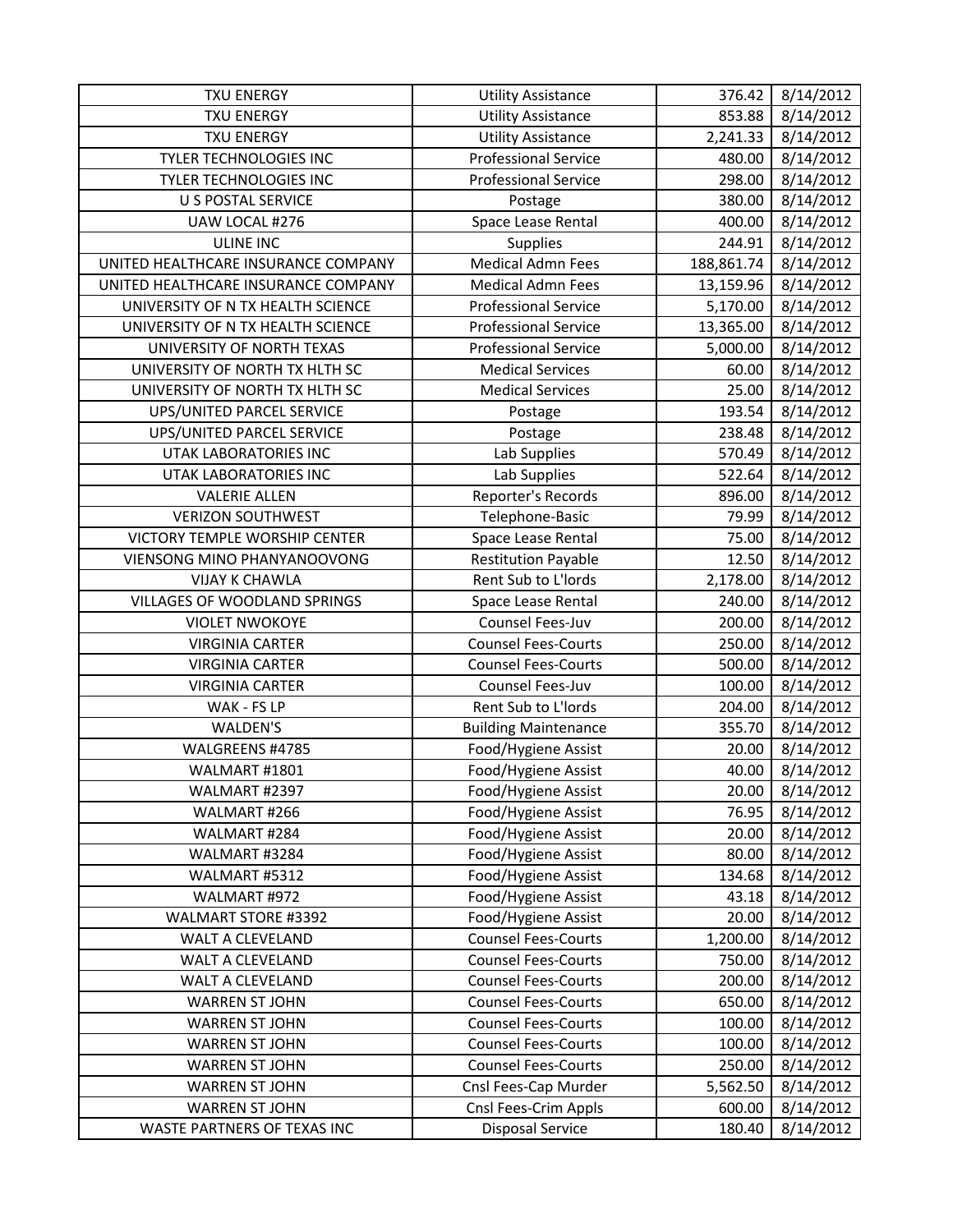| TXU ENERGY | Utility Assistance | 376.42 | 8/14/2012 |
|---|---|---|---|
| TXU ENERGY | Utility Assistance | 853.88 | 8/14/2012 |
| TXU ENERGY | Utility Assistance | 2,241.33 | 8/14/2012 |
| TYLER TECHNOLOGIES INC | Professional Service | 480.00 | 8/14/2012 |
| TYLER TECHNOLOGIES INC | Professional Service | 298.00 | 8/14/2012 |
| U S POSTAL SERVICE | Postage | 380.00 | 8/14/2012 |
| UAW LOCAL #276 | Space Lease Rental | 400.00 | 8/14/2012 |
| ULINE INC | Supplies | 244.91 | 8/14/2012 |
| UNITED HEALTHCARE INSURANCE COMPANY | Medical Admn Fees | 188,861.74 | 8/14/2012 |
| UNITED HEALTHCARE INSURANCE COMPANY | Medical Admn Fees | 13,159.96 | 8/14/2012 |
| UNIVERSITY OF N TX HEALTH SCIENCE | Professional Service | 5,170.00 | 8/14/2012 |
| UNIVERSITY OF N TX HEALTH SCIENCE | Professional Service | 13,365.00 | 8/14/2012 |
| UNIVERSITY OF NORTH TEXAS | Professional Service | 5,000.00 | 8/14/2012 |
| UNIVERSITY OF NORTH TX HLTH SC | Medical Services | 60.00 | 8/14/2012 |
| UNIVERSITY OF NORTH TX HLTH SC | Medical Services | 25.00 | 8/14/2012 |
| UPS/UNITED PARCEL SERVICE | Postage | 193.54 | 8/14/2012 |
| UPS/UNITED PARCEL SERVICE | Postage | 238.48 | 8/14/2012 |
| UTAK LABORATORIES INC | Lab Supplies | 570.49 | 8/14/2012 |
| UTAK LABORATORIES INC | Lab Supplies | 522.64 | 8/14/2012 |
| VALERIE ALLEN | Reporter's Records | 896.00 | 8/14/2012 |
| VERIZON SOUTHWEST | Telephone-Basic | 79.99 | 8/14/2012 |
| VICTORY TEMPLE WORSHIP CENTER | Space Lease Rental | 75.00 | 8/14/2012 |
| VIENSONG MINO PHANYANOOVONG | Restitution Payable | 12.50 | 8/14/2012 |
| VIJAY K CHAWLA | Rent Sub to L'lords | 2,178.00 | 8/14/2012 |
| VILLAGES OF WOODLAND SPRINGS | Space Lease Rental | 240.00 | 8/14/2012 |
| VIOLET NWOKOYE | Counsel Fees-Juv | 200.00 | 8/14/2012 |
| VIRGINIA CARTER | Counsel Fees-Courts | 250.00 | 8/14/2012 |
| VIRGINIA CARTER | Counsel Fees-Courts | 500.00 | 8/14/2012 |
| VIRGINIA CARTER | Counsel Fees-Juv | 100.00 | 8/14/2012 |
| WAK - FS LP | Rent Sub to L'lords | 204.00 | 8/14/2012 |
| WALDEN'S | Building Maintenance | 355.70 | 8/14/2012 |
| WALGREENS #4785 | Food/Hygiene Assist | 20.00 | 8/14/2012 |
| WALMART #1801 | Food/Hygiene Assist | 40.00 | 8/14/2012 |
| WALMART #2397 | Food/Hygiene Assist | 20.00 | 8/14/2012 |
| WALMART #266 | Food/Hygiene Assist | 76.95 | 8/14/2012 |
| WALMART #284 | Food/Hygiene Assist | 20.00 | 8/14/2012 |
| WALMART #3284 | Food/Hygiene Assist | 80.00 | 8/14/2012 |
| WALMART #5312 | Food/Hygiene Assist | 134.68 | 8/14/2012 |
| WALMART #972 | Food/Hygiene Assist | 43.18 | 8/14/2012 |
| WALMART STORE #3392 | Food/Hygiene Assist | 20.00 | 8/14/2012 |
| WALT A CLEVELAND | Counsel Fees-Courts | 1,200.00 | 8/14/2012 |
| WALT A CLEVELAND | Counsel Fees-Courts | 750.00 | 8/14/2012 |
| WALT A CLEVELAND | Counsel Fees-Courts | 200.00 | 8/14/2012 |
| WARREN ST JOHN | Counsel Fees-Courts | 650.00 | 8/14/2012 |
| WARREN ST JOHN | Counsel Fees-Courts | 100.00 | 8/14/2012 |
| WARREN ST JOHN | Counsel Fees-Courts | 100.00 | 8/14/2012 |
| WARREN ST JOHN | Counsel Fees-Courts | 250.00 | 8/14/2012 |
| WARREN ST JOHN | Cnsl Fees-Cap Murder | 5,562.50 | 8/14/2012 |
| WARREN ST JOHN | Cnsl Fees-Crim Appls | 600.00 | 8/14/2012 |
| WASTE PARTNERS OF TEXAS INC | Disposal Service | 180.40 | 8/14/2012 |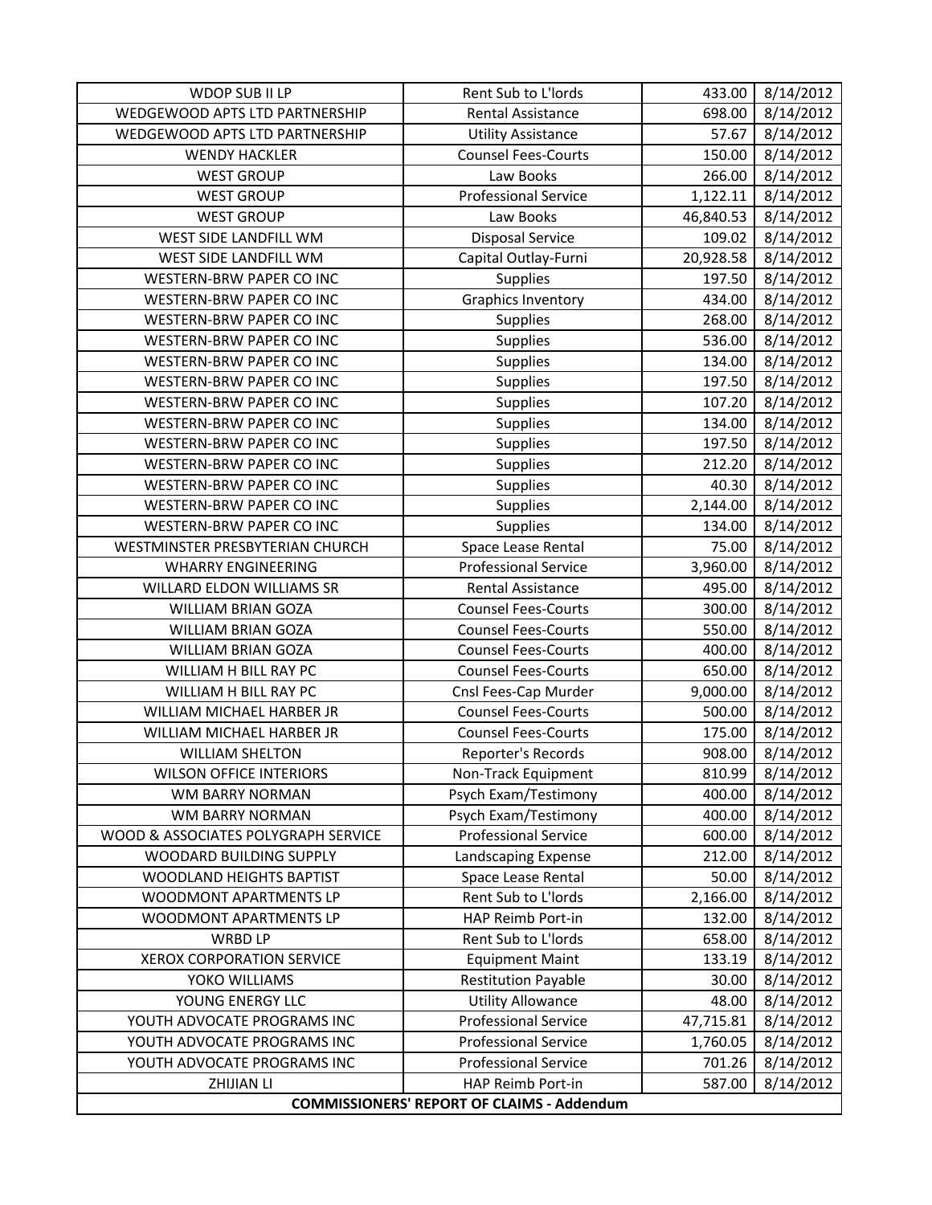| | | | |
|---|---|---|---|
| WDOP SUB II LP | Rent Sub to L'lords | 433.00 | 8/14/2012 |
| WEDGEWOOD APTS LTD PARTNERSHIP | Rental Assistance | 698.00 | 8/14/2012 |
| WEDGEWOOD APTS LTD PARTNERSHIP | Utility Assistance | 57.67 | 8/14/2012 |
| WENDY HACKLER | Counsel Fees-Courts | 150.00 | 8/14/2012 |
| WEST GROUP | Law Books | 266.00 | 8/14/2012 |
| WEST GROUP | Professional Service | 1,122.11 | 8/14/2012 |
| WEST GROUP | Law Books | 46,840.53 | 8/14/2012 |
| WEST SIDE LANDFILL WM | Disposal Service | 109.02 | 8/14/2012 |
| WEST SIDE LANDFILL WM | Capital Outlay-Furni | 20,928.58 | 8/14/2012 |
| WESTERN-BRW PAPER CO INC | Supplies | 197.50 | 8/14/2012 |
| WESTERN-BRW PAPER CO INC | Graphics Inventory | 434.00 | 8/14/2012 |
| WESTERN-BRW PAPER CO INC | Supplies | 268.00 | 8/14/2012 |
| WESTERN-BRW PAPER CO INC | Supplies | 536.00 | 8/14/2012 |
| WESTERN-BRW PAPER CO INC | Supplies | 134.00 | 8/14/2012 |
| WESTERN-BRW PAPER CO INC | Supplies | 197.50 | 8/14/2012 |
| WESTERN-BRW PAPER CO INC | Supplies | 107.20 | 8/14/2012 |
| WESTERN-BRW PAPER CO INC | Supplies | 134.00 | 8/14/2012 |
| WESTERN-BRW PAPER CO INC | Supplies | 197.50 | 8/14/2012 |
| WESTERN-BRW PAPER CO INC | Supplies | 212.20 | 8/14/2012 |
| WESTERN-BRW PAPER CO INC | Supplies | 40.30 | 8/14/2012 |
| WESTERN-BRW PAPER CO INC | Supplies | 2,144.00 | 8/14/2012 |
| WESTERN-BRW PAPER CO INC | Supplies | 134.00 | 8/14/2012 |
| WESTMINSTER PRESBYTERIAN CHURCH | Space Lease Rental | 75.00 | 8/14/2012 |
| WHARRY ENGINEERING | Professional Service | 3,960.00 | 8/14/2012 |
| WILLARD ELDON WILLIAMS SR | Rental Assistance | 495.00 | 8/14/2012 |
| WILLIAM BRIAN GOZA | Counsel Fees-Courts | 300.00 | 8/14/2012 |
| WILLIAM BRIAN GOZA | Counsel Fees-Courts | 550.00 | 8/14/2012 |
| WILLIAM BRIAN GOZA | Counsel Fees-Courts | 400.00 | 8/14/2012 |
| WILLIAM H BILL RAY PC | Counsel Fees-Courts | 650.00 | 8/14/2012 |
| WILLIAM H BILL RAY PC | Cnsl Fees-Cap Murder | 9,000.00 | 8/14/2012 |
| WILLIAM MICHAEL HARBER JR | Counsel Fees-Courts | 500.00 | 8/14/2012 |
| WILLIAM MICHAEL HARBER JR | Counsel Fees-Courts | 175.00 | 8/14/2012 |
| WILLIAM SHELTON | Reporter's Records | 908.00 | 8/14/2012 |
| WILSON OFFICE INTERIORS | Non-Track Equipment | 810.99 | 8/14/2012 |
| WM BARRY NORMAN | Psych Exam/Testimony | 400.00 | 8/14/2012 |
| WM BARRY NORMAN | Psych Exam/Testimony | 400.00 | 8/14/2012 |
| WOOD & ASSOCIATES POLYGRAPH SERVICE | Professional Service | 600.00 | 8/14/2012 |
| WOODARD BUILDING SUPPLY | Landscaping Expense | 212.00 | 8/14/2012 |
| WOODLAND HEIGHTS BAPTIST | Space Lease Rental | 50.00 | 8/14/2012 |
| WOODMONT APARTMENTS LP | Rent Sub to L'lords | 2,166.00 | 8/14/2012 |
| WOODMONT APARTMENTS LP | HAP Reimb Port-in | 132.00 | 8/14/2012 |
| WRBD LP | Rent Sub to L'lords | 658.00 | 8/14/2012 |
| XEROX CORPORATION SERVICE | Equipment Maint | 133.19 | 8/14/2012 |
| YOKO WILLIAMS | Restitution Payable | 30.00 | 8/14/2012 |
| YOUNG ENERGY LLC | Utility Allowance | 48.00 | 8/14/2012 |
| YOUTH ADVOCATE PROGRAMS INC | Professional Service | 47,715.81 | 8/14/2012 |
| YOUTH ADVOCATE PROGRAMS INC | Professional Service | 1,760.05 | 8/14/2012 |
| YOUTH ADVOCATE PROGRAMS INC | Professional Service | 701.26 | 8/14/2012 |
| ZHIJIAN LI | HAP Reimb Port-in | 587.00 | 8/14/2012 |

**COMMISSIONERS' REPORT OF CLAIMS - Addendum**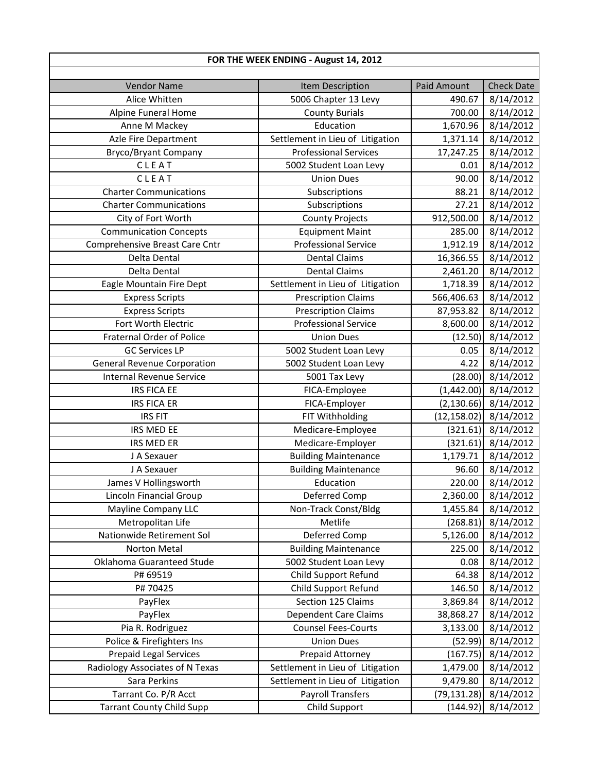**FOR THE WEEK ENDING - August 14, 2012**

| Vendor Name | Item Description | Paid Amount | Check Date |
|---|---|---|---|
| Alice Whitten | 5006 Chapter 13 Levy | 490.67 | 8/14/2012 |
| Alpine Funeral Home | County Burials | 700.00 | 8/14/2012 |
| Anne M Mackey | Education | 1,670.96 | 8/14/2012 |
| Azle Fire Department | Settlement in Lieu of Litigation | 1,371.14 | 8/14/2012 |
| Bryco/Bryant Company | Professional Services | 17,247.25 | 8/14/2012 |
| C L E A T | 5002 Student Loan Levy | 0.01 | 8/14/2012 |
| C L E A T | Union Dues | 90.00 | 8/14/2012 |
| Charter Communications | Subscriptions | 88.21 | 8/14/2012 |
| Charter Communications | Subscriptions | 27.21 | 8/14/2012 |
| City of Fort Worth | County Projects | 912,500.00 | 8/14/2012 |
| Communication Concepts | Equipment Maint | 285.00 | 8/14/2012 |
| Comprehensive Breast Care Cntr | Professional Service | 1,912.19 | 8/14/2012 |
| Delta Dental | Dental Claims | 16,366.55 | 8/14/2012 |
| Delta Dental | Dental Claims | 2,461.20 | 8/14/2012 |
| Eagle Mountain Fire Dept | Settlement in Lieu of Litigation | 1,718.39 | 8/14/2012 |
| Express Scripts | Prescription Claims | 566,406.63 | 8/14/2012 |
| Express Scripts | Prescription Claims | 87,953.82 | 8/14/2012 |
| Fort Worth Electric | Professional Service | 8,600.00 | 8/14/2012 |
| Fraternal Order of Police | Union Dues | (12.50) | 8/14/2012 |
| GC Services LP | 5002 Student Loan Levy | 0.05 | 8/14/2012 |
| General Revenue Corporation | 5002 Student Loan Levy | 4.22 | 8/14/2012 |
| Internal Revenue Service | 5001 Tax Levy | (28.00) | 8/14/2012 |
| IRS FICA EE | FICA-Employee | (1,442.00) | 8/14/2012 |
| IRS FICA ER | FICA-Employer | (2,130.66) | 8/14/2012 |
| IRS FIT | FIT Withholding | (12,158.02) | 8/14/2012 |
| IRS MED EE | Medicare-Employee | (321.61) | 8/14/2012 |
| IRS MED ER | Medicare-Employer | (321.61) | 8/14/2012 |
| J A Sexauer | Building Maintenance | 1,179.71 | 8/14/2012 |
| J A Sexauer | Building Maintenance | 96.60 | 8/14/2012 |
| James V Hollingsworth | Education | 220.00 | 8/14/2012 |
| Lincoln Financial Group | Deferred Comp | 2,360.00 | 8/14/2012 |
| Mayline Company LLC | Non-Track Const/Bldg | 1,455.84 | 8/14/2012 |
| Metropolitan Life | Metlife | (268.81) | 8/14/2012 |
| Nationwide Retirement Sol | Deferred Comp | 5,126.00 | 8/14/2012 |
| Norton Metal | Building Maintenance | 225.00 | 8/14/2012 |
| Oklahoma Guaranteed Stude | 5002 Student Loan Levy | 0.08 | 8/14/2012 |
| P# 69519 | Child Support Refund | 64.38 | 8/14/2012 |
| P# 70425 | Child Support Refund | 146.50 | 8/14/2012 |
| PayFlex | Section 125 Claims | 3,869.84 | 8/14/2012 |
| PayFlex | Dependent Care Claims | 38,868.27 | 8/14/2012 |
| Pia R. Rodriguez | Counsel Fees-Courts | 3,133.00 | 8/14/2012 |
| Police & Firefighters Ins | Union Dues | (52.99) | 8/14/2012 |
| Prepaid Legal Services | Prepaid Attorney | (167.75) | 8/14/2012 |
| Radiology Associates of N Texas | Settlement in Lieu of Litigation | 1,479.00 | 8/14/2012 |
| Sara Perkins | Settlement in Lieu of Litigation | 9,479.80 | 8/14/2012 |
| Tarrant Co. P/R Acct | Payroll Transfers | (79,131.28) | 8/14/2012 |
| Tarrant County Child Supp | Child Support | (144.92) | 8/14/2012 |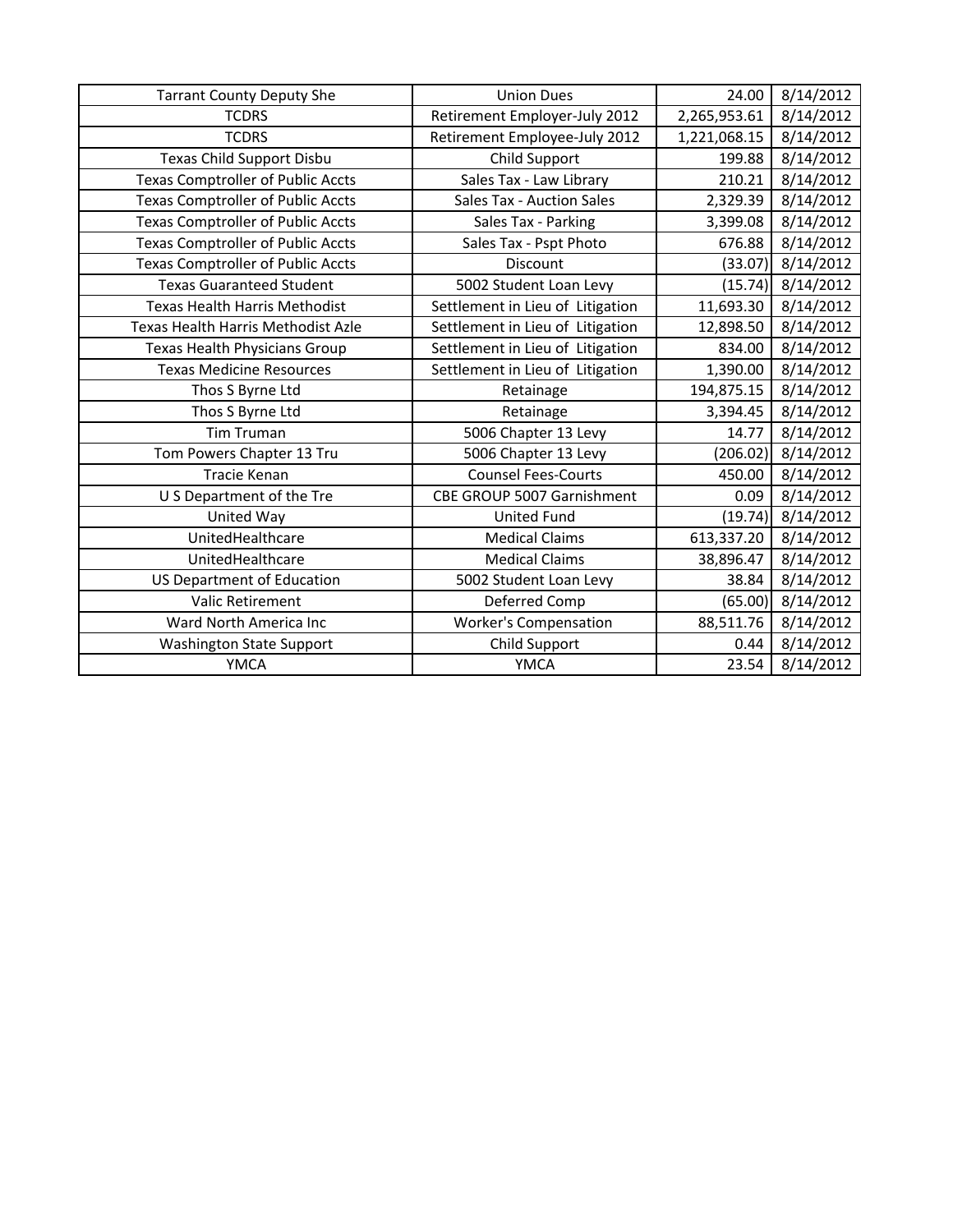| | | | |
|---|---|---|---|
| Tarrant County Deputy She | Union Dues | 24.00 | 8/14/2012 |
| TCDRS | Retirement Employer-July 2012 | 2,265,953.61 | 8/14/2012 |
| TCDRS | Retirement Employee-July 2012 | 1,221,068.15 | 8/14/2012 |
| Texas Child Support Disbu | Child Support | 199.88 | 8/14/2012 |
| Texas Comptroller of Public Accts | Sales Tax - Law Library | 210.21 | 8/14/2012 |
| Texas Comptroller of Public Accts | Sales Tax - Auction Sales | 2,329.39 | 8/14/2012 |
| Texas Comptroller of Public Accts | Sales Tax - Parking | 3,399.08 | 8/14/2012 |
| Texas Comptroller of Public Accts | Sales Tax - Pspt Photo | 676.88 | 8/14/2012 |
| Texas Comptroller of Public Accts | Discount | (33.07) | 8/14/2012 |
| Texas Guaranteed Student | 5002 Student Loan Levy | (15.74) | 8/14/2012 |
| Texas Health Harris Methodist | Settlement in Lieu of Litigation | 11,693.30 | 8/14/2012 |
| Texas Health Harris Methodist Azle | Settlement in Lieu of Litigation | 12,898.50 | 8/14/2012 |
| Texas Health Physicians Group | Settlement in Lieu of Litigation | 834.00 | 8/14/2012 |
| Texas Medicine Resources | Settlement in Lieu of Litigation | 1,390.00 | 8/14/2012 |
| Thos S Byrne Ltd | Retainage | 194,875.15 | 8/14/2012 |
| Thos S Byrne Ltd | Retainage | 3,394.45 | 8/14/2012 |
| Tim Truman | 5006 Chapter 13 Levy | 14.77 | 8/14/2012 |
| Tom Powers Chapter 13 Tru | 5006 Chapter 13 Levy | (206.02) | 8/14/2012 |
| Tracie Kenan | Counsel Fees-Courts | 450.00 | 8/14/2012 |
| U S Department of the Tre | CBE GROUP 5007 Garnishment | 0.09 | 8/14/2012 |
| United Way | United Fund | (19.74) | 8/14/2012 |
| UnitedHealthcare | Medical Claims | 613,337.20 | 8/14/2012 |
| UnitedHealthcare | Medical Claims | 38,896.47 | 8/14/2012 |
| US Department of Education | 5002 Student Loan Levy | 38.84 | 8/14/2012 |
| Valic Retirement | Deferred Comp | (65.00) | 8/14/2012 |
| Ward North America Inc | Worker's Compensation | 88,511.76 | 8/14/2012 |
| Washington State Support | Child Support | 0.44 | 8/14/2012 |
| YMCA | YMCA | 23.54 | 8/14/2012 |